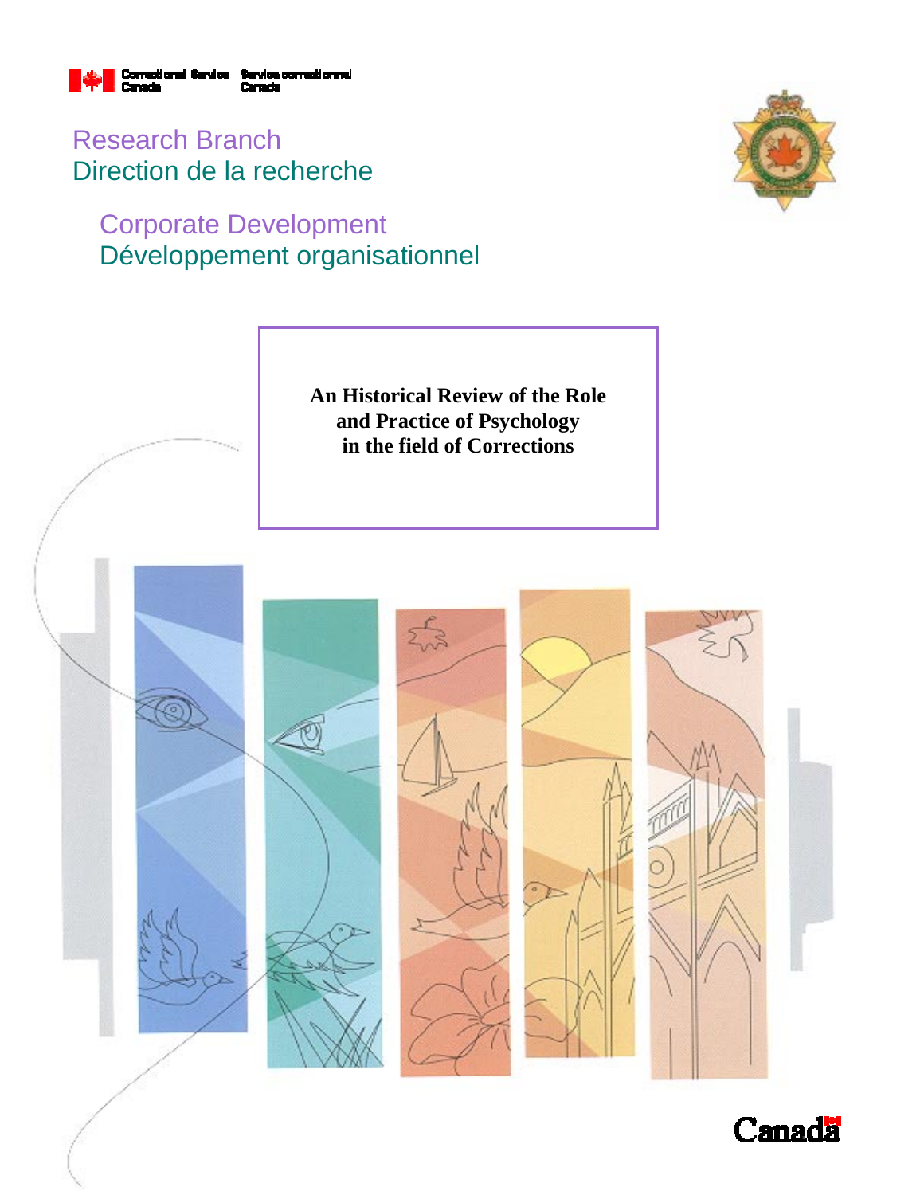Correctional Service Canada | Service correctionnel Canada

Research Branch
Direction de la recherche

Corporate Development
Développement organisationnel

# An Historical Review of the Role and Practice of Psychology in the field of Corrections

Canada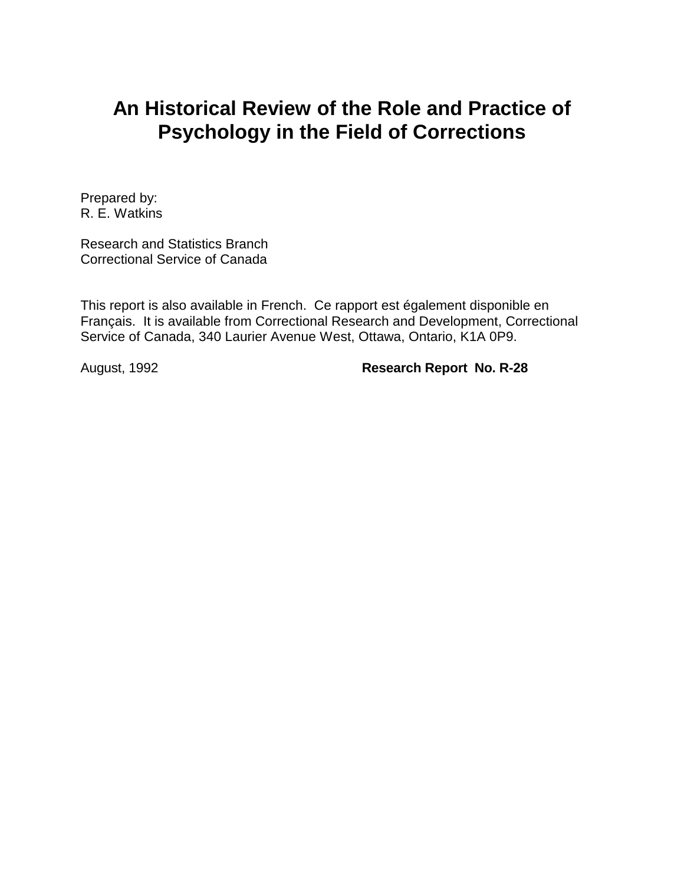# An Historical Review of the Role and Practice of Psychology in the Field of Corrections

Prepared by:
R. E. Watkins

Research and Statistics Branch
Correctional Service of Canada

This report is also available in French. Ce rapport est également disponible en Français. It is available from Correctional Research and Development, Correctional Service of Canada, 340 Laurier Avenue West, Ottawa, Ontario, K1A 0P9.

August, 1992 **Research Report No. R-28**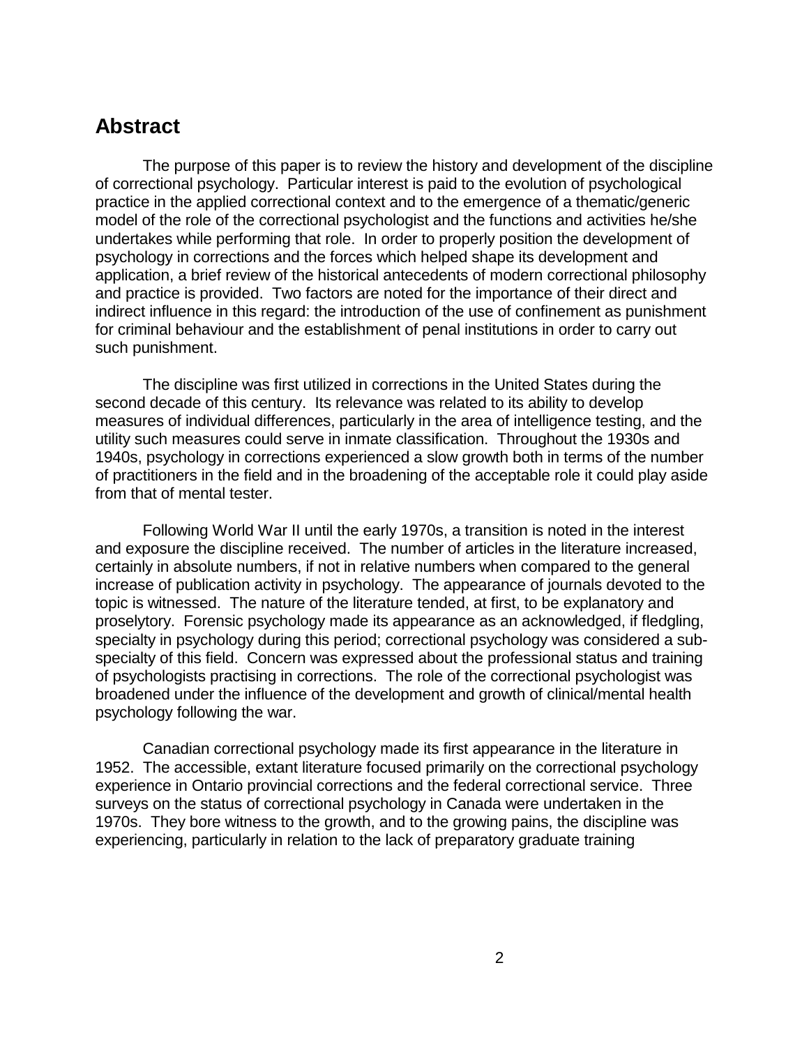## Abstract

The purpose of this paper is to review the history and development of the discipline of correctional psychology. Particular interest is paid to the evolution of psychological practice in the applied correctional context and to the emergence of a thematic/generic model of the role of the correctional psychologist and the functions and activities he/she undertakes while performing that role. In order to properly position the development of psychology in corrections and the forces which helped shape its development and application, a brief review of the historical antecedents of modern correctional philosophy and practice is provided. Two factors are noted for the importance of their direct and indirect influence in this regard: the introduction of the use of confinement as punishment for criminal behaviour and the establishment of penal institutions in order to carry out such punishment.

The discipline was first utilized in corrections in the United States during the second decade of this century. Its relevance was related to its ability to develop measures of individual differences, particularly in the area of intelligence testing, and the utility such measures could serve in inmate classification. Throughout the 1930s and 1940s, psychology in corrections experienced a slow growth both in terms of the number of practitioners in the field and in the broadening of the acceptable role it could play aside from that of mental tester.

Following World War II until the early 1970s, a transition is noted in the interest and exposure the discipline received. The number of articles in the literature increased, certainly in absolute numbers, if not in relative numbers when compared to the general increase of publication activity in psychology. The appearance of journals devoted to the topic is witnessed. The nature of the literature tended, at first, to be explanatory and proselytory. Forensic psychology made its appearance as an acknowledged, if fledgling, specialty in psychology during this period; correctional psychology was considered a sub-specialty of this field. Concern was expressed about the professional status and training of psychologists practising in corrections. The role of the correctional psychologist was broadened under the influence of the development and growth of clinical/mental health psychology following the war.

Canadian correctional psychology made its first appearance in the literature in 1952. The accessible, extant literature focused primarily on the correctional psychology experience in Ontario provincial corrections and the federal correctional service. Three surveys on the status of correctional psychology in Canada were undertaken in the 1970s. They bore witness to the growth, and to the growing pains, the discipline was experiencing, particularly in relation to the lack of preparatory graduate training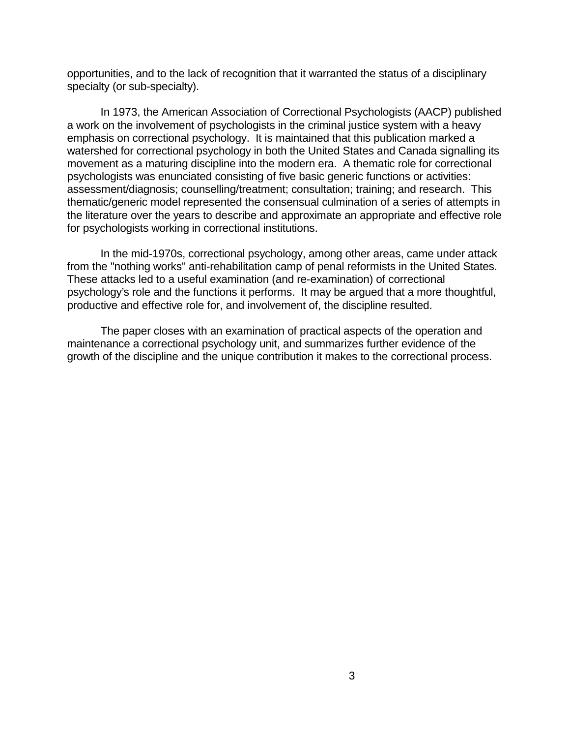opportunities, and to the lack of recognition that it warranted the status of a disciplinary specialty (or sub-specialty).

In 1973, the American Association of Correctional Psychologists (AACP) published a work on the involvement of psychologists in the criminal justice system with a heavy emphasis on correctional psychology. It is maintained that this publication marked a watershed for correctional psychology in both the United States and Canada signalling its movement as a maturing discipline into the modern era. A thematic role for correctional psychologists was enunciated consisting of five basic generic functions or activities: assessment/diagnosis; counselling/treatment; consultation; training; and research. This thematic/generic model represented the consensual culmination of a series of attempts in the literature over the years to describe and approximate an appropriate and effective role for psychologists working in correctional institutions.

In the mid-1970s, correctional psychology, among other areas, came under attack from the "nothing works" anti-rehabilitation camp of penal reformists in the United States. These attacks led to a useful examination (and re-examination) of correctional psychology's role and the functions it performs. It may be argued that a more thoughtful, productive and effective role for, and involvement of, the discipline resulted.

The paper closes with an examination of practical aspects of the operation and maintenance a correctional psychology unit, and summarizes further evidence of the growth of the discipline and the unique contribution it makes to the correctional process.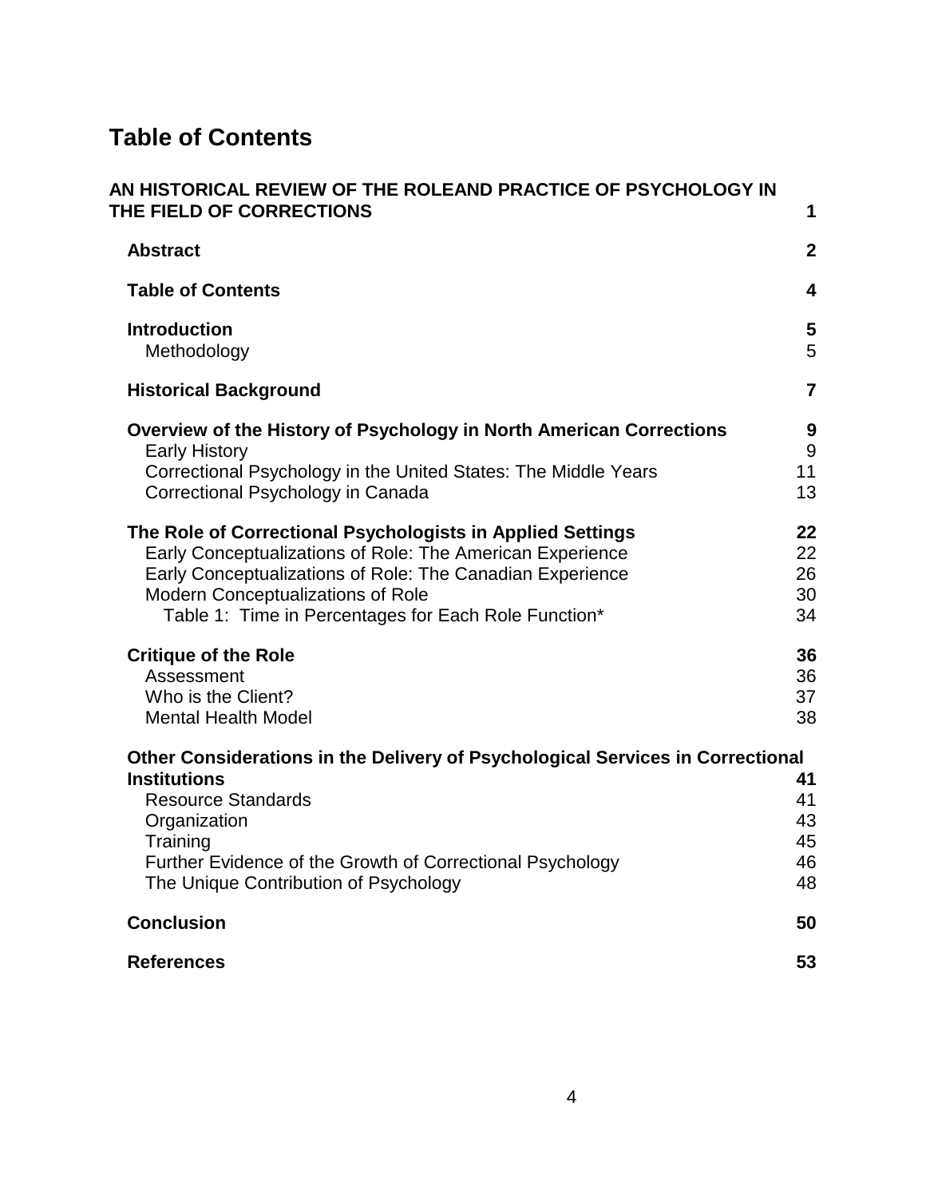# Table of Contents

| | |
|---|---|
| **AN HISTORICAL REVIEW OF THE ROLEAND PRACTICE OF PSYCHOLOGY IN THE FIELD OF CORRECTIONS** | **1** |
| **Abstract** | **2** |
| **Table of Contents** | **4** |
| **Introduction** | **5** |
| Methodology | 5 |
| **Historical Background** | **7** |
| **Overview of the History of Psychology in North American Corrections** | **9** |
| Early History | 9 |
| Correctional Psychology in the United States: The Middle Years | 11 |
| Correctional Psychology in Canada | 13 |
| **The Role of Correctional Psychologists in Applied Settings** | **22** |
| Early Conceptualizations of Role: The American Experience | 22 |
| Early Conceptualizations of Role: The Canadian Experience | 26 |
| Modern Conceptualizations of Role | 30 |
| Table 1: Time in Percentages for Each Role Function* | 34 |
| **Critique of the Role** | **36** |
| Assessment | 36 |
| Who is the Client? | 37 |
| Mental Health Model | 38 |
| **Other Considerations in the Delivery of Psychological Services in Correctional Institutions** | **41** |
| Resource Standards | 41 |
| Organization | 43 |
| Training | 45 |
| Further Evidence of the Growth of Correctional Psychology | 46 |
| The Unique Contribution of Psychology | 48 |
| **Conclusion** | **50** |
| **References** | **53** |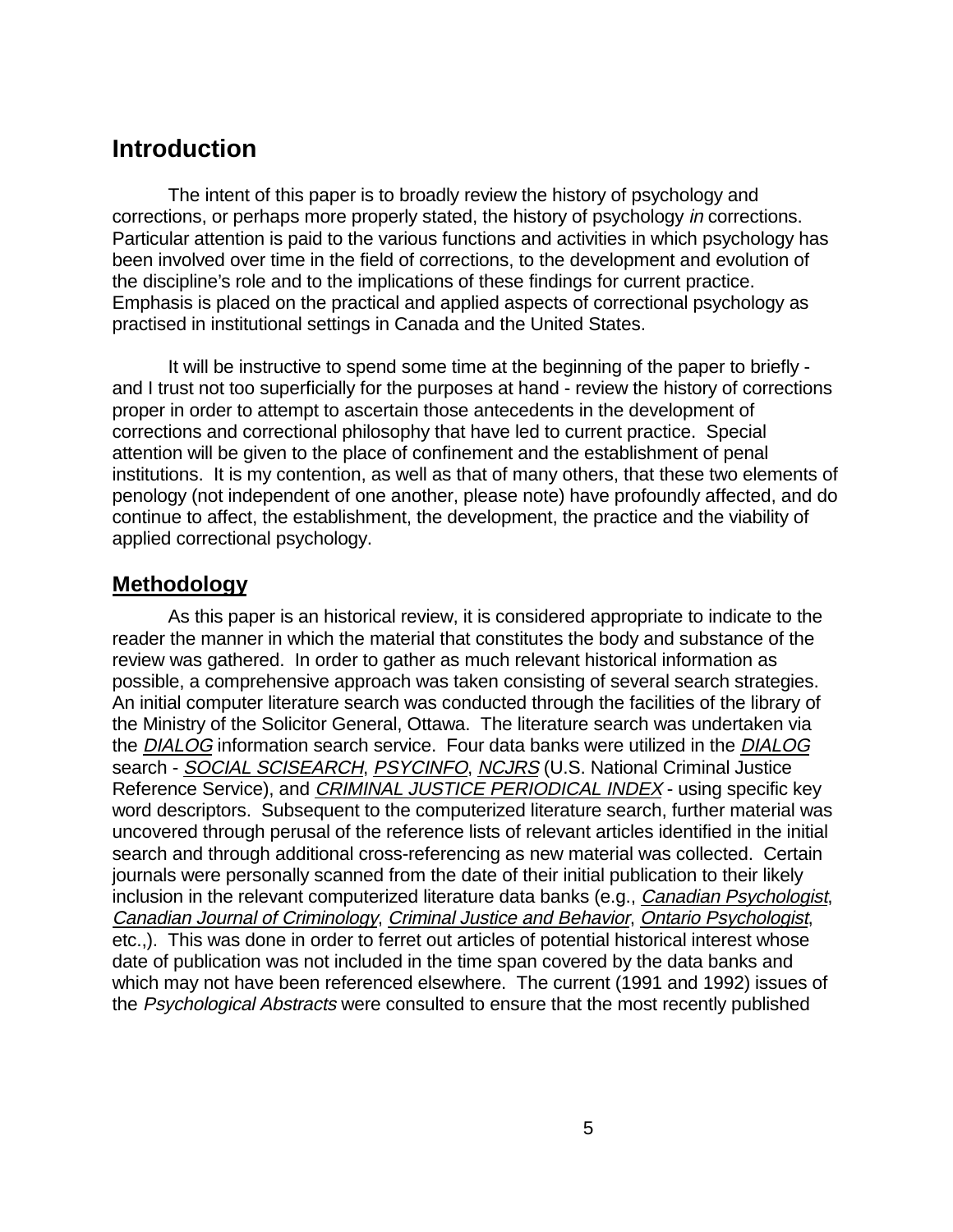## Introduction

The intent of this paper is to broadly review the history of psychology and corrections, or perhaps more properly stated, the history of psychology *in* corrections. Particular attention is paid to the various functions and activities in which psychology has been involved over time in the field of corrections, to the development and evolution of the discipline's role and to the implications of these findings for current practice. Emphasis is placed on the practical and applied aspects of correctional psychology as practised in institutional settings in Canada and the United States.

It will be instructive to spend some time at the beginning of the paper to briefly - and I trust not too superficially for the purposes at hand - review the history of corrections proper in order to attempt to ascertain those antecedents in the development of corrections and correctional philosophy that have led to current practice. Special attention will be given to the place of confinement and the establishment of penal institutions. It is my contention, as well as that of many others, that these two elements of penology (not independent of one another, please note) have profoundly affected, and do continue to affect, the establishment, the development, the practice and the viability of applied correctional psychology.

## Methodology

As this paper is an historical review, it is considered appropriate to indicate to the reader the manner in which the material that constitutes the body and substance of the review was gathered. In order to gather as much relevant historical information as possible, a comprehensive approach was taken consisting of several search strategies. An initial computer literature search was conducted through the facilities of the library of the Ministry of the Solicitor General, Ottawa. The literature search was undertaken via the *DIALOG* information search service. Four data banks were utilized in the *DIALOG* search - *SOCIAL SCISEARCH*, *PSYCINFO*, *NCJRS* (U.S. National Criminal Justice Reference Service), and *CRIMINAL JUSTICE PERIODICAL INDEX* - using specific key word descriptors. Subsequent to the computerized literature search, further material was uncovered through perusal of the reference lists of relevant articles identified in the initial search and through additional cross-referencing as new material was collected. Certain journals were personally scanned from the date of their initial publication to their likely inclusion in the relevant computerized literature data banks (e.g., *Canadian Psychologist*, *Canadian Journal of Criminology*, *Criminal Justice and Behavior*, *Ontario Psychologist*, etc.,). This was done in order to ferret out articles of potential historical interest whose date of publication was not included in the time span covered by the data banks and which may not have been referenced elsewhere. The current (1991 and 1992) issues of the *Psychological Abstracts* were consulted to ensure that the most recently published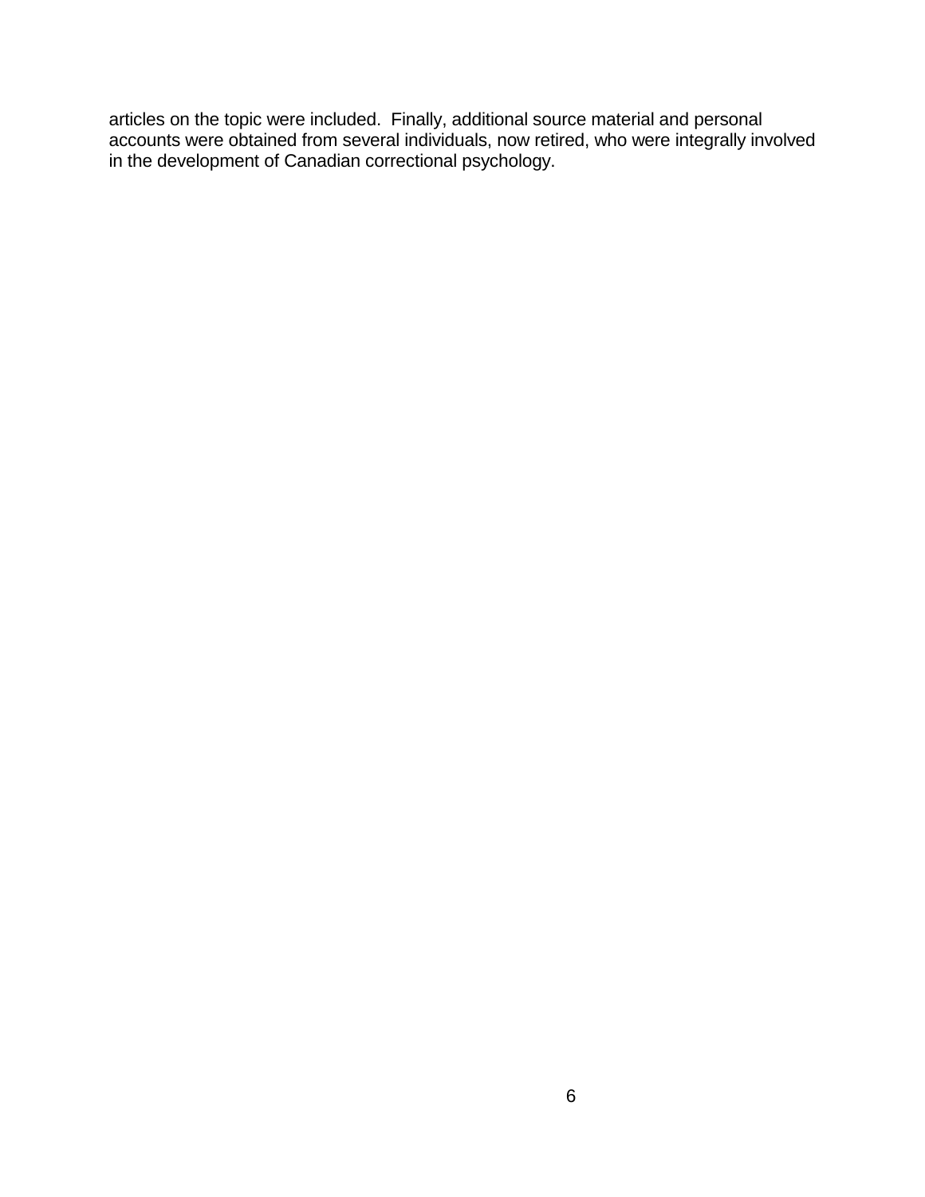articles on the topic were included. Finally, additional source material and personal accounts were obtained from several individuals, now retired, who were integrally involved in the development of Canadian correctional psychology.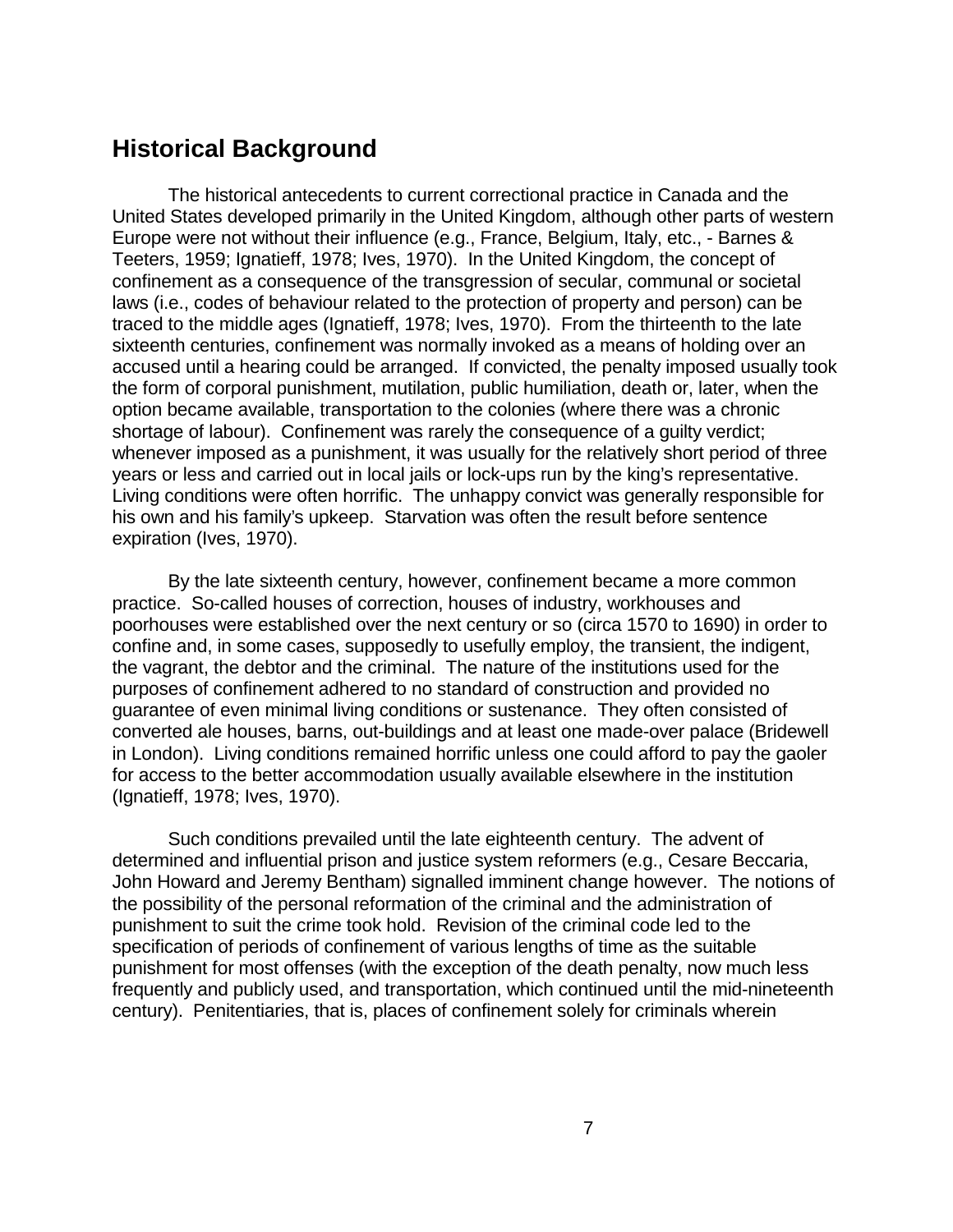## Historical Background

The historical antecedents to current correctional practice in Canada and the United States developed primarily in the United Kingdom, although other parts of western Europe were not without their influence (e.g., France, Belgium, Italy, etc., - Barnes & Teeters, 1959; Ignatieff, 1978; Ives, 1970). In the United Kingdom, the concept of confinement as a consequence of the transgression of secular, communal or societal laws (i.e., codes of behaviour related to the protection of property and person) can be traced to the middle ages (Ignatieff, 1978; Ives, 1970). From the thirteenth to the late sixteenth centuries, confinement was normally invoked as a means of holding over an accused until a hearing could be arranged. If convicted, the penalty imposed usually took the form of corporal punishment, mutilation, public humiliation, death or, later, when the option became available, transportation to the colonies (where there was a chronic shortage of labour). Confinement was rarely the consequence of a guilty verdict; whenever imposed as a punishment, it was usually for the relatively short period of three years or less and carried out in local jails or lock-ups run by the king's representative. Living conditions were often horrific. The unhappy convict was generally responsible for his own and his family's upkeep. Starvation was often the result before sentence expiration (Ives, 1970).

By the late sixteenth century, however, confinement became a more common practice. So-called houses of correction, houses of industry, workhouses and poorhouses were established over the next century or so (circa 1570 to 1690) in order to confine and, in some cases, supposedly to usefully employ, the transient, the indigent, the vagrant, the debtor and the criminal. The nature of the institutions used for the purposes of confinement adhered to no standard of construction and provided no guarantee of even minimal living conditions or sustenance. They often consisted of converted ale houses, barns, out-buildings and at least one made-over palace (Bridewell in London). Living conditions remained horrific unless one could afford to pay the gaoler for access to the better accommodation usually available elsewhere in the institution (Ignatieff, 1978; Ives, 1970).

Such conditions prevailed until the late eighteenth century. The advent of determined and influential prison and justice system reformers (e.g., Cesare Beccaria, John Howard and Jeremy Bentham) signalled imminent change however. The notions of the possibility of the personal reformation of the criminal and the administration of punishment to suit the crime took hold. Revision of the criminal code led to the specification of periods of confinement of various lengths of time as the suitable punishment for most offenses (with the exception of the death penalty, now much less frequently and publicly used, and transportation, which continued until the mid-nineteenth century). Penitentiaries, that is, places of confinement solely for criminals wherein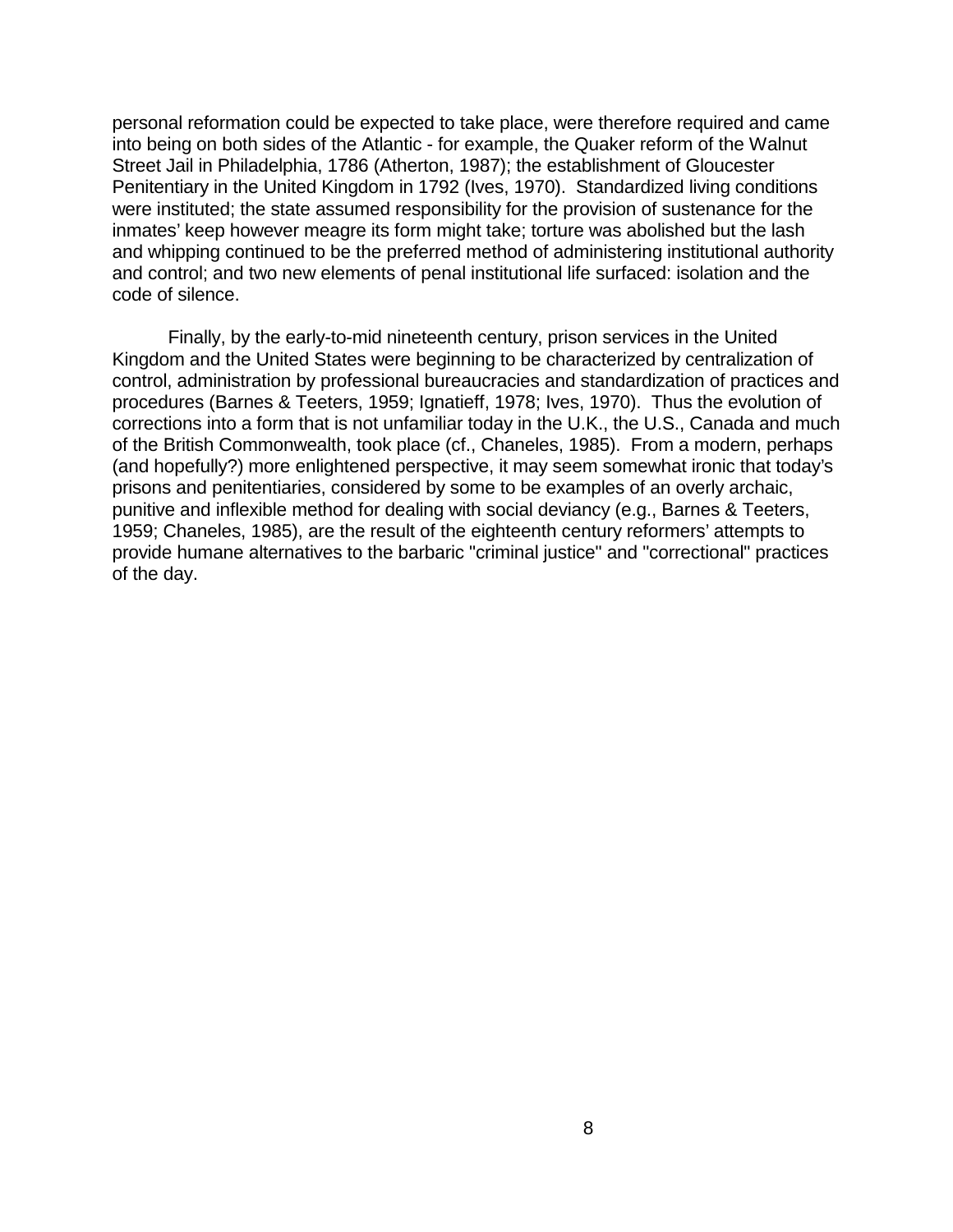personal reformation could be expected to take place, were therefore required and came into being on both sides of the Atlantic - for example, the Quaker reform of the Walnut Street Jail in Philadelphia, 1786 (Atherton, 1987); the establishment of Gloucester Penitentiary in the United Kingdom in 1792 (Ives, 1970). Standardized living conditions were instituted; the state assumed responsibility for the provision of sustenance for the inmates' keep however meagre its form might take; torture was abolished but the lash and whipping continued to be the preferred method of administering institutional authority and control; and two new elements of penal institutional life surfaced: isolation and the code of silence.

Finally, by the early-to-mid nineteenth century, prison services in the United Kingdom and the United States were beginning to be characterized by centralization of control, administration by professional bureaucracies and standardization of practices and procedures (Barnes & Teeters, 1959; Ignatieff, 1978; Ives, 1970). Thus the evolution of corrections into a form that is not unfamiliar today in the U.K., the U.S., Canada and much of the British Commonwealth, took place (cf., Chaneles, 1985). From a modern, perhaps (and hopefully?) more enlightened perspective, it may seem somewhat ironic that today's prisons and penitentiaries, considered by some to be examples of an overly archaic, punitive and inflexible method for dealing with social deviancy (e.g., Barnes & Teeters, 1959; Chaneles, 1985), are the result of the eighteenth century reformers' attempts to provide humane alternatives to the barbaric "criminal justice" and "correctional" practices of the day.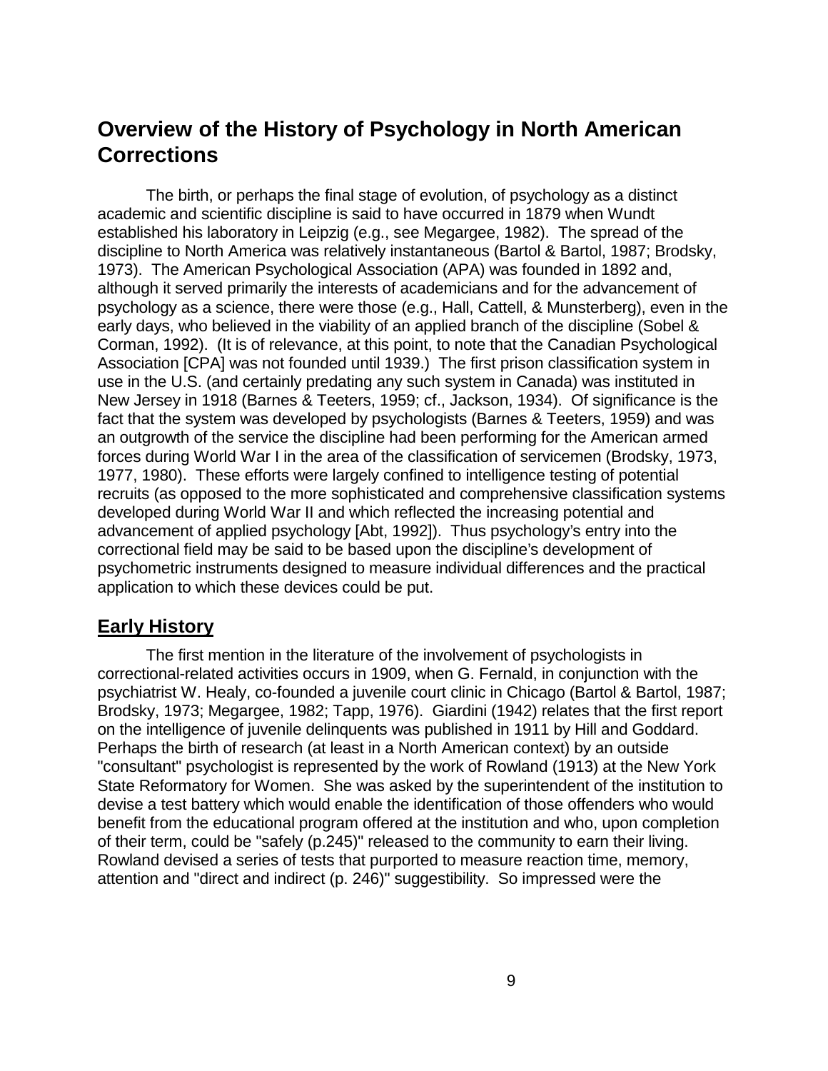# Overview of the History of Psychology in North American Corrections

The birth, or perhaps the final stage of evolution, of psychology as a distinct academic and scientific discipline is said to have occurred in 1879 when Wundt established his laboratory in Leipzig (e.g., see Megargee, 1982). The spread of the discipline to North America was relatively instantaneous (Bartol & Bartol, 1987; Brodsky, 1973). The American Psychological Association (APA) was founded in 1892 and, although it served primarily the interests of academicians and for the advancement of psychology as a science, there were those (e.g., Hall, Cattell, & Munsterberg), even in the early days, who believed in the viability of an applied branch of the discipline (Sobel & Corman, 1992). (It is of relevance, at this point, to note that the Canadian Psychological Association [CPA] was not founded until 1939.) The first prison classification system in use in the U.S. (and certainly predating any such system in Canada) was instituted in New Jersey in 1918 (Barnes & Teeters, 1959; cf., Jackson, 1934). Of significance is the fact that the system was developed by psychologists (Barnes & Teeters, 1959) and was an outgrowth of the service the discipline had been performing for the American armed forces during World War I in the area of the classification of servicemen (Brodsky, 1973, 1977, 1980). These efforts were largely confined to intelligence testing of potential recruits (as opposed to the more sophisticated and comprehensive classification systems developed during World War II and which reflected the increasing potential and advancement of applied psychology [Abt, 1992]). Thus psychology's entry into the correctional field may be said to be based upon the discipline's development of psychometric instruments designed to measure individual differences and the practical application to which these devices could be put.

## Early History

The first mention in the literature of the involvement of psychologists in correctional-related activities occurs in 1909, when G. Fernald, in conjunction with the psychiatrist W. Healy, co-founded a juvenile court clinic in Chicago (Bartol & Bartol, 1987; Brodsky, 1973; Megargee, 1982; Tapp, 1976). Giardini (1942) relates that the first report on the intelligence of juvenile delinquents was published in 1911 by Hill and Goddard. Perhaps the birth of research (at least in a North American context) by an outside "consultant" psychologist is represented by the work of Rowland (1913) at the New York State Reformatory for Women. She was asked by the superintendent of the institution to devise a test battery which would enable the identification of those offenders who would benefit from the educational program offered at the institution and who, upon completion of their term, could be "safely (p.245)" released to the community to earn their living. Rowland devised a series of tests that purported to measure reaction time, memory, attention and "direct and indirect (p. 246)" suggestibility. So impressed were the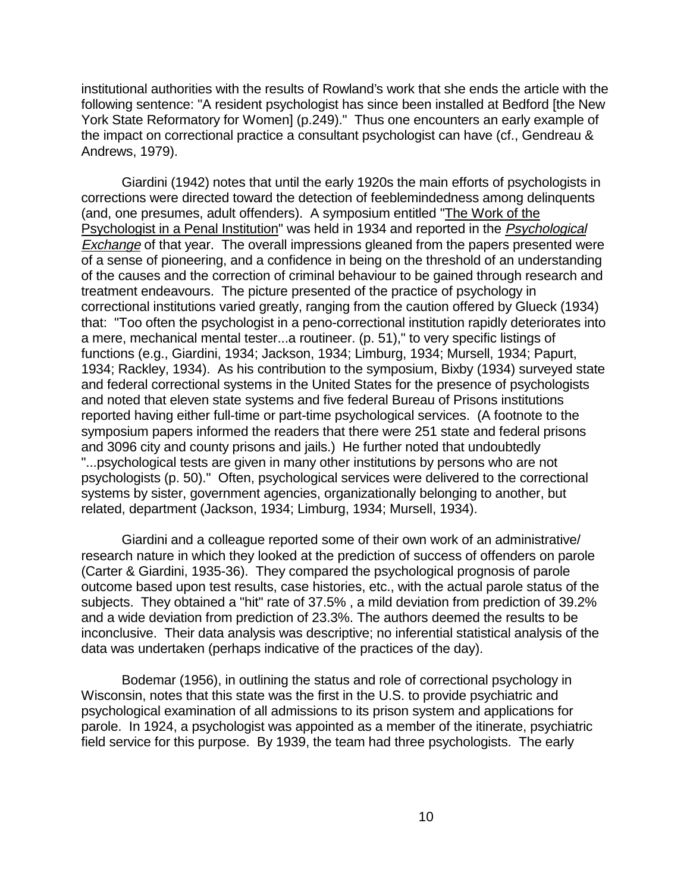institutional authorities with the results of Rowland's work that she ends the article with the following sentence: "A resident psychologist has since been installed at Bedford [the New York State Reformatory for Women] (p.249)." Thus one encounters an early example of the impact on correctional practice a consultant psychologist can have (cf., Gendreau & Andrews, 1979).

Giardini (1942) notes that until the early 1920s the main efforts of psychologists in corrections were directed toward the detection of feeblemindedness among delinquents (and, one presumes, adult offenders). A symposium entitled "The Work of the Psychologist in a Penal Institution" was held in 1934 and reported in the *Psychological Exchange* of that year. The overall impressions gleaned from the papers presented were of a sense of pioneering, and a confidence in being on the threshold of an understanding of the causes and the correction of criminal behaviour to be gained through research and treatment endeavours. The picture presented of the practice of psychology in correctional institutions varied greatly, ranging from the caution offered by Glueck (1934) that: "Too often the psychologist in a peno-correctional institution rapidly deteriorates into a mere, mechanical mental tester...a routineer. (p. 51)," to very specific listings of functions (e.g., Giardini, 1934; Jackson, 1934; Limburg, 1934; Mursell, 1934; Papurt, 1934; Rackley, 1934). As his contribution to the symposium, Bixby (1934) surveyed state and federal correctional systems in the United States for the presence of psychologists and noted that eleven state systems and five federal Bureau of Prisons institutions reported having either full-time or part-time psychological services. (A footnote to the symposium papers informed the readers that there were 251 state and federal prisons and 3096 city and county prisons and jails.) He further noted that undoubtedly "...psychological tests are given in many other institutions by persons who are not psychologists (p. 50)." Often, psychological services were delivered to the correctional systems by sister, government agencies, organizationally belonging to another, but related, department (Jackson, 1934; Limburg, 1934; Mursell, 1934).

Giardini and a colleague reported some of their own work of an administrative/ research nature in which they looked at the prediction of success of offenders on parole (Carter & Giardini, 1935-36). They compared the psychological prognosis of parole outcome based upon test results, case histories, etc., with the actual parole status of the subjects. They obtained a "hit" rate of 37.5% , a mild deviation from prediction of 39.2% and a wide deviation from prediction of 23.3%. The authors deemed the results to be inconclusive. Their data analysis was descriptive; no inferential statistical analysis of the data was undertaken (perhaps indicative of the practices of the day).

Bodemar (1956), in outlining the status and role of correctional psychology in Wisconsin, notes that this state was the first in the U.S. to provide psychiatric and psychological examination of all admissions to its prison system and applications for parole. In 1924, a psychologist was appointed as a member of the itinerate, psychiatric field service for this purpose. By 1939, the team had three psychologists. The early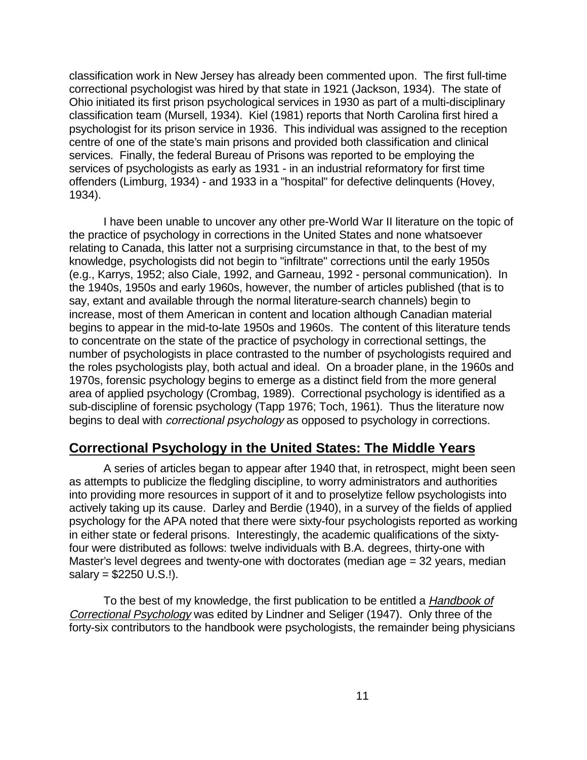classification work in New Jersey has already been commented upon. The first full-time correctional psychologist was hired by that state in 1921 (Jackson, 1934). The state of Ohio initiated its first prison psychological services in 1930 as part of a multi-disciplinary classification team (Mursell, 1934). Kiel (1981) reports that North Carolina first hired a psychologist for its prison service in 1936. This individual was assigned to the reception centre of one of the state's main prisons and provided both classification and clinical services. Finally, the federal Bureau of Prisons was reported to be employing the services of psychologists as early as 1931 - in an industrial reformatory for first time offenders (Limburg, 1934) - and 1933 in a "hospital" for defective delinquents (Hovey, 1934).

I have been unable to uncover any other pre-World War II literature on the topic of the practice of psychology in corrections in the United States and none whatsoever relating to Canada, this latter not a surprising circumstance in that, to the best of my knowledge, psychologists did not begin to "infiltrate" corrections until the early 1950s (e.g., Karrys, 1952; also Ciale, 1992, and Garneau, 1992 - personal communication). In the 1940s, 1950s and early 1960s, however, the number of articles published (that is to say, extant and available through the normal literature-search channels) begin to increase, most of them American in content and location although Canadian material begins to appear in the mid-to-late 1950s and 1960s. The content of this literature tends to concentrate on the state of the practice of psychology in correctional settings, the number of psychologists in place contrasted to the number of psychologists required and the roles psychologists play, both actual and ideal. On a broader plane, in the 1960s and 1970s, forensic psychology begins to emerge as a distinct field from the more general area of applied psychology (Crombag, 1989). Correctional psychology is identified as a sub-discipline of forensic psychology (Tapp 1976; Toch, 1961). Thus the literature now begins to deal with *correctional psychology* as opposed to psychology in corrections.

## Correctional Psychology in the United States: The Middle Years

A series of articles began to appear after 1940 that, in retrospect, might been seen as attempts to publicize the fledgling discipline, to worry administrators and authorities into providing more resources in support of it and to proselytize fellow psychologists into actively taking up its cause. Darley and Berdie (1940), in a survey of the fields of applied psychology for the APA noted that there were sixty-four psychologists reported as working in either state or federal prisons. Interestingly, the academic qualifications of the sixty-four were distributed as follows: twelve individuals with B.A. degrees, thirty-one with Master's level degrees and twenty-one with doctorates (median age = 32 years, median salary = $2250 U.S.!).

To the best of my knowledge, the first publication to be entitled a *Handbook of Correctional Psychology* was edited by Lindner and Seliger (1947). Only three of the forty-six contributors to the handbook were psychologists, the remainder being physicians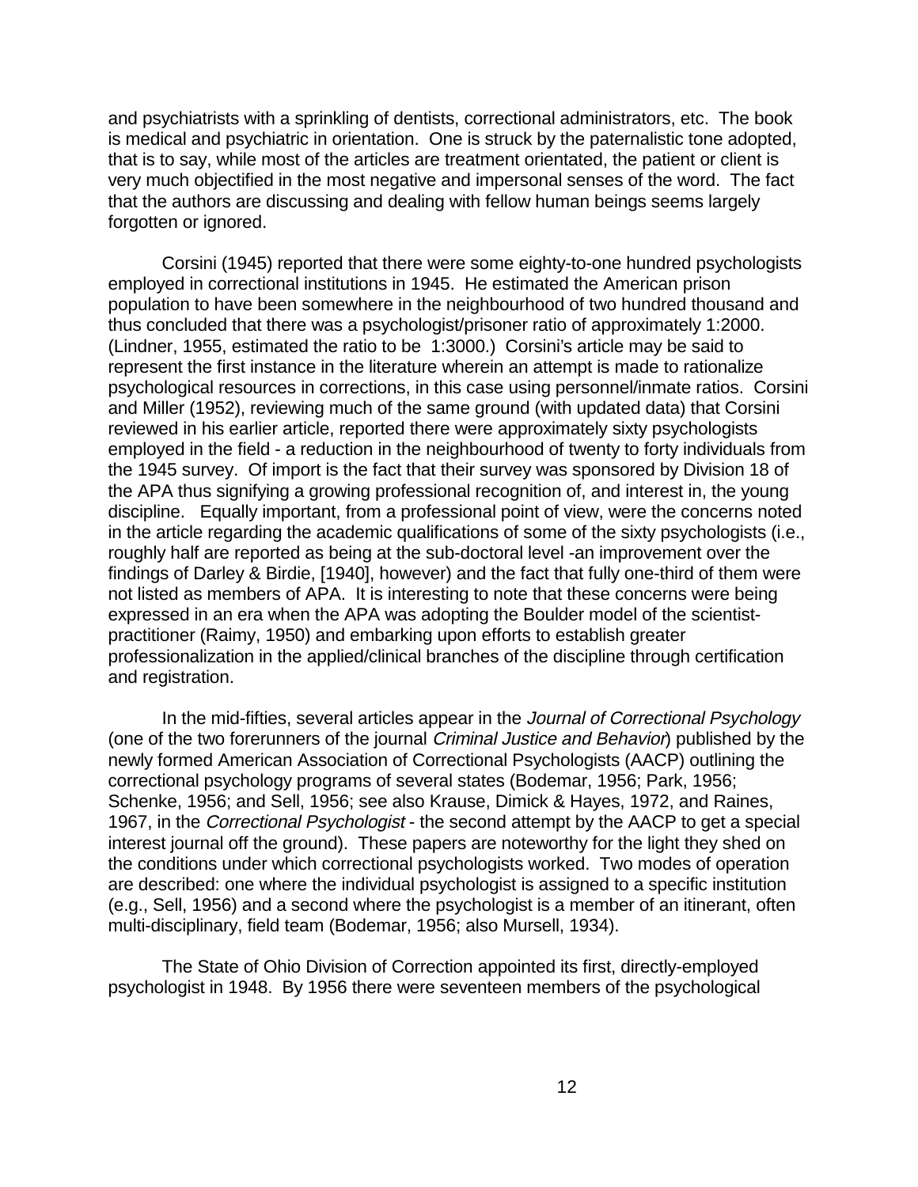and psychiatrists with a sprinkling of dentists, correctional administrators, etc. The book is medical and psychiatric in orientation. One is struck by the paternalistic tone adopted, that is to say, while most of the articles are treatment orientated, the patient or client is very much objectified in the most negative and impersonal senses of the word. The fact that the authors are discussing and dealing with fellow human beings seems largely forgotten or ignored.

Corsini (1945) reported that there were some eighty-to-one hundred psychologists employed in correctional institutions in 1945. He estimated the American prison population to have been somewhere in the neighbourhood of two hundred thousand and thus concluded that there was a psychologist/prisoner ratio of approximately 1:2000. (Lindner, 1955, estimated the ratio to be 1:3000.) Corsini's article may be said to represent the first instance in the literature wherein an attempt is made to rationalize psychological resources in corrections, in this case using personnel/inmate ratios. Corsini and Miller (1952), reviewing much of the same ground (with updated data) that Corsini reviewed in his earlier article, reported there were approximately sixty psychologists employed in the field - a reduction in the neighbourhood of twenty to forty individuals from the 1945 survey. Of import is the fact that their survey was sponsored by Division 18 of the APA thus signifying a growing professional recognition of, and interest in, the young discipline. Equally important, from a professional point of view, were the concerns noted in the article regarding the academic qualifications of some of the sixty psychologists (i.e., roughly half are reported as being at the sub-doctoral level -an improvement over the findings of Darley & Birdie, [1940], however) and the fact that fully one-third of them were not listed as members of APA. It is interesting to note that these concerns were being expressed in an era when the APA was adopting the Boulder model of the scientist-practitioner (Raimy, 1950) and embarking upon efforts to establish greater professionalization in the applied/clinical branches of the discipline through certification and registration.

In the mid-fifties, several articles appear in the *Journal of Correctional Psychology* (one of the two forerunners of the journal *Criminal Justice and Behavior*) published by the newly formed American Association of Correctional Psychologists (AACP) outlining the correctional psychology programs of several states (Bodemar, 1956; Park, 1956; Schenke, 1956; and Sell, 1956; see also Krause, Dimick & Hayes, 1972, and Raines, 1967, in the *Correctional Psychologist* - the second attempt by the AACP to get a special interest journal off the ground). These papers are noteworthy for the light they shed on the conditions under which correctional psychologists worked. Two modes of operation are described: one where the individual psychologist is assigned to a specific institution (e.g., Sell, 1956) and a second where the psychologist is a member of an itinerant, often multi-disciplinary, field team (Bodemar, 1956; also Mursell, 1934).

The State of Ohio Division of Correction appointed its first, directly-employed psychologist in 1948. By 1956 there were seventeen members of the psychological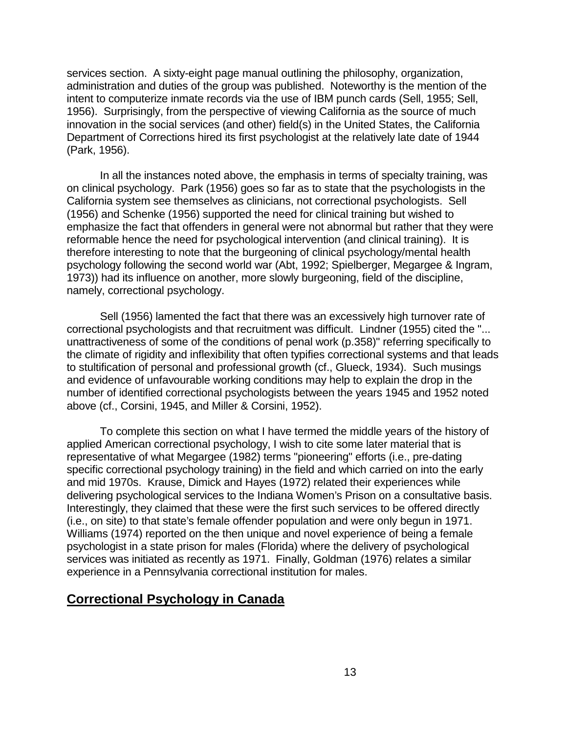services section. A sixty-eight page manual outlining the philosophy, organization, administration and duties of the group was published. Noteworthy is the mention of the intent to computerize inmate records via the use of IBM punch cards (Sell, 1955; Sell, 1956). Surprisingly, from the perspective of viewing California as the source of much innovation in the social services (and other) field(s) in the United States, the California Department of Corrections hired its first psychologist at the relatively late date of 1944 (Park, 1956).

In all the instances noted above, the emphasis in terms of specialty training, was on clinical psychology. Park (1956) goes so far as to state that the psychologists in the California system see themselves as clinicians, not correctional psychologists. Sell (1956) and Schenke (1956) supported the need for clinical training but wished to emphasize the fact that offenders in general were not abnormal but rather that they were reformable hence the need for psychological intervention (and clinical training). It is therefore interesting to note that the burgeoning of clinical psychology/mental health psychology following the second world war (Abt, 1992; Spielberger, Megargee & Ingram, 1973)) had its influence on another, more slowly burgeoning, field of the discipline, namely, correctional psychology.

Sell (1956) lamented the fact that there was an excessively high turnover rate of correctional psychologists and that recruitment was difficult. Lindner (1955) cited the "... unattractiveness of some of the conditions of penal work (p.358)" referring specifically to the climate of rigidity and inflexibility that often typifies correctional systems and that leads to stultification of personal and professional growth (cf., Glueck, 1934). Such musings and evidence of unfavourable working conditions may help to explain the drop in the number of identified correctional psychologists between the years 1945 and 1952 noted above (cf., Corsini, 1945, and Miller & Corsini, 1952).

To complete this section on what I have termed the middle years of the history of applied American correctional psychology, I wish to cite some later material that is representative of what Megargee (1982) terms "pioneering" efforts (i.e., pre-dating specific correctional psychology training) in the field and which carried on into the early and mid 1970s. Krause, Dimick and Hayes (1972) related their experiences while delivering psychological services to the Indiana Women's Prison on a consultative basis. Interestingly, they claimed that these were the first such services to be offered directly (i.e., on site) to that state's female offender population and were only begun in 1971. Williams (1974) reported on the then unique and novel experience of being a female psychologist in a state prison for males (Florida) where the delivery of psychological services was initiated as recently as 1971. Finally, Goldman (1976) relates a similar experience in a Pennsylvania correctional institution for males.

## Correctional Psychology in Canada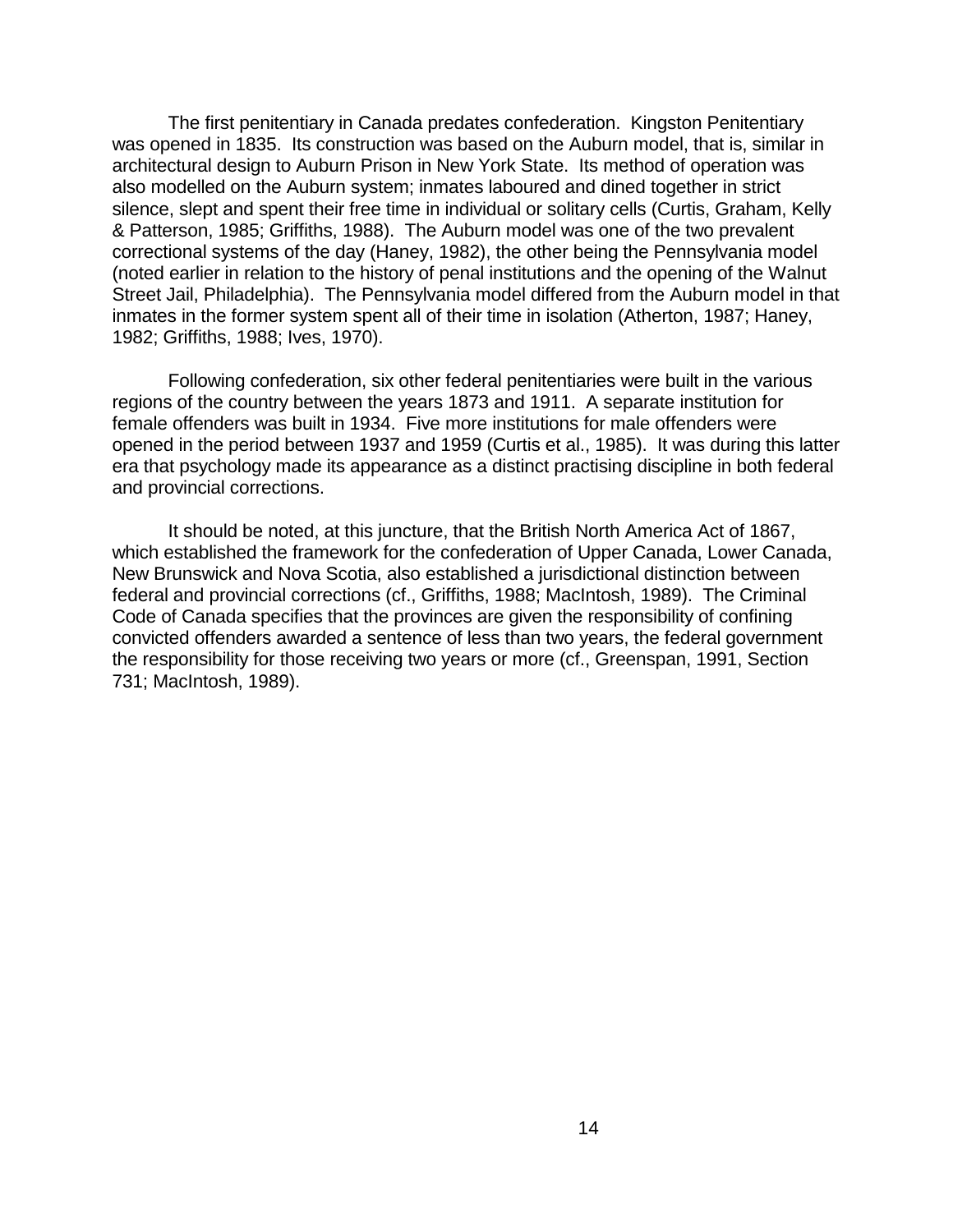The first penitentiary in Canada predates confederation. Kingston Penitentiary was opened in 1835. Its construction was based on the Auburn model, that is, similar in architectural design to Auburn Prison in New York State. Its method of operation was also modelled on the Auburn system; inmates laboured and dined together in strict silence, slept and spent their free time in individual or solitary cells (Curtis, Graham, Kelly & Patterson, 1985; Griffiths, 1988). The Auburn model was one of the two prevalent correctional systems of the day (Haney, 1982), the other being the Pennsylvania model (noted earlier in relation to the history of penal institutions and the opening of the Walnut Street Jail, Philadelphia). The Pennsylvania model differed from the Auburn model in that inmates in the former system spent all of their time in isolation (Atherton, 1987; Haney, 1982; Griffiths, 1988; Ives, 1970).

Following confederation, six other federal penitentiaries were built in the various regions of the country between the years 1873 and 1911. A separate institution for female offenders was built in 1934. Five more institutions for male offenders were opened in the period between 1937 and 1959 (Curtis et al., 1985). It was during this latter era that psychology made its appearance as a distinct practising discipline in both federal and provincial corrections.

It should be noted, at this juncture, that the British North America Act of 1867, which established the framework for the confederation of Upper Canada, Lower Canada, New Brunswick and Nova Scotia, also established a jurisdictional distinction between federal and provincial corrections (cf., Griffiths, 1988; MacIntosh, 1989). The Criminal Code of Canada specifies that the provinces are given the responsibility of confining convicted offenders awarded a sentence of less than two years, the federal government the responsibility for those receiving two years or more (cf., Greenspan, 1991, Section 731; MacIntosh, 1989).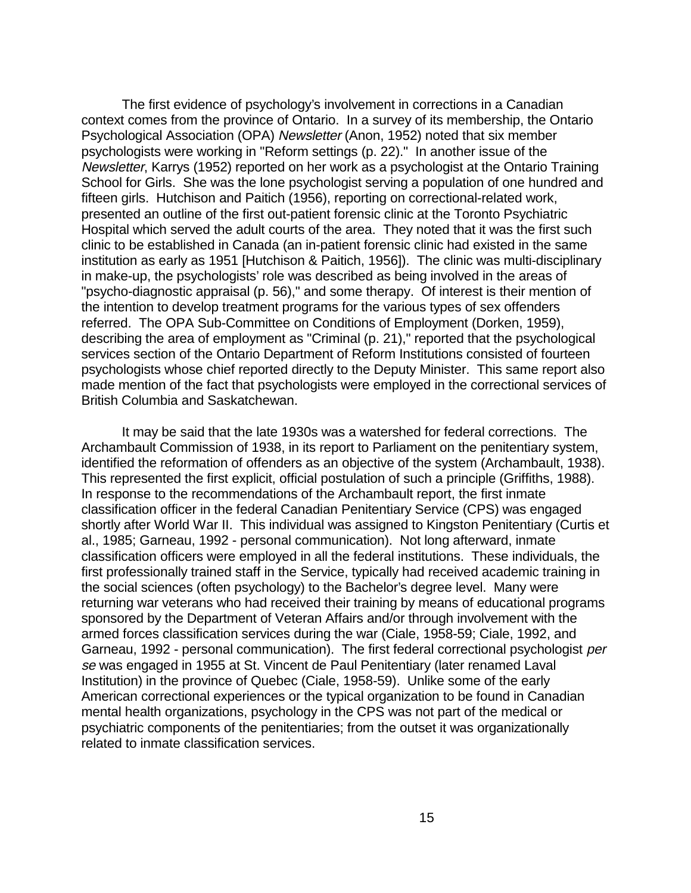The first evidence of psychology's involvement in corrections in a Canadian context comes from the province of Ontario. In a survey of its membership, the Ontario Psychological Association (OPA) *Newsletter* (Anon, 1952) noted that six member psychologists were working in "Reform settings (p. 22)." In another issue of the *Newsletter*, Karrys (1952) reported on her work as a psychologist at the Ontario Training School for Girls. She was the lone psychologist serving a population of one hundred and fifteen girls. Hutchison and Paitich (1956), reporting on correctional-related work, presented an outline of the first out-patient forensic clinic at the Toronto Psychiatric Hospital which served the adult courts of the area. They noted that it was the first such clinic to be established in Canada (an in-patient forensic clinic had existed in the same institution as early as 1951 [Hutchison & Paitich, 1956]). The clinic was multi-disciplinary in make-up, the psychologists' role was described as being involved in the areas of "psycho-diagnostic appraisal (p. 56)," and some therapy. Of interest is their mention of the intention to develop treatment programs for the various types of sex offenders referred. The OPA Sub-Committee on Conditions of Employment (Dorken, 1959), describing the area of employment as "Criminal (p. 21)," reported that the psychological services section of the Ontario Department of Reform Institutions consisted of fourteen psychologists whose chief reported directly to the Deputy Minister. This same report also made mention of the fact that psychologists were employed in the correctional services of British Columbia and Saskatchewan.

It may be said that the late 1930s was a watershed for federal corrections. The Archambault Commission of 1938, in its report to Parliament on the penitentiary system, identified the reformation of offenders as an objective of the system (Archambault, 1938). This represented the first explicit, official postulation of such a principle (Griffiths, 1988). In response to the recommendations of the Archambault report, the first inmate classification officer in the federal Canadian Penitentiary Service (CPS) was engaged shortly after World War II. This individual was assigned to Kingston Penitentiary (Curtis et al., 1985; Garneau, 1992 - personal communication). Not long afterward, inmate classification officers were employed in all the federal institutions. These individuals, the first professionally trained staff in the Service, typically had received academic training in the social sciences (often psychology) to the Bachelor's degree level. Many were returning war veterans who had received their training by means of educational programs sponsored by the Department of Veteran Affairs and/or through involvement with the armed forces classification services during the war (Ciale, 1958-59; Ciale, 1992, and Garneau, 1992 - personal communication). The first federal correctional psychologist *per se* was engaged in 1955 at St. Vincent de Paul Penitentiary (later renamed Laval Institution) in the province of Quebec (Ciale, 1958-59). Unlike some of the early American correctional experiences or the typical organization to be found in Canadian mental health organizations, psychology in the CPS was not part of the medical or psychiatric components of the penitentiaries; from the outset it was organizationally related to inmate classification services.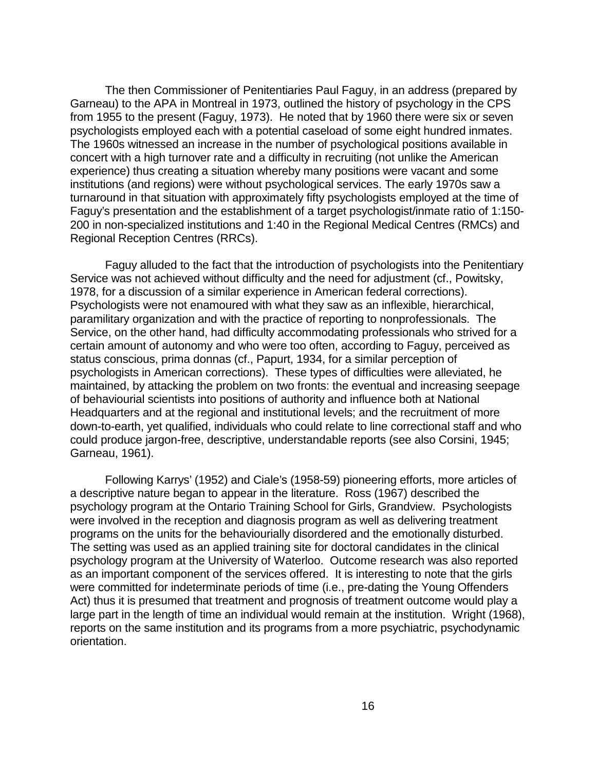The then Commissioner of Penitentiaries Paul Faguy, in an address (prepared by Garneau) to the APA in Montreal in 1973, outlined the history of psychology in the CPS from 1955 to the present (Faguy, 1973). He noted that by 1960 there were six or seven psychologists employed each with a potential caseload of some eight hundred inmates. The 1960s witnessed an increase in the number of psychological positions available in concert with a high turnover rate and a difficulty in recruiting (not unlike the American experience) thus creating a situation whereby many positions were vacant and some institutions (and regions) were without psychological services. The early 1970s saw a turnaround in that situation with approximately fifty psychologists employed at the time of Faguy's presentation and the establishment of a target psychologist/inmate ratio of 1:150-200 in non-specialized institutions and 1:40 in the Regional Medical Centres (RMCs) and Regional Reception Centres (RRCs).

Faguy alluded to the fact that the introduction of psychologists into the Penitentiary Service was not achieved without difficulty and the need for adjustment (cf., Powitsky, 1978, for a discussion of a similar experience in American federal corrections). Psychologists were not enamoured with what they saw as an inflexible, hierarchical, paramilitary organization and with the practice of reporting to nonprofessionals. The Service, on the other hand, had difficulty accommodating professionals who strived for a certain amount of autonomy and who were too often, according to Faguy, perceived as status conscious, prima donnas (cf., Papurt, 1934, for a similar perception of psychologists in American corrections). These types of difficulties were alleviated, he maintained, by attacking the problem on two fronts: the eventual and increasing seepage of behaviourial scientists into positions of authority and influence both at National Headquarters and at the regional and institutional levels; and the recruitment of more down-to-earth, yet qualified, individuals who could relate to line correctional staff and who could produce jargon-free, descriptive, understandable reports (see also Corsini, 1945; Garneau, 1961).

Following Karrys' (1952) and Ciale's (1958-59) pioneering efforts, more articles of a descriptive nature began to appear in the literature. Ross (1967) described the psychology program at the Ontario Training School for Girls, Grandview. Psychologists were involved in the reception and diagnosis program as well as delivering treatment programs on the units for the behaviourially disordered and the emotionally disturbed. The setting was used as an applied training site for doctoral candidates in the clinical psychology program at the University of Waterloo. Outcome research was also reported as an important component of the services offered. It is interesting to note that the girls were committed for indeterminate periods of time (i.e., pre-dating the Young Offenders Act) thus it is presumed that treatment and prognosis of treatment outcome would play a large part in the length of time an individual would remain at the institution. Wright (1968), reports on the same institution and its programs from a more psychiatric, psychodynamic orientation.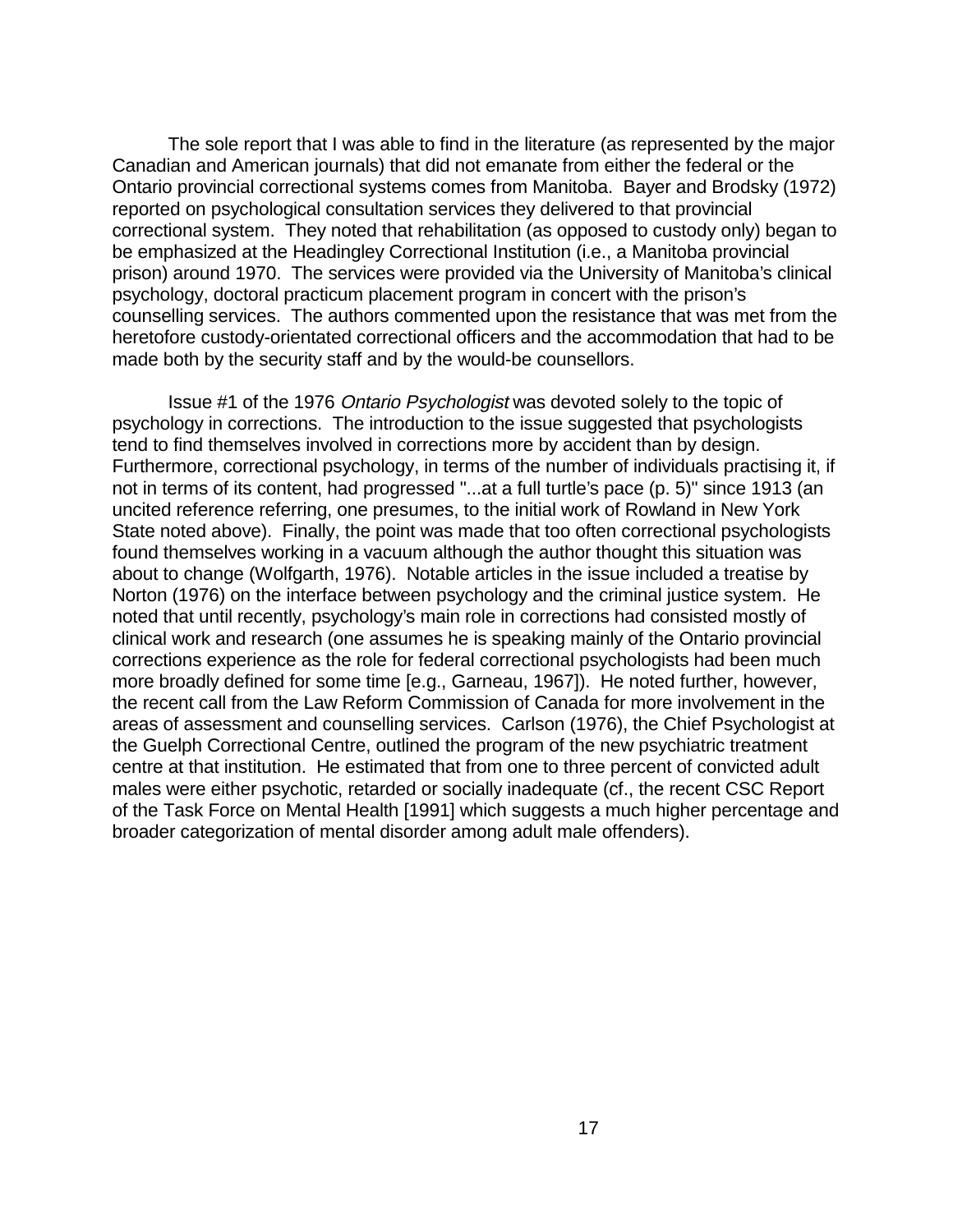The sole report that I was able to find in the literature (as represented by the major Canadian and American journals) that did not emanate from either the federal or the Ontario provincial correctional systems comes from Manitoba. Bayer and Brodsky (1972) reported on psychological consultation services they delivered to that provincial correctional system. They noted that rehabilitation (as opposed to custody only) began to be emphasized at the Headingley Correctional Institution (i.e., a Manitoba provincial prison) around 1970. The services were provided via the University of Manitoba's clinical psychology, doctoral practicum placement program in concert with the prison's counselling services. The authors commented upon the resistance that was met from the heretofore custody-orientated correctional officers and the accommodation that had to be made both by the security staff and by the would-be counsellors.

Issue #1 of the 1976 *Ontario Psychologist* was devoted solely to the topic of psychology in corrections. The introduction to the issue suggested that psychologists tend to find themselves involved in corrections more by accident than by design. Furthermore, correctional psychology, in terms of the number of individuals practising it, if not in terms of its content, had progressed "...at a full turtle's pace (p. 5)" since 1913 (an uncited reference referring, one presumes, to the initial work of Rowland in New York State noted above). Finally, the point was made that too often correctional psychologists found themselves working in a vacuum although the author thought this situation was about to change (Wolfgarth, 1976). Notable articles in the issue included a treatise by Norton (1976) on the interface between psychology and the criminal justice system. He noted that until recently, psychology's main role in corrections had consisted mostly of clinical work and research (one assumes he is speaking mainly of the Ontario provincial corrections experience as the role for federal correctional psychologists had been much more broadly defined for some time [e.g., Garneau, 1967]). He noted further, however, the recent call from the Law Reform Commission of Canada for more involvement in the areas of assessment and counselling services. Carlson (1976), the Chief Psychologist at the Guelph Correctional Centre, outlined the program of the new psychiatric treatment centre at that institution. He estimated that from one to three percent of convicted adult males were either psychotic, retarded or socially inadequate (cf., the recent CSC Report of the Task Force on Mental Health [1991] which suggests a much higher percentage and broader categorization of mental disorder among adult male offenders).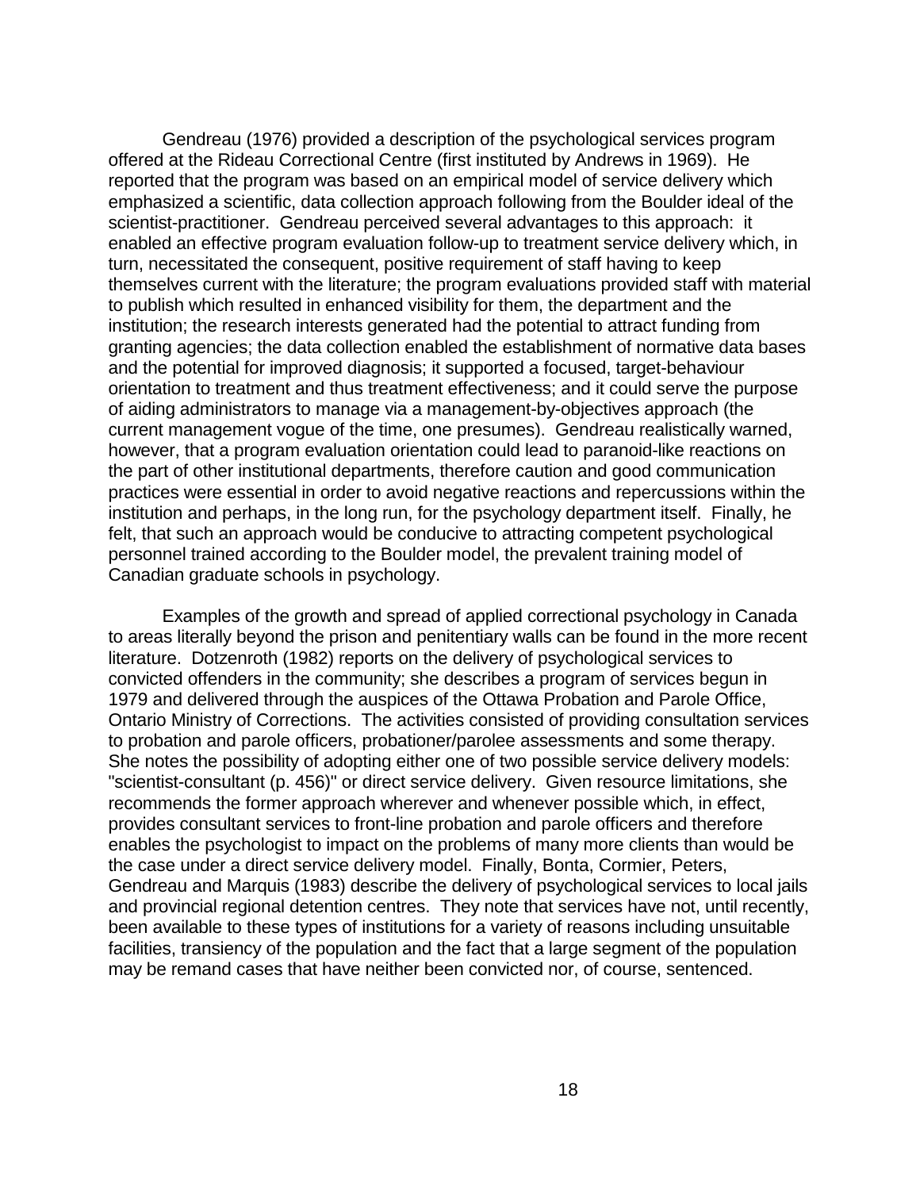Gendreau (1976) provided a description of the psychological services program offered at the Rideau Correctional Centre (first instituted by Andrews in 1969). He reported that the program was based on an empirical model of service delivery which emphasized a scientific, data collection approach following from the Boulder ideal of the scientist-practitioner. Gendreau perceived several advantages to this approach: it enabled an effective program evaluation follow-up to treatment service delivery which, in turn, necessitated the consequent, positive requirement of staff having to keep themselves current with the literature; the program evaluations provided staff with material to publish which resulted in enhanced visibility for them, the department and the institution; the research interests generated had the potential to attract funding from granting agencies; the data collection enabled the establishment of normative data bases and the potential for improved diagnosis; it supported a focused, target-behaviour orientation to treatment and thus treatment effectiveness; and it could serve the purpose of aiding administrators to manage via a management-by-objectives approach (the current management vogue of the time, one presumes). Gendreau realistically warned, however, that a program evaluation orientation could lead to paranoid-like reactions on the part of other institutional departments, therefore caution and good communication practices were essential in order to avoid negative reactions and repercussions within the institution and perhaps, in the long run, for the psychology department itself. Finally, he felt, that such an approach would be conducive to attracting competent psychological personnel trained according to the Boulder model, the prevalent training model of Canadian graduate schools in psychology.

Examples of the growth and spread of applied correctional psychology in Canada to areas literally beyond the prison and penitentiary walls can be found in the more recent literature. Dotzenroth (1982) reports on the delivery of psychological services to convicted offenders in the community; she describes a program of services begun in 1979 and delivered through the auspices of the Ottawa Probation and Parole Office, Ontario Ministry of Corrections. The activities consisted of providing consultation services to probation and parole officers, probationer/parolee assessments and some therapy. She notes the possibility of adopting either one of two possible service delivery models: "scientist-consultant (p. 456)" or direct service delivery. Given resource limitations, she recommends the former approach wherever and whenever possible which, in effect, provides consultant services to front-line probation and parole officers and therefore enables the psychologist to impact on the problems of many more clients than would be the case under a direct service delivery model. Finally, Bonta, Cormier, Peters, Gendreau and Marquis (1983) describe the delivery of psychological services to local jails and provincial regional detention centres. They note that services have not, until recently, been available to these types of institutions for a variety of reasons including unsuitable facilities, transiency of the population and the fact that a large segment of the population may be remand cases that have neither been convicted nor, of course, sentenced.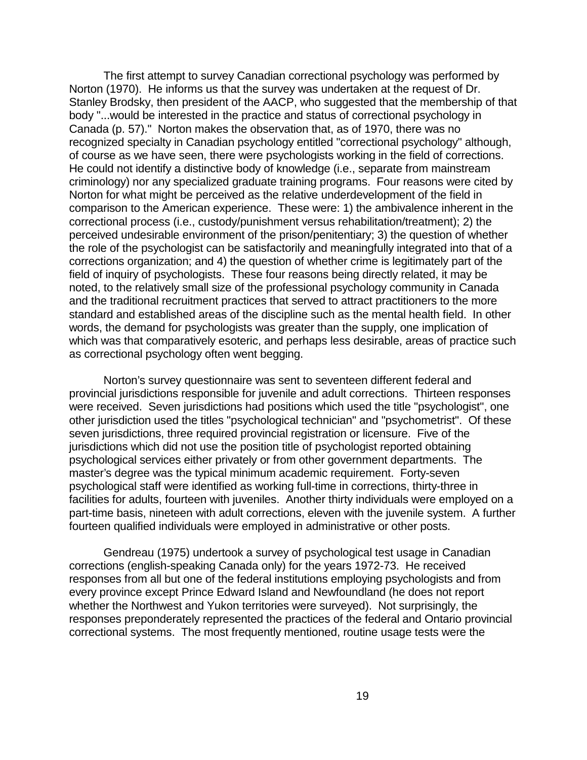The first attempt to survey Canadian correctional psychology was performed by Norton (1970). He informs us that the survey was undertaken at the request of Dr. Stanley Brodsky, then president of the AACP, who suggested that the membership of that body "...would be interested in the practice and status of correctional psychology in Canada (p. 57)." Norton makes the observation that, as of 1970, there was no recognized specialty in Canadian psychology entitled "correctional psychology" although, of course as we have seen, there were psychologists working in the field of corrections. He could not identify a distinctive body of knowledge (i.e., separate from mainstream criminology) nor any specialized graduate training programs. Four reasons were cited by Norton for what might be perceived as the relative underdevelopment of the field in comparison to the American experience. These were: 1) the ambivalence inherent in the correctional process (i.e., custody/punishment versus rehabilitation/treatment); 2) the perceived undesirable environment of the prison/penitentiary; 3) the question of whether the role of the psychologist can be satisfactorily and meaningfully integrated into that of a corrections organization; and 4) the question of whether crime is legitimately part of the field of inquiry of psychologists. These four reasons being directly related, it may be noted, to the relatively small size of the professional psychology community in Canada and the traditional recruitment practices that served to attract practitioners to the more standard and established areas of the discipline such as the mental health field. In other words, the demand for psychologists was greater than the supply, one implication of which was that comparatively esoteric, and perhaps less desirable, areas of practice such as correctional psychology often went begging.

Norton's survey questionnaire was sent to seventeen different federal and provincial jurisdictions responsible for juvenile and adult corrections. Thirteen responses were received. Seven jurisdictions had positions which used the title "psychologist", one other jurisdiction used the titles "psychological technician" and "psychometrist". Of these seven jurisdictions, three required provincial registration or licensure. Five of the jurisdictions which did not use the position title of psychologist reported obtaining psychological services either privately or from other government departments. The master's degree was the typical minimum academic requirement. Forty-seven psychological staff were identified as working full-time in corrections, thirty-three in facilities for adults, fourteen with juveniles. Another thirty individuals were employed on a part-time basis, nineteen with adult corrections, eleven with the juvenile system. A further fourteen qualified individuals were employed in administrative or other posts.

Gendreau (1975) undertook a survey of psychological test usage in Canadian corrections (english-speaking Canada only) for the years 1972-73. He received responses from all but one of the federal institutions employing psychologists and from every province except Prince Edward Island and Newfoundland (he does not report whether the Northwest and Yukon territories were surveyed). Not surprisingly, the responses preponderately represented the practices of the federal and Ontario provincial correctional systems. The most frequently mentioned, routine usage tests were the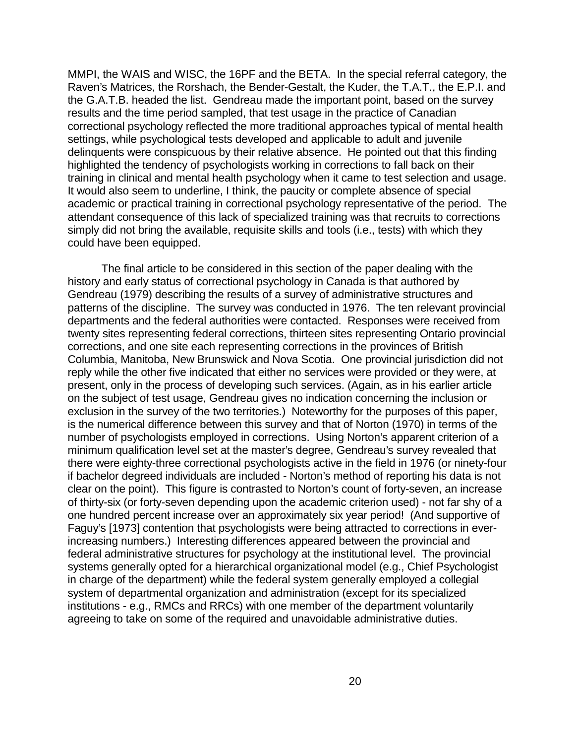MMPI, the WAIS and WISC, the 16PF and the BETA. In the special referral category, the Raven's Matrices, the Rorshach, the Bender-Gestalt, the Kuder, the T.A.T., the E.P.I. and the G.A.T.B. headed the list. Gendreau made the important point, based on the survey results and the time period sampled, that test usage in the practice of Canadian correctional psychology reflected the more traditional approaches typical of mental health settings, while psychological tests developed and applicable to adult and juvenile delinquents were conspicuous by their relative absence. He pointed out that this finding highlighted the tendency of psychologists working in corrections to fall back on their training in clinical and mental health psychology when it came to test selection and usage. It would also seem to underline, I think, the paucity or complete absence of special academic or practical training in correctional psychology representative of the period. The attendant consequence of this lack of specialized training was that recruits to corrections simply did not bring the available, requisite skills and tools (i.e., tests) with which they could have been equipped.

The final article to be considered in this section of the paper dealing with the history and early status of correctional psychology in Canada is that authored by Gendreau (1979) describing the results of a survey of administrative structures and patterns of the discipline. The survey was conducted in 1976. The ten relevant provincial departments and the federal authorities were contacted. Responses were received from twenty sites representing federal corrections, thirteen sites representing Ontario provincial corrections, and one site each representing corrections in the provinces of British Columbia, Manitoba, New Brunswick and Nova Scotia. One provincial jurisdiction did not reply while the other five indicated that either no services were provided or they were, at present, only in the process of developing such services. (Again, as in his earlier article on the subject of test usage, Gendreau gives no indication concerning the inclusion or exclusion in the survey of the two territories.) Noteworthy for the purposes of this paper, is the numerical difference between this survey and that of Norton (1970) in terms of the number of psychologists employed in corrections. Using Norton's apparent criterion of a minimum qualification level set at the master's degree, Gendreau's survey revealed that there were eighty-three correctional psychologists active in the field in 1976 (or ninety-four if bachelor degreed individuals are included - Norton's method of reporting his data is not clear on the point). This figure is contrasted to Norton's count of forty-seven, an increase of thirty-six (or forty-seven depending upon the academic criterion used) - not far shy of a one hundred percent increase over an approximately six year period! (And supportive of Faguy's [1973] contention that psychologists were being attracted to corrections in ever-increasing numbers.) Interesting differences appeared between the provincial and federal administrative structures for psychology at the institutional level. The provincial systems generally opted for a hierarchical organizational model (e.g., Chief Psychologist in charge of the department) while the federal system generally employed a collegial system of departmental organization and administration (except for its specialized institutions - e.g., RMCs and RRCs) with one member of the department voluntarily agreeing to take on some of the required and unavoidable administrative duties.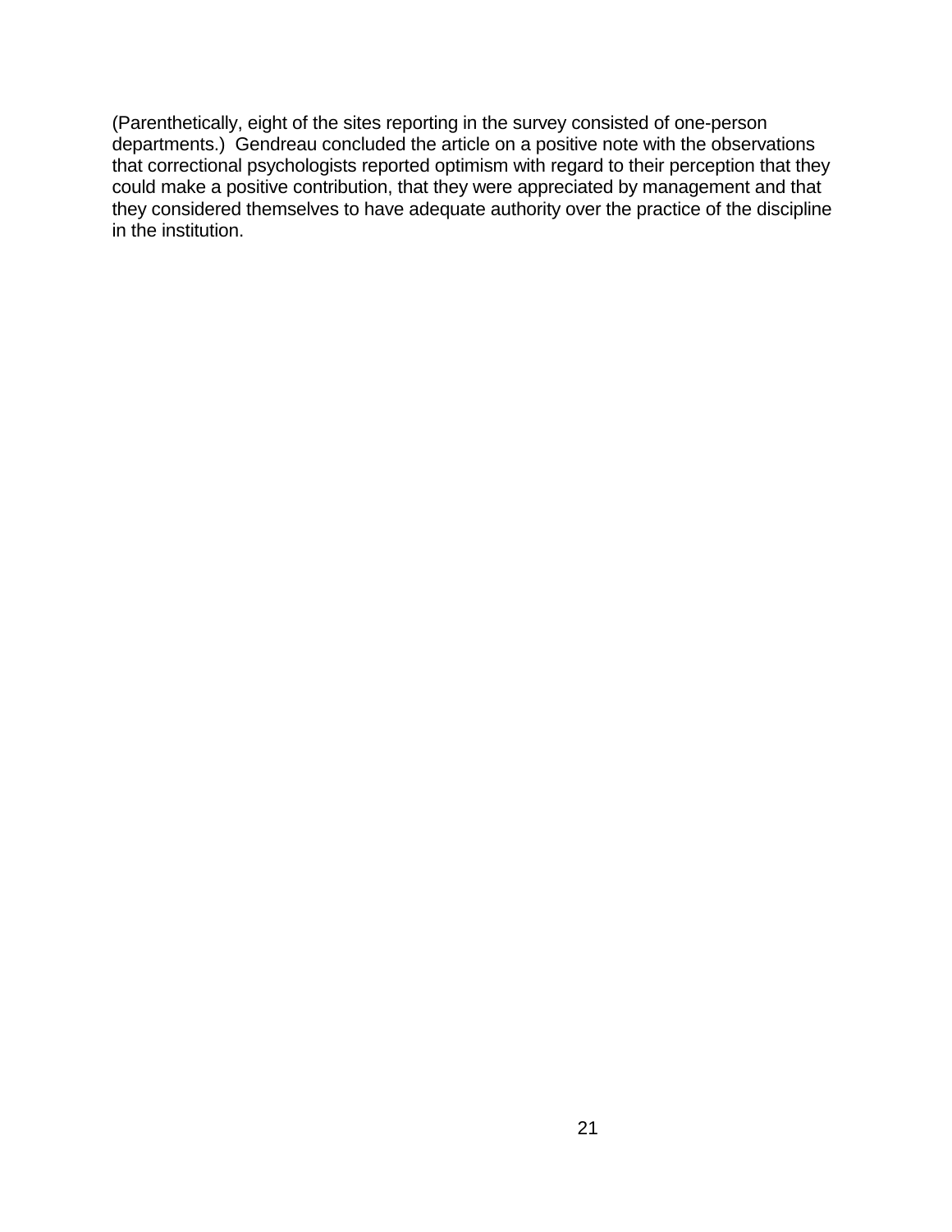(Parenthetically, eight of the sites reporting in the survey consisted of one-person departments.) Gendreau concluded the article on a positive note with the observations that correctional psychologists reported optimism with regard to their perception that they could make a positive contribution, that they were appreciated by management and that they considered themselves to have adequate authority over the practice of the discipline in the institution.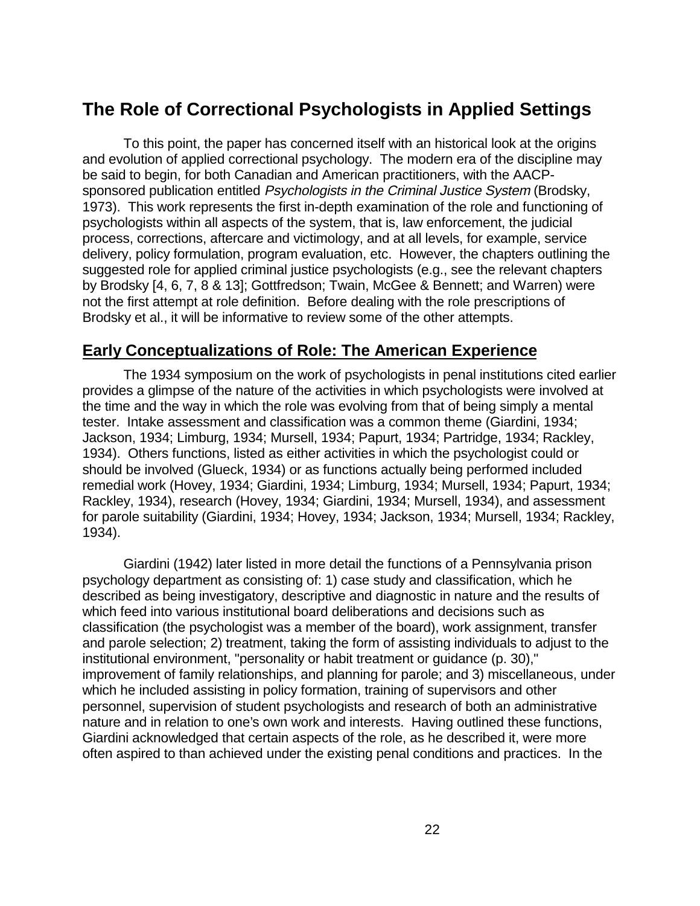## The Role of Correctional Psychologists in Applied Settings

To this point, the paper has concerned itself with an historical look at the origins and evolution of applied correctional psychology. The modern era of the discipline may be said to begin, for both Canadian and American practitioners, with the AACP-sponsored publication entitled *Psychologists in the Criminal Justice System* (Brodsky, 1973). This work represents the first in-depth examination of the role and functioning of psychologists within all aspects of the system, that is, law enforcement, the judicial process, corrections, aftercare and victimology, and at all levels, for example, service delivery, policy formulation, program evaluation, etc. However, the chapters outlining the suggested role for applied criminal justice psychologists (e.g., see the relevant chapters by Brodsky [4, 6, 7, 8 & 13]; Gottfredson; Twain, McGee & Bennett; and Warren) were not the first attempt at role definition. Before dealing with the role prescriptions of Brodsky et al., it will be informative to review some of the other attempts.

### Early Conceptualizations of Role: The American Experience

The 1934 symposium on the work of psychologists in penal institutions cited earlier provides a glimpse of the nature of the activities in which psychologists were involved at the time and the way in which the role was evolving from that of being simply a mental tester. Intake assessment and classification was a common theme (Giardini, 1934; Jackson, 1934; Limburg, 1934; Mursell, 1934; Papurt, 1934; Partridge, 1934; Rackley, 1934). Others functions, listed as either activities in which the psychologist could or should be involved (Glueck, 1934) or as functions actually being performed included remedial work (Hovey, 1934; Giardini, 1934; Limburg, 1934; Mursell, 1934; Papurt, 1934; Rackley, 1934), research (Hovey, 1934; Giardini, 1934; Mursell, 1934), and assessment for parole suitability (Giardini, 1934; Hovey, 1934; Jackson, 1934; Mursell, 1934; Rackley, 1934).

Giardini (1942) later listed in more detail the functions of a Pennsylvania prison psychology department as consisting of: 1) case study and classification, which he described as being investigatory, descriptive and diagnostic in nature and the results of which feed into various institutional board deliberations and decisions such as classification (the psychologist was a member of the board), work assignment, transfer and parole selection; 2) treatment, taking the form of assisting individuals to adjust to the institutional environment, "personality or habit treatment or guidance (p. 30)," improvement of family relationships, and planning for parole; and 3) miscellaneous, under which he included assisting in policy formation, training of supervisors and other personnel, supervision of student psychologists and research of both an administrative nature and in relation to one's own work and interests. Having outlined these functions, Giardini acknowledged that certain aspects of the role, as he described it, were more often aspired to than achieved under the existing penal conditions and practices. In the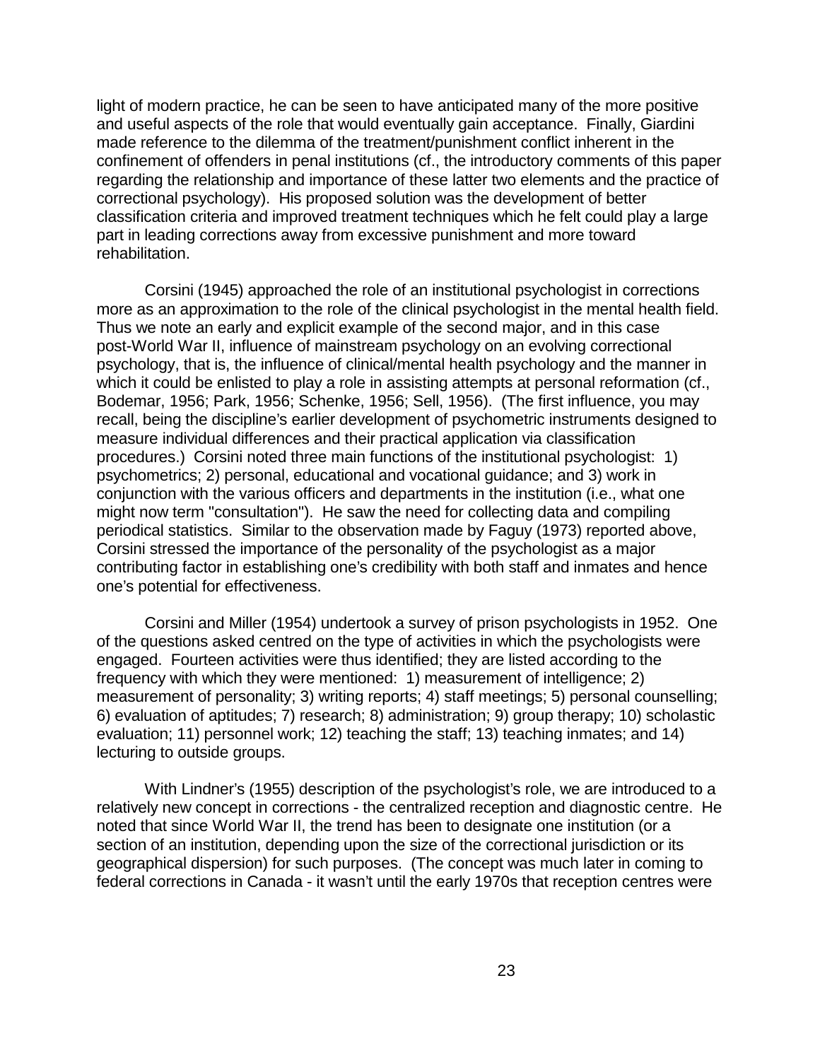light of modern practice, he can be seen to have anticipated many of the more positive and useful aspects of the role that would eventually gain acceptance. Finally, Giardini made reference to the dilemma of the treatment/punishment conflict inherent in the confinement of offenders in penal institutions (cf., the introductory comments of this paper regarding the relationship and importance of these latter two elements and the practice of correctional psychology). His proposed solution was the development of better classification criteria and improved treatment techniques which he felt could play a large part in leading corrections away from excessive punishment and more toward rehabilitation.

Corsini (1945) approached the role of an institutional psychologist in corrections more as an approximation to the role of the clinical psychologist in the mental health field. Thus we note an early and explicit example of the second major, and in this case post-World War II, influence of mainstream psychology on an evolving correctional psychology, that is, the influence of clinical/mental health psychology and the manner in which it could be enlisted to play a role in assisting attempts at personal reformation (cf., Bodemar, 1956; Park, 1956; Schenke, 1956; Sell, 1956). (The first influence, you may recall, being the discipline's earlier development of psychometric instruments designed to measure individual differences and their practical application via classification procedures.) Corsini noted three main functions of the institutional psychologist: 1) psychometrics; 2) personal, educational and vocational guidance; and 3) work in conjunction with the various officers and departments in the institution (i.e., what one might now term "consultation"). He saw the need for collecting data and compiling periodical statistics. Similar to the observation made by Faguy (1973) reported above, Corsini stressed the importance of the personality of the psychologist as a major contributing factor in establishing one's credibility with both staff and inmates and hence one's potential for effectiveness.

Corsini and Miller (1954) undertook a survey of prison psychologists in 1952. One of the questions asked centred on the type of activities in which the psychologists were engaged. Fourteen activities were thus identified; they are listed according to the frequency with which they were mentioned: 1) measurement of intelligence; 2) measurement of personality; 3) writing reports; 4) staff meetings; 5) personal counselling; 6) evaluation of aptitudes; 7) research; 8) administration; 9) group therapy; 10) scholastic evaluation; 11) personnel work; 12) teaching the staff; 13) teaching inmates; and 14) lecturing to outside groups.

With Lindner's (1955) description of the psychologist's role, we are introduced to a relatively new concept in corrections - the centralized reception and diagnostic centre. He noted that since World War II, the trend has been to designate one institution (or a section of an institution, depending upon the size of the correctional jurisdiction or its geographical dispersion) for such purposes. (The concept was much later in coming to federal corrections in Canada - it wasn't until the early 1970s that reception centres were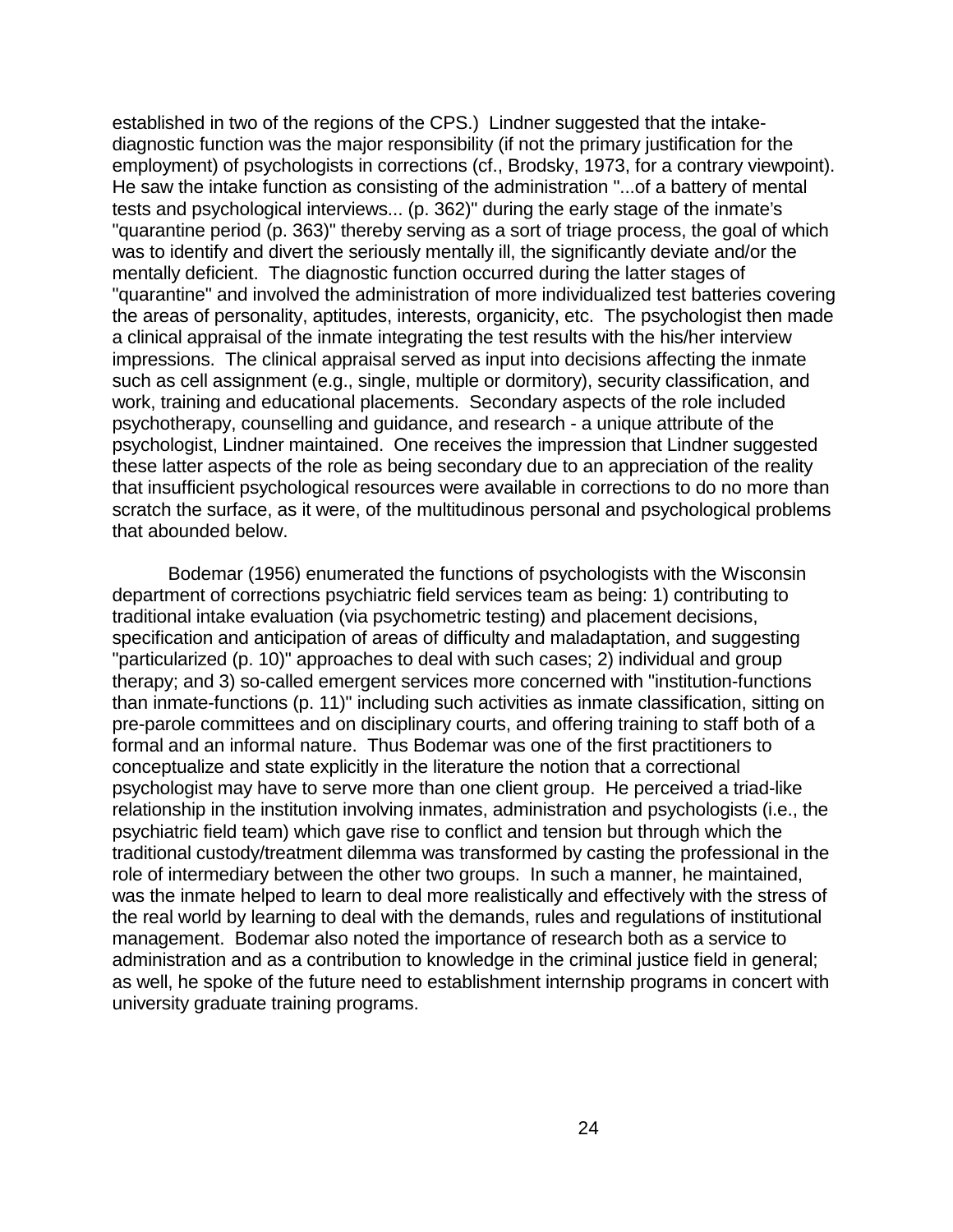established in two of the regions of the CPS.) Lindner suggested that the intake-diagnostic function was the major responsibility (if not the primary justification for the employment) of psychologists in corrections (cf., Brodsky, 1973, for a contrary viewpoint). He saw the intake function as consisting of the administration "...of a battery of mental tests and psychological interviews... (p. 362)" during the early stage of the inmate's "quarantine period (p. 363)" thereby serving as a sort of triage process, the goal of which was to identify and divert the seriously mentally ill, the significantly deviate and/or the mentally deficient. The diagnostic function occurred during the latter stages of "quarantine" and involved the administration of more individualized test batteries covering the areas of personality, aptitudes, interests, organicity, etc. The psychologist then made a clinical appraisal of the inmate integrating the test results with the his/her interview impressions. The clinical appraisal served as input into decisions affecting the inmate such as cell assignment (e.g., single, multiple or dormitory), security classification, and work, training and educational placements. Secondary aspects of the role included psychotherapy, counselling and guidance, and research - a unique attribute of the psychologist, Lindner maintained. One receives the impression that Lindner suggested these latter aspects of the role as being secondary due to an appreciation of the reality that insufficient psychological resources were available in corrections to do no more than scratch the surface, as it were, of the multitudinous personal and psychological problems that abounded below.

Bodemar (1956) enumerated the functions of psychologists with the Wisconsin department of corrections psychiatric field services team as being: 1) contributing to traditional intake evaluation (via psychometric testing) and placement decisions, specification and anticipation of areas of difficulty and maladaptation, and suggesting "particularized (p. 10)" approaches to deal with such cases; 2) individual and group therapy; and 3) so-called emergent services more concerned with "institution-functions than inmate-functions (p. 11)" including such activities as inmate classification, sitting on pre-parole committees and on disciplinary courts, and offering training to staff both of a formal and an informal nature. Thus Bodemar was one of the first practitioners to conceptualize and state explicitly in the literature the notion that a correctional psychologist may have to serve more than one client group. He perceived a triad-like relationship in the institution involving inmates, administration and psychologists (i.e., the psychiatric field team) which gave rise to conflict and tension but through which the traditional custody/treatment dilemma was transformed by casting the professional in the role of intermediary between the other two groups. In such a manner, he maintained, was the inmate helped to learn to deal more realistically and effectively with the stress of the real world by learning to deal with the demands, rules and regulations of institutional management. Bodemar also noted the importance of research both as a service to administration and as a contribution to knowledge in the criminal justice field in general; as well, he spoke of the future need to establishment internship programs in concert with university graduate training programs.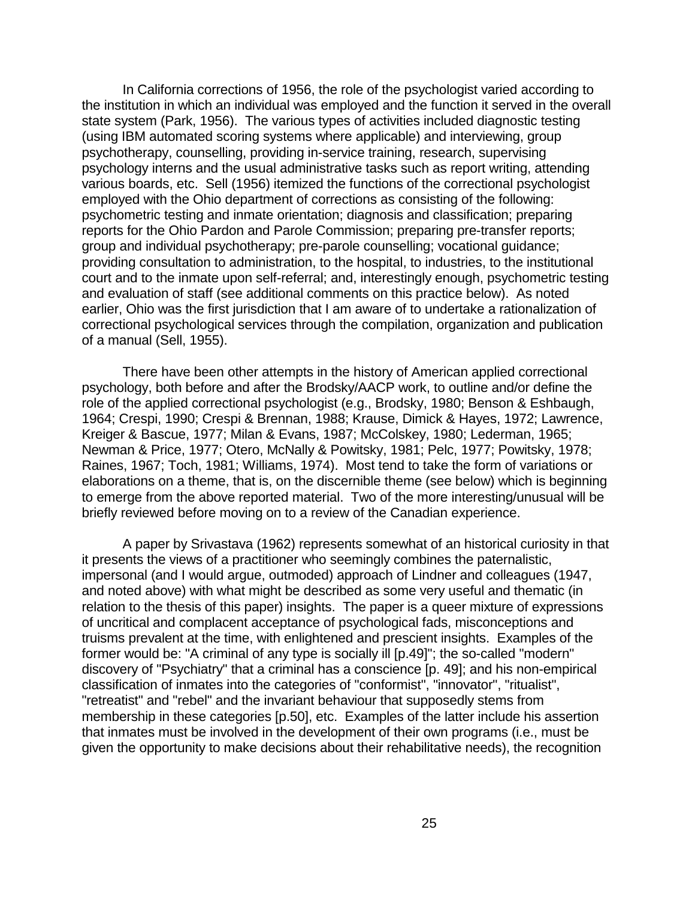In California corrections of 1956, the role of the psychologist varied according to the institution in which an individual was employed and the function it served in the overall state system (Park, 1956). The various types of activities included diagnostic testing (using IBM automated scoring systems where applicable) and interviewing, group psychotherapy, counselling, providing in-service training, research, supervising psychology interns and the usual administrative tasks such as report writing, attending various boards, etc. Sell (1956) itemized the functions of the correctional psychologist employed with the Ohio department of corrections as consisting of the following: psychometric testing and inmate orientation; diagnosis and classification; preparing reports for the Ohio Pardon and Parole Commission; preparing pre-transfer reports; group and individual psychotherapy; pre-parole counselling; vocational guidance; providing consultation to administration, to the hospital, to industries, to the institutional court and to the inmate upon self-referral; and, interestingly enough, psychometric testing and evaluation of staff (see additional comments on this practice below). As noted earlier, Ohio was the first jurisdiction that I am aware of to undertake a rationalization of correctional psychological services through the compilation, organization and publication of a manual (Sell, 1955).

There have been other attempts in the history of American applied correctional psychology, both before and after the Brodsky/AACP work, to outline and/or define the role of the applied correctional psychologist (e.g., Brodsky, 1980; Benson & Eshbaugh, 1964; Crespi, 1990; Crespi & Brennan, 1988; Krause, Dimick & Hayes, 1972; Lawrence, Kreiger & Bascue, 1977; Milan & Evans, 1987; McColskey, 1980; Lederman, 1965; Newman & Price, 1977; Otero, McNally & Powitsky, 1981; Pelc, 1977; Powitsky, 1978; Raines, 1967; Toch, 1981; Williams, 1974). Most tend to take the form of variations or elaborations on a theme, that is, on the discernible theme (see below) which is beginning to emerge from the above reported material. Two of the more interesting/unusual will be briefly reviewed before moving on to a review of the Canadian experience.

A paper by Srivastava (1962) represents somewhat of an historical curiosity in that it presents the views of a practitioner who seemingly combines the paternalistic, impersonal (and I would argue, outmoded) approach of Lindner and colleagues (1947, and noted above) with what might be described as some very useful and thematic (in relation to the thesis of this paper) insights. The paper is a queer mixture of expressions of uncritical and complacent acceptance of psychological fads, misconceptions and truisms prevalent at the time, with enlightened and prescient insights. Examples of the former would be: "A criminal of any type is socially ill [p.49]"; the so-called "modern" discovery of "Psychiatry" that a criminal has a conscience [p. 49]; and his non-empirical classification of inmates into the categories of "conformist", "innovator", "ritualist", "retreatist" and "rebel" and the invariant behaviour that supposedly stems from membership in these categories [p.50], etc. Examples of the latter include his assertion that inmates must be involved in the development of their own programs (i.e., must be given the opportunity to make decisions about their rehabilitative needs), the recognition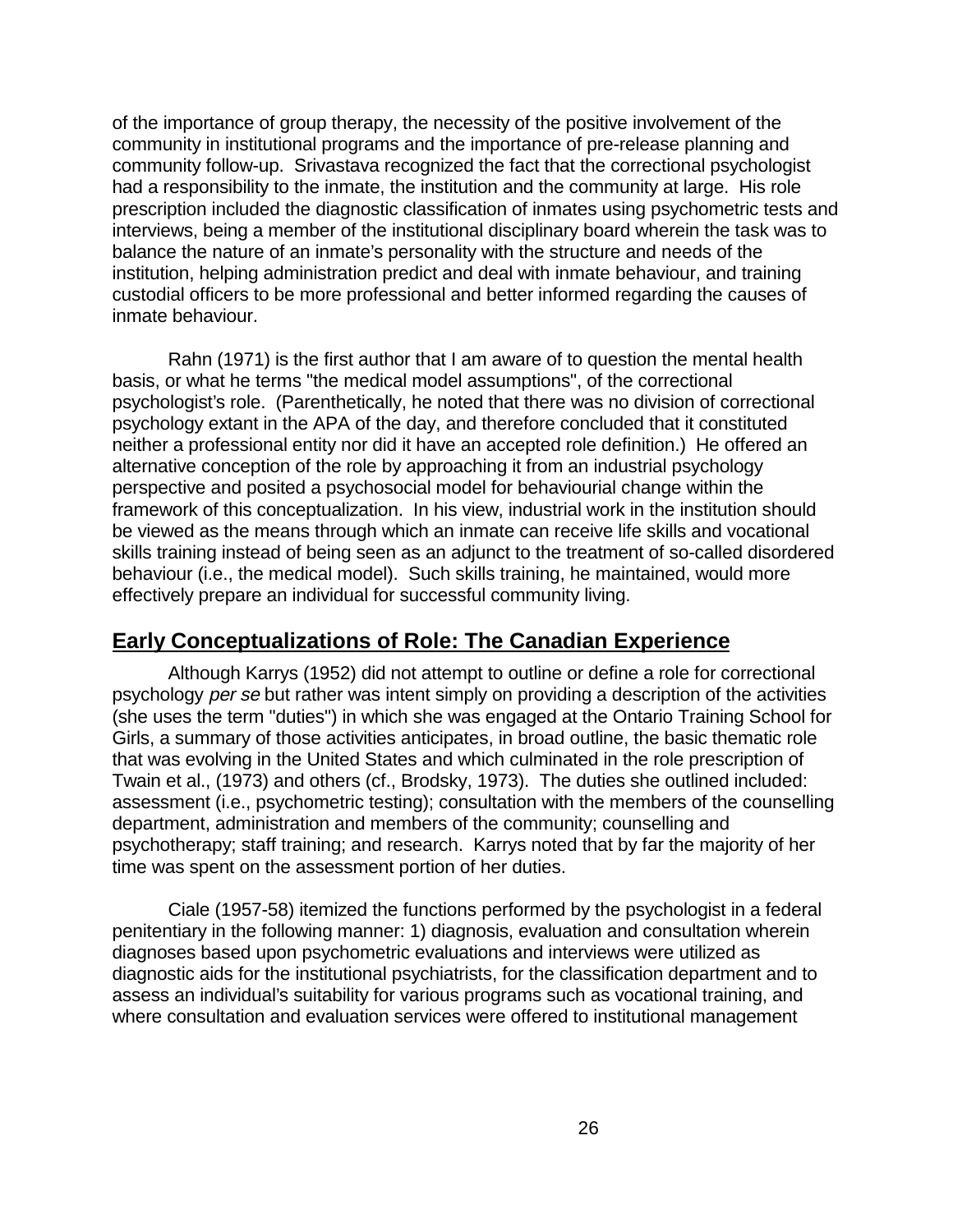of the importance of group therapy, the necessity of the positive involvement of the community in institutional programs and the importance of pre-release planning and community follow-up. Srivastava recognized the fact that the correctional psychologist had a responsibility to the inmate, the institution and the community at large. His role prescription included the diagnostic classification of inmates using psychometric tests and interviews, being a member of the institutional disciplinary board wherein the task was to balance the nature of an inmate's personality with the structure and needs of the institution, helping administration predict and deal with inmate behaviour, and training custodial officers to be more professional and better informed regarding the causes of inmate behaviour.

Rahn (1971) is the first author that I am aware of to question the mental health basis, or what he terms "the medical model assumptions", of the correctional psychologist's role. (Parenthetically, he noted that there was no division of correctional psychology extant in the APA of the day, and therefore concluded that it constituted neither a professional entity nor did it have an accepted role definition.) He offered an alternative conception of the role by approaching it from an industrial psychology perspective and posited a psychosocial model for behaviourial change within the framework of this conceptualization. In his view, industrial work in the institution should be viewed as the means through which an inmate can receive life skills and vocational skills training instead of being seen as an adjunct to the treatment of so-called disordered behaviour (i.e., the medical model). Such skills training, he maintained, would more effectively prepare an individual for successful community living.

## **Early Conceptualizations of Role: The Canadian Experience**

Although Karrys (1952) did not attempt to outline or define a role for correctional psychology *per se* but rather was intent simply on providing a description of the activities (she uses the term "duties") in which she was engaged at the Ontario Training School for Girls, a summary of those activities anticipates, in broad outline, the basic thematic role that was evolving in the United States and which culminated in the role prescription of Twain et al., (1973) and others (cf., Brodsky, 1973). The duties she outlined included: assessment (i.e., psychometric testing); consultation with the members of the counselling department, administration and members of the community; counselling and psychotherapy; staff training; and research. Karrys noted that by far the majority of her time was spent on the assessment portion of her duties.

Ciale (1957-58) itemized the functions performed by the psychologist in a federal penitentiary in the following manner: 1) diagnosis, evaluation and consultation wherein diagnoses based upon psychometric evaluations and interviews were utilized as diagnostic aids for the institutional psychiatrists, for the classification department and to assess an individual's suitability for various programs such as vocational training, and where consultation and evaluation services were offered to institutional management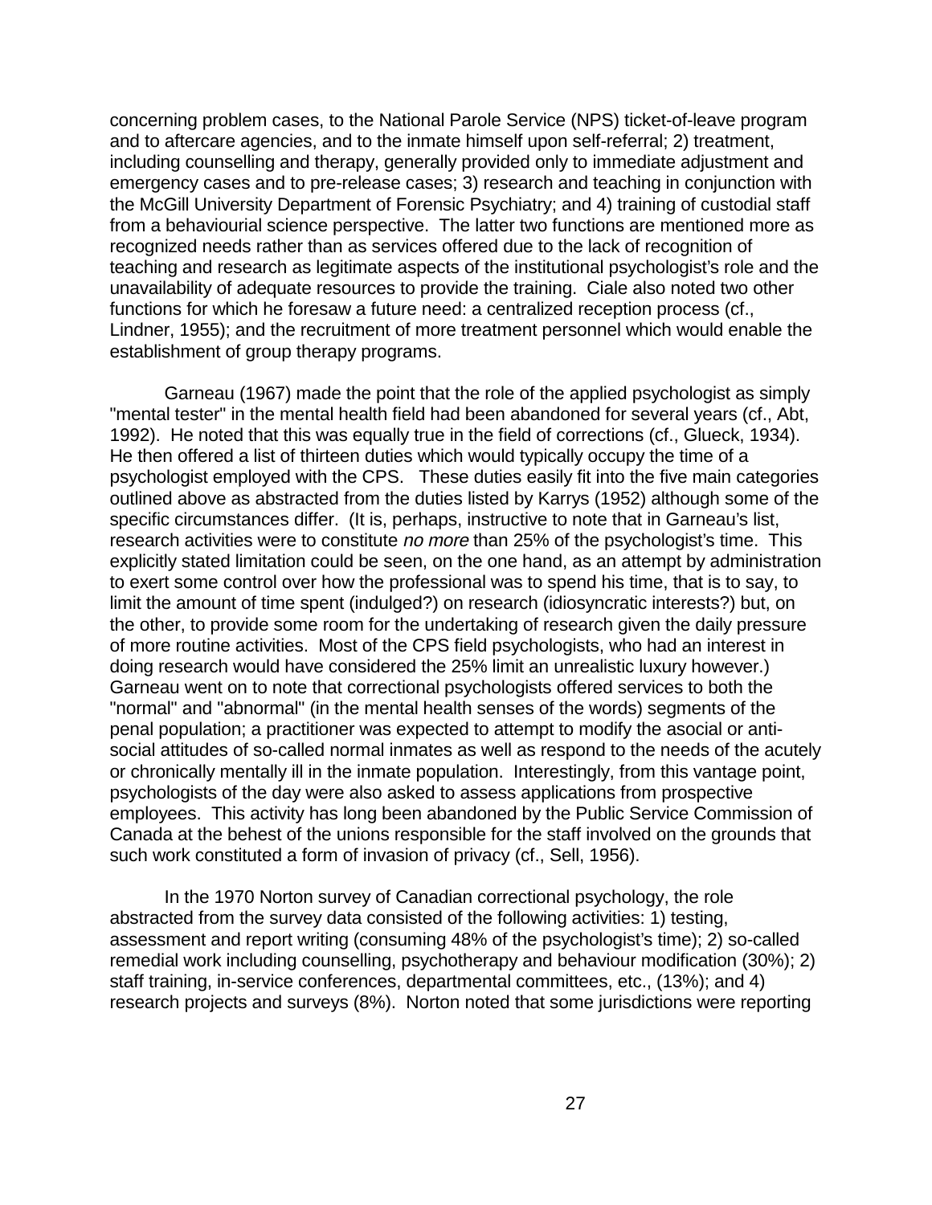concerning problem cases, to the National Parole Service (NPS) ticket-of-leave program and to aftercare agencies, and to the inmate himself upon self-referral; 2) treatment, including counselling and therapy, generally provided only to immediate adjustment and emergency cases and to pre-release cases; 3) research and teaching in conjunction with the McGill University Department of Forensic Psychiatry; and 4) training of custodial staff from a behaviourial science perspective. The latter two functions are mentioned more as recognized needs rather than as services offered due to the lack of recognition of teaching and research as legitimate aspects of the institutional psychologist's role and the unavailability of adequate resources to provide the training. Ciale also noted two other functions for which he foresaw a future need: a centralized reception process (cf., Lindner, 1955); and the recruitment of more treatment personnel which would enable the establishment of group therapy programs.

Garneau (1967) made the point that the role of the applied psychologist as simply "mental tester" in the mental health field had been abandoned for several years (cf., Abt, 1992). He noted that this was equally true in the field of corrections (cf., Glueck, 1934). He then offered a list of thirteen duties which would typically occupy the time of a psychologist employed with the CPS. These duties easily fit into the five main categories outlined above as abstracted from the duties listed by Karrys (1952) although some of the specific circumstances differ. (It is, perhaps, instructive to note that in Garneau's list, research activities were to constitute *no more* than 25% of the psychologist's time. This explicitly stated limitation could be seen, on the one hand, as an attempt by administration to exert some control over how the professional was to spend his time, that is to say, to limit the amount of time spent (indulged?) on research (idiosyncratic interests?) but, on the other, to provide some room for the undertaking of research given the daily pressure of more routine activities. Most of the CPS field psychologists, who had an interest in doing research would have considered the 25% limit an unrealistic luxury however.) Garneau went on to note that correctional psychologists offered services to both the "normal" and "abnormal" (in the mental health senses of the words) segments of the penal population; a practitioner was expected to attempt to modify the asocial or anti-social attitudes of so-called normal inmates as well as respond to the needs of the acutely or chronically mentally ill in the inmate population. Interestingly, from this vantage point, psychologists of the day were also asked to assess applications from prospective employees. This activity has long been abandoned by the Public Service Commission of Canada at the behest of the unions responsible for the staff involved on the grounds that such work constituted a form of invasion of privacy (cf., Sell, 1956).

In the 1970 Norton survey of Canadian correctional psychology, the role abstracted from the survey data consisted of the following activities: 1) testing, assessment and report writing (consuming 48% of the psychologist's time); 2) so-called remedial work including counselling, psychotherapy and behaviour modification (30%); 2) staff training, in-service conferences, departmental committees, etc., (13%); and 4) research projects and surveys (8%). Norton noted that some jurisdictions were reporting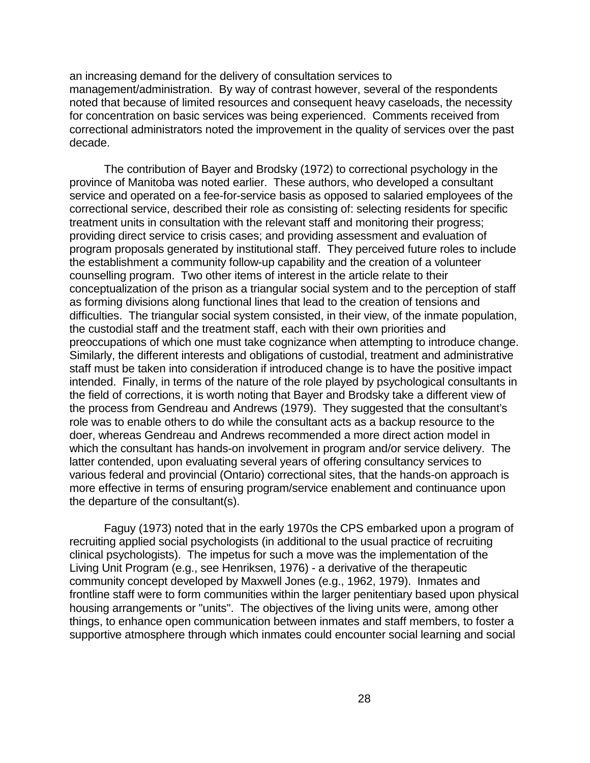an increasing demand for the delivery of consultation services to management/administration. By way of contrast however, several of the respondents noted that because of limited resources and consequent heavy caseloads, the necessity for concentration on basic services was being experienced. Comments received from correctional administrators noted the improvement in the quality of services over the past decade.

The contribution of Bayer and Brodsky (1972) to correctional psychology in the province of Manitoba was noted earlier. These authors, who developed a consultant service and operated on a fee-for-service basis as opposed to salaried employees of the correctional service, described their role as consisting of: selecting residents for specific treatment units in consultation with the relevant staff and monitoring their progress; providing direct service to crisis cases; and providing assessment and evaluation of program proposals generated by institutional staff. They perceived future roles to include the establishment a community follow-up capability and the creation of a volunteer counselling program. Two other items of interest in the article relate to their conceptualization of the prison as a triangular social system and to the perception of staff as forming divisions along functional lines that lead to the creation of tensions and difficulties. The triangular social system consisted, in their view, of the inmate population, the custodial staff and the treatment staff, each with their own priorities and preoccupations of which one must take cognizance when attempting to introduce change. Similarly, the different interests and obligations of custodial, treatment and administrative staff must be taken into consideration if introduced change is to have the positive impact intended. Finally, in terms of the nature of the role played by psychological consultants in the field of corrections, it is worth noting that Bayer and Brodsky take a different view of the process from Gendreau and Andrews (1979). They suggested that the consultant's role was to enable others to do while the consultant acts as a backup resource to the doer, whereas Gendreau and Andrews recommended a more direct action model in which the consultant has hands-on involvement in program and/or service delivery. The latter contended, upon evaluating several years of offering consultancy services to various federal and provincial (Ontario) correctional sites, that the hands-on approach is more effective in terms of ensuring program/service enablement and continuance upon the departure of the consultant(s).

Faguy (1973) noted that in the early 1970s the CPS embarked upon a program of recruiting applied social psychologists (in additional to the usual practice of recruiting clinical psychologists). The impetus for such a move was the implementation of the Living Unit Program (e.g., see Henriksen, 1976) - a derivative of the therapeutic community concept developed by Maxwell Jones (e.g., 1962, 1979). Inmates and frontline staff were to form communities within the larger penitentiary based upon physical housing arrangements or "units". The objectives of the living units were, among other things, to enhance open communication between inmates and staff members, to foster a supportive atmosphere through which inmates could encounter social learning and social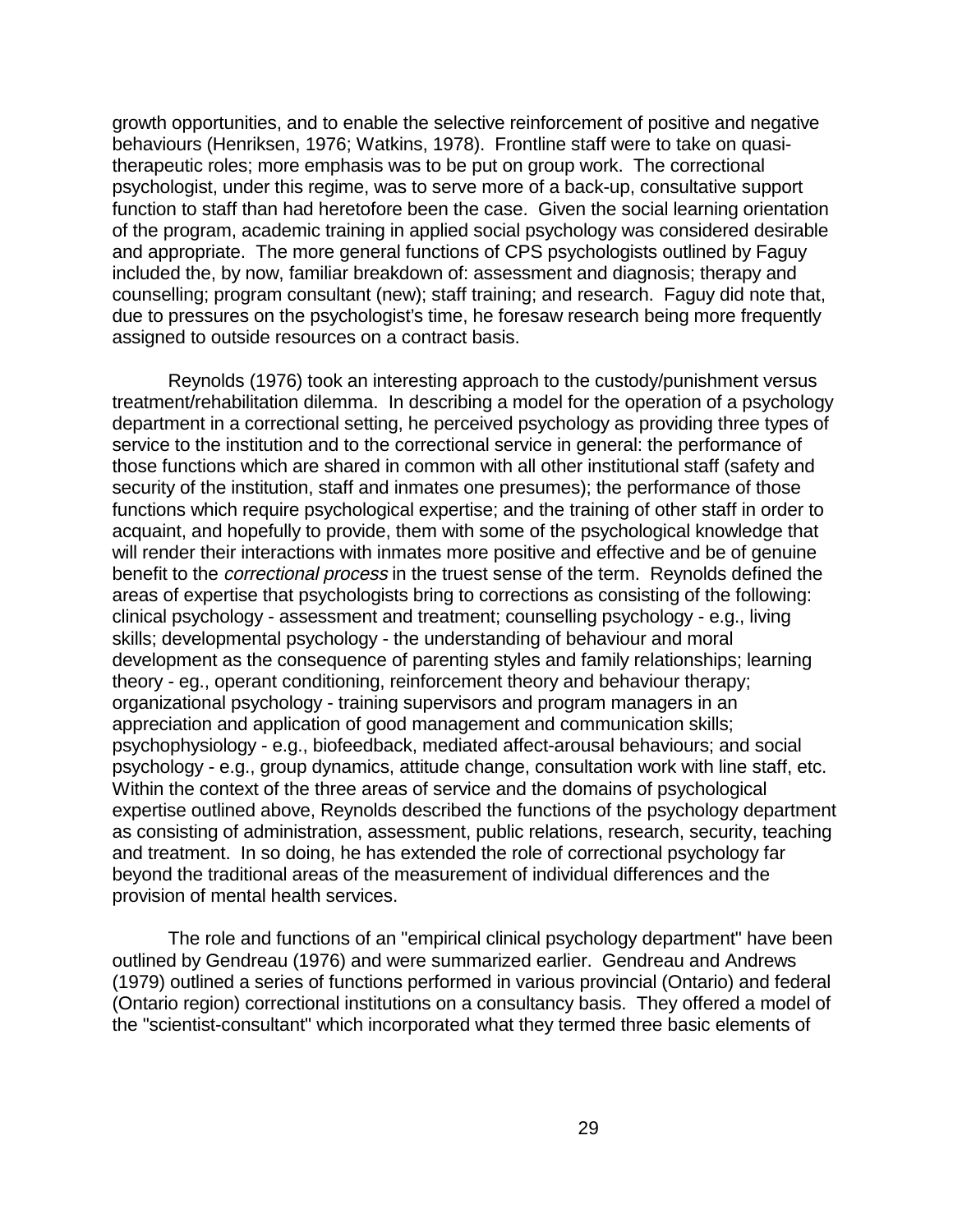growth opportunities, and to enable the selective reinforcement of positive and negative behaviours (Henriksen, 1976; Watkins, 1978). Frontline staff were to take on quasi-therapeutic roles; more emphasis was to be put on group work. The correctional psychologist, under this regime, was to serve more of a back-up, consultative support function to staff than had heretofore been the case. Given the social learning orientation of the program, academic training in applied social psychology was considered desirable and appropriate. The more general functions of CPS psychologists outlined by Faguy included the, by now, familiar breakdown of: assessment and diagnosis; therapy and counselling; program consultant (new); staff training; and research. Faguy did note that, due to pressures on the psychologist's time, he foresaw research being more frequently assigned to outside resources on a contract basis.

Reynolds (1976) took an interesting approach to the custody/punishment versus treatment/rehabilitation dilemma. In describing a model for the operation of a psychology department in a correctional setting, he perceived psychology as providing three types of service to the institution and to the correctional service in general: the performance of those functions which are shared in common with all other institutional staff (safety and security of the institution, staff and inmates one presumes); the performance of those functions which require psychological expertise; and the training of other staff in order to acquaint, and hopefully to provide, them with some of the psychological knowledge that will render their interactions with inmates more positive and effective and be of genuine benefit to the *correctional process* in the truest sense of the term. Reynolds defined the areas of expertise that psychologists bring to corrections as consisting of the following: clinical psychology - assessment and treatment; counselling psychology - e.g., living skills; developmental psychology - the understanding of behaviour and moral development as the consequence of parenting styles and family relationships; learning theory - eg., operant conditioning, reinforcement theory and behaviour therapy; organizational psychology - training supervisors and program managers in an appreciation and application of good management and communication skills; psychophysiology - e.g., biofeedback, mediated affect-arousal behaviours; and social psychology - e.g., group dynamics, attitude change, consultation work with line staff, etc. Within the context of the three areas of service and the domains of psychological expertise outlined above, Reynolds described the functions of the psychology department as consisting of administration, assessment, public relations, research, security, teaching and treatment. In so doing, he has extended the role of correctional psychology far beyond the traditional areas of the measurement of individual differences and the provision of mental health services.

The role and functions of an "empirical clinical psychology department" have been outlined by Gendreau (1976) and were summarized earlier. Gendreau and Andrews (1979) outlined a series of functions performed in various provincial (Ontario) and federal (Ontario region) correctional institutions on a consultancy basis. They offered a model of the "scientist-consultant" which incorporated what they termed three basic elements of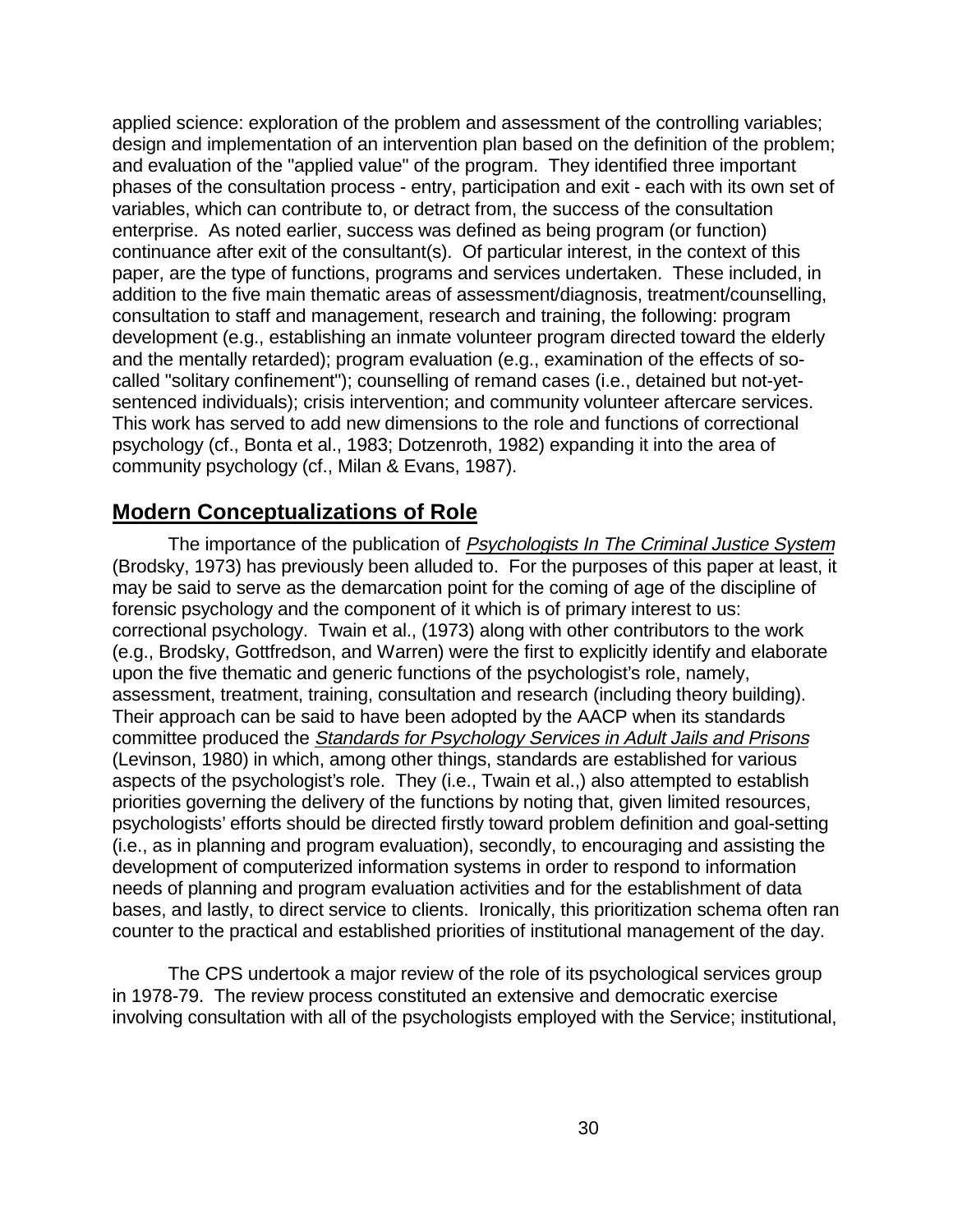applied science: exploration of the problem and assessment of the controlling variables; design and implementation of an intervention plan based on the definition of the problem; and evaluation of the "applied value" of the program. They identified three important phases of the consultation process - entry, participation and exit - each with its own set of variables, which can contribute to, or detract from, the success of the consultation enterprise. As noted earlier, success was defined as being program (or function) continuance after exit of the consultant(s). Of particular interest, in the context of this paper, are the type of functions, programs and services undertaken. These included, in addition to the five main thematic areas of assessment/diagnosis, treatment/counselling, consultation to staff and management, research and training, the following: program development (e.g., establishing an inmate volunteer program directed toward the elderly and the mentally retarded); program evaluation (e.g., examination of the effects of so-called "solitary confinement"); counselling of remand cases (i.e., detained but not-yet-sentenced individuals); crisis intervention; and community volunteer aftercare services. This work has served to add new dimensions to the role and functions of correctional psychology (cf., Bonta et al., 1983; Dotzenroth, 1982) expanding it into the area of community psychology (cf., Milan & Evans, 1987).

## Modern Conceptualizations of Role

The importance of the publication of *Psychologists In The Criminal Justice System* (Brodsky, 1973) has previously been alluded to. For the purposes of this paper at least, it may be said to serve as the demarcation point for the coming of age of the discipline of forensic psychology and the component of it which is of primary interest to us: correctional psychology. Twain et al., (1973) along with other contributors to the work (e.g., Brodsky, Gottfredson, and Warren) were the first to explicitly identify and elaborate upon the five thematic and generic functions of the psychologist's role, namely, assessment, treatment, training, consultation and research (including theory building). Their approach can be said to have been adopted by the AACP when its standards committee produced the *Standards for Psychology Services in Adult Jails and Prisons* (Levinson, 1980) in which, among other things, standards are established for various aspects of the psychologist's role. They (i.e., Twain et al.,) also attempted to establish priorities governing the delivery of the functions by noting that, given limited resources, psychologists' efforts should be directed firstly toward problem definition and goal-setting (i.e., as in planning and program evaluation), secondly, to encouraging and assisting the development of computerized information systems in order to respond to information needs of planning and program evaluation activities and for the establishment of data bases, and lastly, to direct service to clients. Ironically, this prioritization schema often ran counter to the practical and established priorities of institutional management of the day.

The CPS undertook a major review of the role of its psychological services group in 1978-79. The review process constituted an extensive and democratic exercise involving consultation with all of the psychologists employed with the Service; institutional,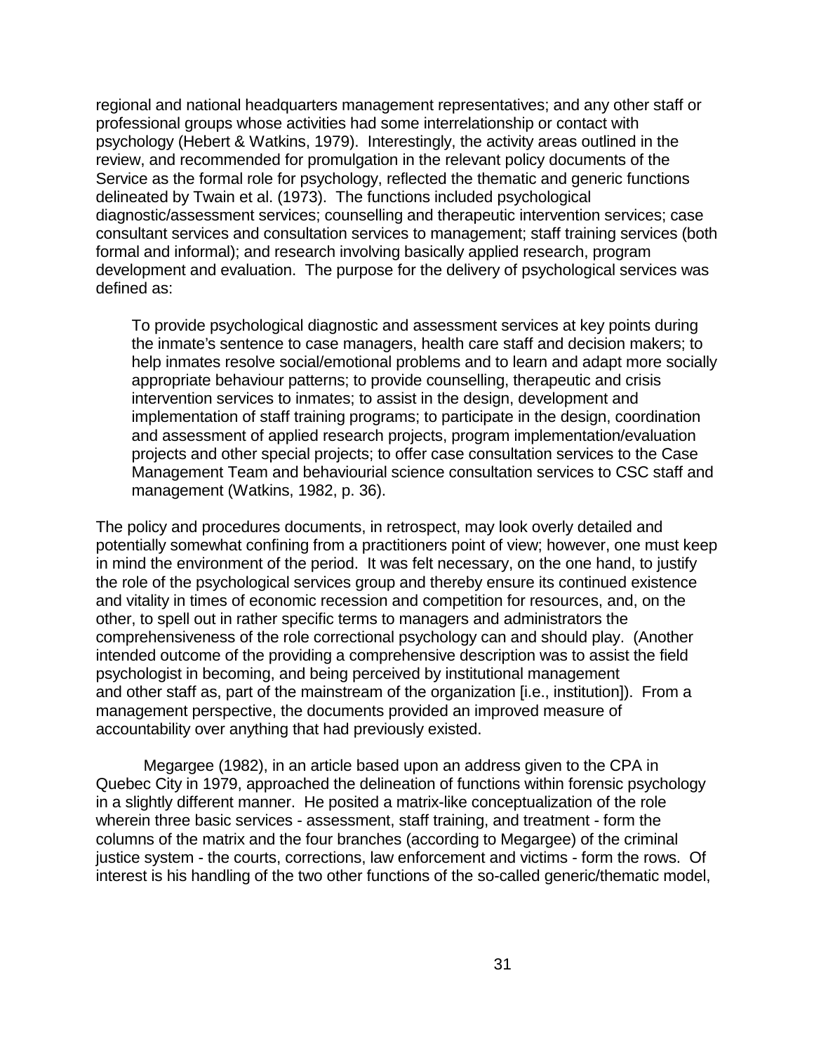regional and national headquarters management representatives; and any other staff or professional groups whose activities had some interrelationship or contact with psychology (Hebert & Watkins, 1979). Interestingly, the activity areas outlined in the review, and recommended for promulgation in the relevant policy documents of the Service as the formal role for psychology, reflected the thematic and generic functions delineated by Twain et al. (1973). The functions included psychological diagnostic/assessment services; counselling and therapeutic intervention services; case consultant services and consultation services to management; staff training services (both formal and informal); and research involving basically applied research, program development and evaluation. The purpose for the delivery of psychological services was defined as:

> To provide psychological diagnostic and assessment services at key points during the inmate's sentence to case managers, health care staff and decision makers; to help inmates resolve social/emotional problems and to learn and adapt more socially appropriate behaviour patterns; to provide counselling, therapeutic and crisis intervention services to inmates; to assist in the design, development and implementation of staff training programs; to participate in the design, coordination and assessment of applied research projects, program implementation/evaluation projects and other special projects; to offer case consultation services to the Case Management Team and behaviourial science consultation services to CSC staff and management (Watkins, 1982, p. 36).

The policy and procedures documents, in retrospect, may look overly detailed and potentially somewhat confining from a practitioners point of view; however, one must keep in mind the environment of the period. It was felt necessary, on the one hand, to justify the role of the psychological services group and thereby ensure its continued existence and vitality in times of economic recession and competition for resources, and, on the other, to spell out in rather specific terms to managers and administrators the comprehensiveness of the role correctional psychology can and should play. (Another intended outcome of the providing a comprehensive description was to assist the field psychologist in becoming, and being perceived by institutional management and other staff as, part of the mainstream of the organization [i.e., institution]). From a management perspective, the documents provided an improved measure of accountability over anything that had previously existed.

Megargee (1982), in an article based upon an address given to the CPA in Quebec City in 1979, approached the delineation of functions within forensic psychology in a slightly different manner. He posited a matrix-like conceptualization of the role wherein three basic services - assessment, staff training, and treatment - form the columns of the matrix and the four branches (according to Megargee) of the criminal justice system - the courts, corrections, law enforcement and victims - form the rows. Of interest is his handling of the two other functions of the so-called generic/thematic model,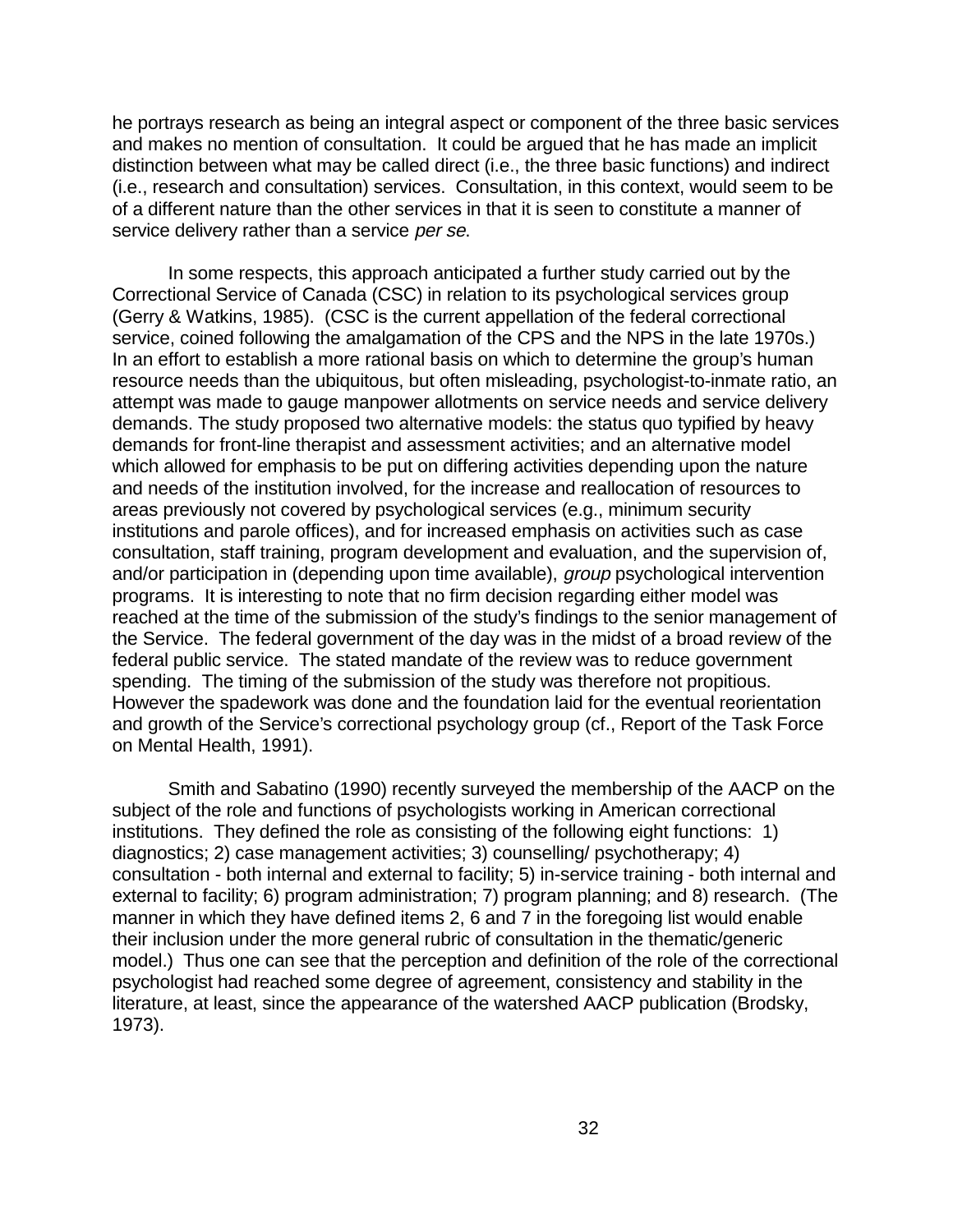he portrays research as being an integral aspect or component of the three basic services and makes no mention of consultation. It could be argued that he has made an implicit distinction between what may be called direct (i.e., the three basic functions) and indirect (i.e., research and consultation) services. Consultation, in this context, would seem to be of a different nature than the other services in that it is seen to constitute a manner of service delivery rather than a service *per se*.

In some respects, this approach anticipated a further study carried out by the Correctional Service of Canada (CSC) in relation to its psychological services group (Gerry & Watkins, 1985). (CSC is the current appellation of the federal correctional service, coined following the amalgamation of the CPS and the NPS in the late 1970s.) In an effort to establish a more rational basis on which to determine the group's human resource needs than the ubiquitous, but often misleading, psychologist-to-inmate ratio, an attempt was made to gauge manpower allotments on service needs and service delivery demands. The study proposed two alternative models: the status quo typified by heavy demands for front-line therapist and assessment activities; and an alternative model which allowed for emphasis to be put on differing activities depending upon the nature and needs of the institution involved, for the increase and reallocation of resources to areas previously not covered by psychological services (e.g., minimum security institutions and parole offices), and for increased emphasis on activities such as case consultation, staff training, program development and evaluation, and the supervision of, and/or participation in (depending upon time available), *group* psychological intervention programs. It is interesting to note that no firm decision regarding either model was reached at the time of the submission of the study's findings to the senior management of the Service. The federal government of the day was in the midst of a broad review of the federal public service. The stated mandate of the review was to reduce government spending. The timing of the submission of the study was therefore not propitious. However the spadework was done and the foundation laid for the eventual reorientation and growth of the Service's correctional psychology group (cf., Report of the Task Force on Mental Health, 1991).

Smith and Sabatino (1990) recently surveyed the membership of the AACP on the subject of the role and functions of psychologists working in American correctional institutions. They defined the role as consisting of the following eight functions: 1) diagnostics; 2) case management activities; 3) counselling/ psychotherapy; 4) consultation - both internal and external to facility; 5) in-service training - both internal and external to facility; 6) program administration; 7) program planning; and 8) research. (The manner in which they have defined items 2, 6 and 7 in the foregoing list would enable their inclusion under the more general rubric of consultation in the thematic/generic model.) Thus one can see that the perception and definition of the role of the correctional psychologist had reached some degree of agreement, consistency and stability in the literature, at least, since the appearance of the watershed AACP publication (Brodsky, 1973).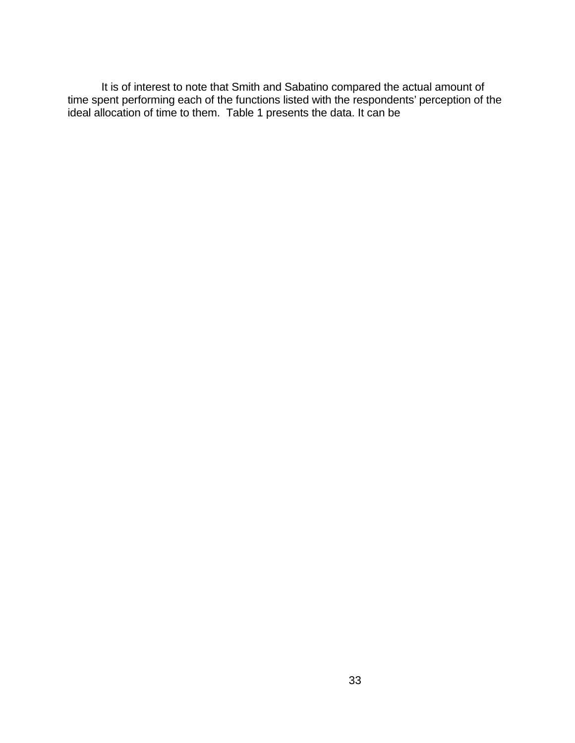It is of interest to note that Smith and Sabatino compared the actual amount of time spent performing each of the functions listed with the respondents' perception of the ideal allocation of time to them. Table 1 presents the data. It can be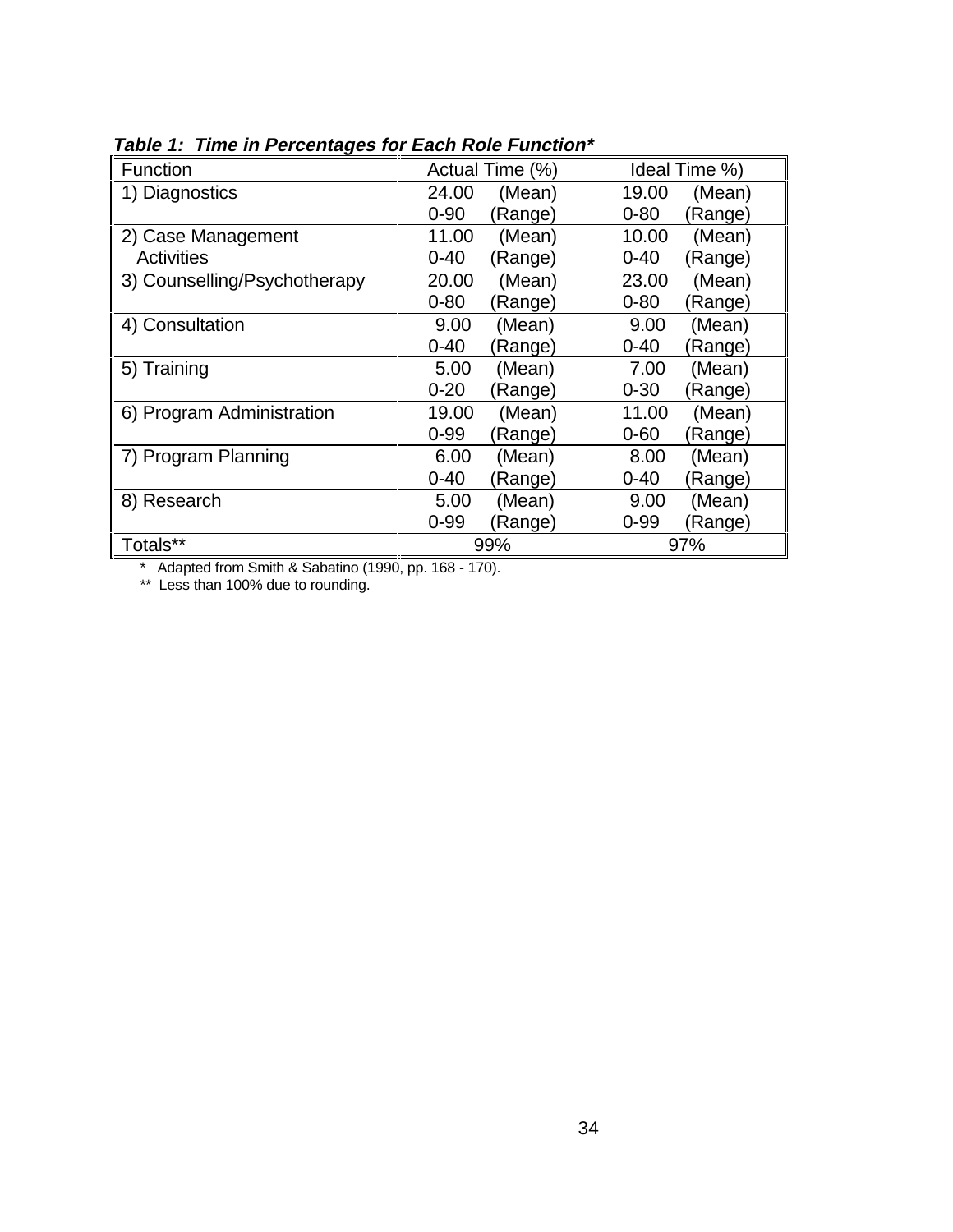***Table 1: Time in Percentages for Each Role Function****

| Function | Actual Time (%) | Ideal Time %) |
|---|---|---|
| 1) Diagnostics | 24.00 (Mean)<br>0-90 (Range) | 19.00 (Mean)<br>0-80 (Range) |
| 2) Case Management Activities | 11.00 (Mean)<br>0-40 (Range) | 10.00 (Mean)<br>0-40 (Range) |
| 3) Counselling/Psychotherapy | 20.00 (Mean)<br>0-80 (Range) | 23.00 (Mean)<br>0-80 (Range) |
| 4) Consultation | 9.00 (Mean)<br>0-40 (Range) | 9.00 (Mean)<br>0-40 (Range) |
| 5) Training | 5.00 (Mean)<br>0-20 (Range) | 7.00 (Mean)<br>0-30 (Range) |
| 6) Program Administration | 19.00 (Mean)<br>0-99 (Range) | 11.00 (Mean)<br>0-60 (Range) |
| 7) Program Planning | 6.00 (Mean)<br>0-40 (Range) | 8.00 (Mean)<br>0-40 (Range) |
| 8) Research | 5.00 (Mean)<br>0-99 (Range) | 9.00 (Mean)<br>0-99 (Range) |
| Totals** | 99% | 97% |

\* Adapted from Smith & Sabatino (1990, pp. 168 - 170).

\** Less than 100% due to rounding.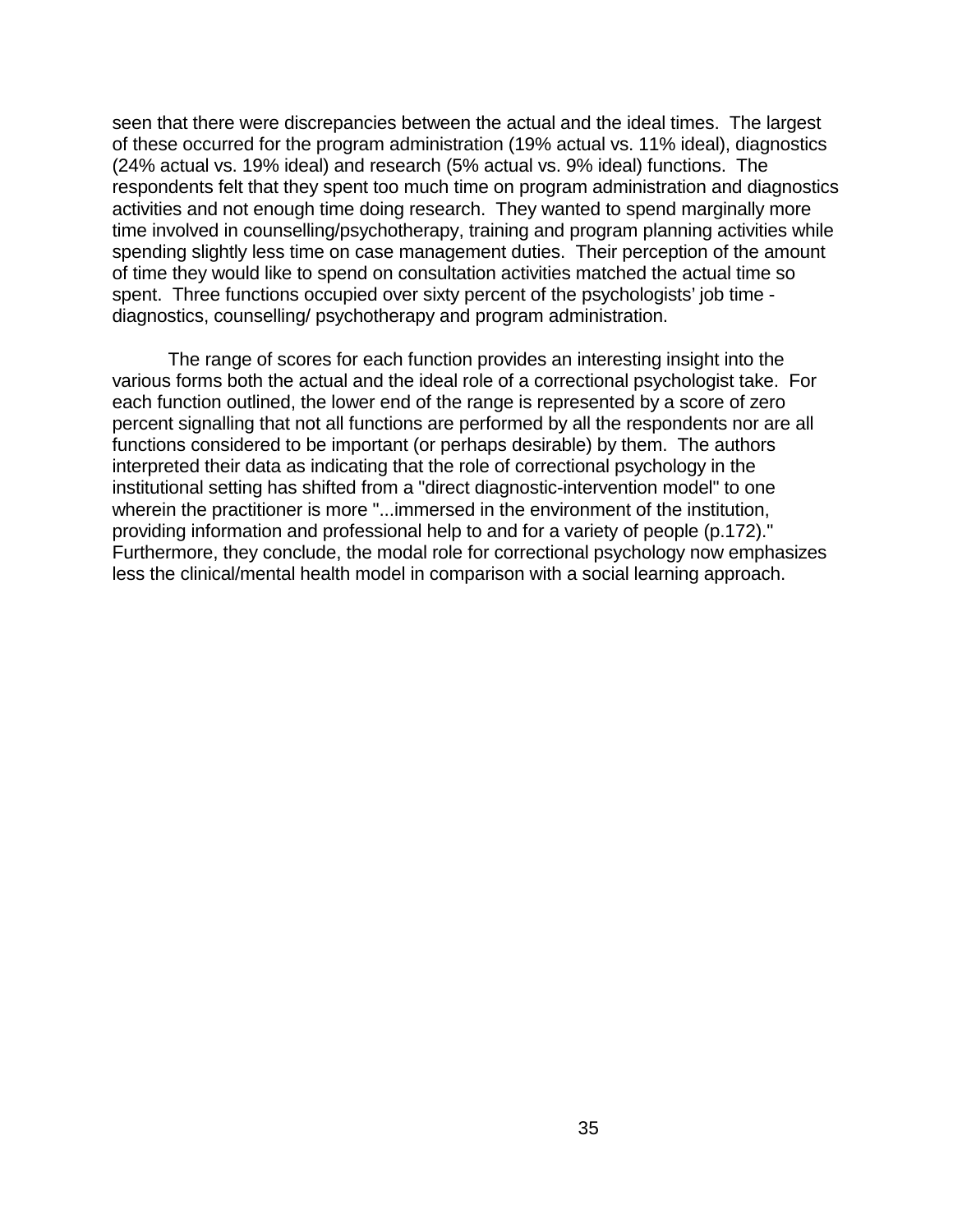seen that there were discrepancies between the actual and the ideal times. The largest of these occurred for the program administration (19% actual vs. 11% ideal), diagnostics (24% actual vs. 19% ideal) and research (5% actual vs. 9% ideal) functions. The respondents felt that they spent too much time on program administration and diagnostics activities and not enough time doing research. They wanted to spend marginally more time involved in counselling/psychotherapy, training and program planning activities while spending slightly less time on case management duties. Their perception of the amount of time they would like to spend on consultation activities matched the actual time so spent. Three functions occupied over sixty percent of the psychologists' job time - diagnostics, counselling/ psychotherapy and program administration.

The range of scores for each function provides an interesting insight into the various forms both the actual and the ideal role of a correctional psychologist take. For each function outlined, the lower end of the range is represented by a score of zero percent signalling that not all functions are performed by all the respondents nor are all functions considered to be important (or perhaps desirable) by them. The authors interpreted their data as indicating that the role of correctional psychology in the institutional setting has shifted from a "direct diagnostic-intervention model" to one wherein the practitioner is more "...immersed in the environment of the institution, providing information and professional help to and for a variety of people (p.172)." Furthermore, they conclude, the modal role for correctional psychology now emphasizes less the clinical/mental health model in comparison with a social learning approach.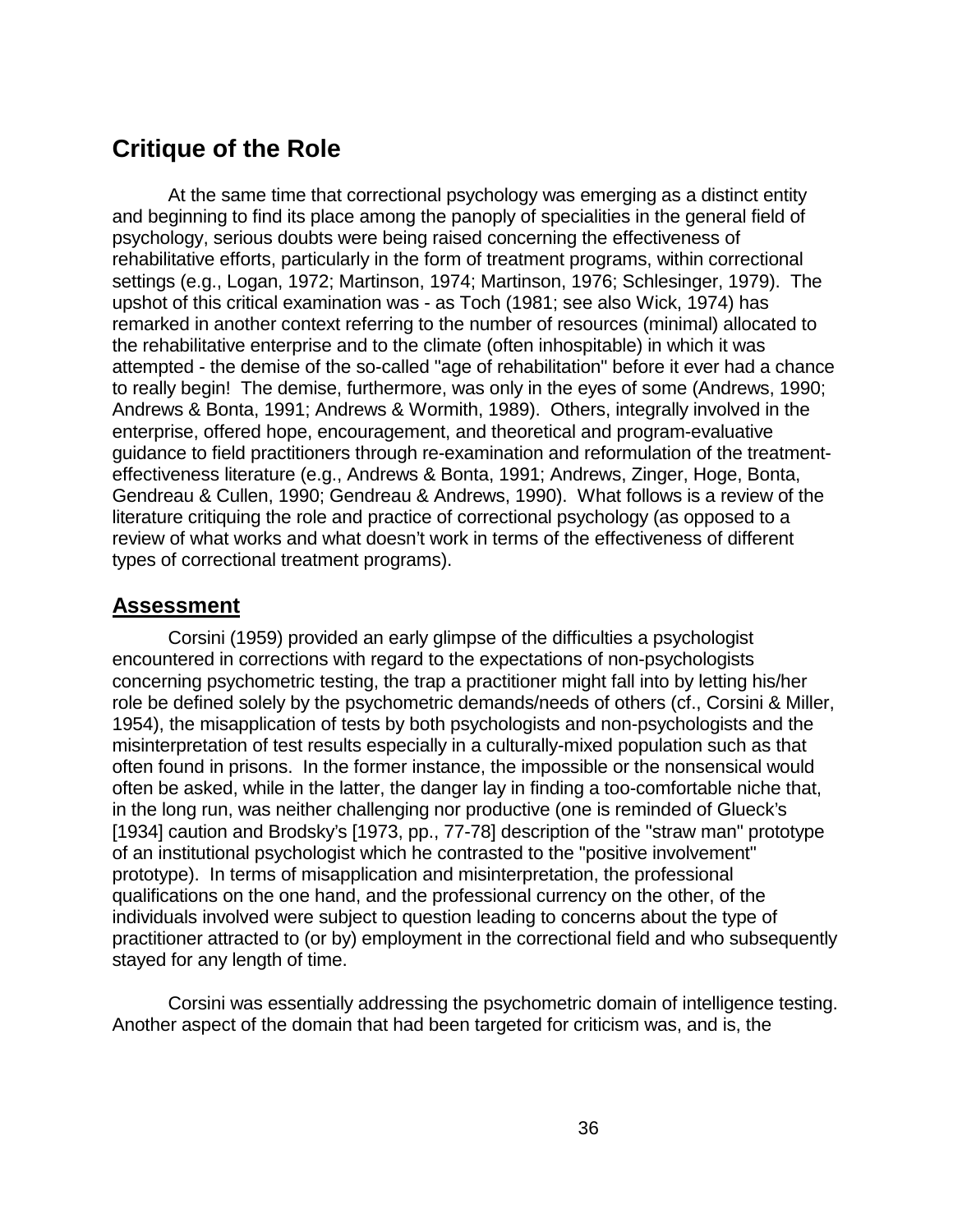## Critique of the Role

At the same time that correctional psychology was emerging as a distinct entity and beginning to find its place among the panoply of specialities in the general field of psychology, serious doubts were being raised concerning the effectiveness of rehabilitative efforts, particularly in the form of treatment programs, within correctional settings (e.g., Logan, 1972; Martinson, 1974; Martinson, 1976; Schlesinger, 1979). The upshot of this critical examination was - as Toch (1981; see also Wick, 1974) has remarked in another context referring to the number of resources (minimal) allocated to the rehabilitative enterprise and to the climate (often inhospitable) in which it was attempted - the demise of the so-called "age of rehabilitation" before it ever had a chance to really begin! The demise, furthermore, was only in the eyes of some (Andrews, 1990; Andrews & Bonta, 1991; Andrews & Wormith, 1989). Others, integrally involved in the enterprise, offered hope, encouragement, and theoretical and program-evaluative guidance to field practitioners through re-examination and reformulation of the treatment-effectiveness literature (e.g., Andrews & Bonta, 1991; Andrews, Zinger, Hoge, Bonta, Gendreau & Cullen, 1990; Gendreau & Andrews, 1990). What follows is a review of the literature critiquing the role and practice of correctional psychology (as opposed to a review of what works and what doesn't work in terms of the effectiveness of different types of correctional treatment programs).

### **Assessment**

Corsini (1959) provided an early glimpse of the difficulties a psychologist encountered in corrections with regard to the expectations of non-psychologists concerning psychometric testing, the trap a practitioner might fall into by letting his/her role be defined solely by the psychometric demands/needs of others (cf., Corsini & Miller, 1954), the misapplication of tests by both psychologists and non-psychologists and the misinterpretation of test results especially in a culturally-mixed population such as that often found in prisons. In the former instance, the impossible or the nonsensical would often be asked, while in the latter, the danger lay in finding a too-comfortable niche that, in the long run, was neither challenging nor productive (one is reminded of Glueck's [1934] caution and Brodsky's [1973, pp., 77-78] description of the "straw man" prototype of an institutional psychologist which he contrasted to the "positive involvement" prototype). In terms of misapplication and misinterpretation, the professional qualifications on the one hand, and the professional currency on the other, of the individuals involved were subject to question leading to concerns about the type of practitioner attracted to (or by) employment in the correctional field and who subsequently stayed for any length of time.

Corsini was essentially addressing the psychometric domain of intelligence testing. Another aspect of the domain that had been targeted for criticism was, and is, the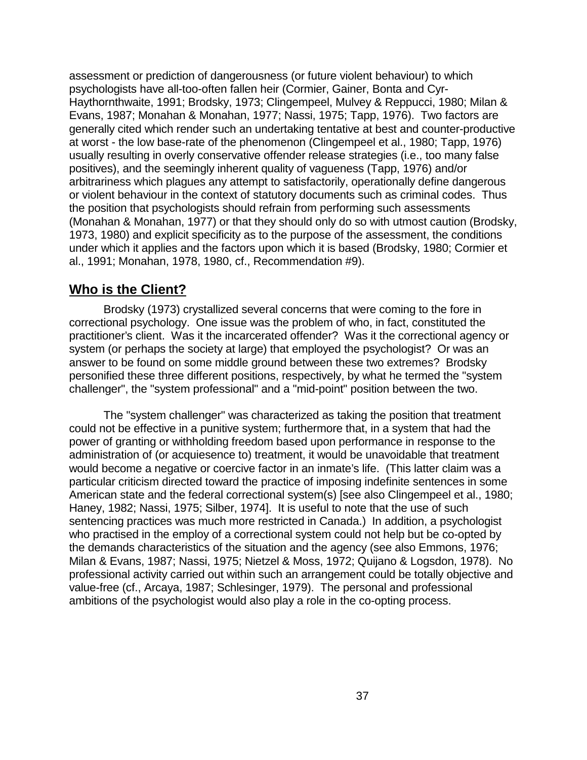assessment or prediction of dangerousness (or future violent behaviour) to which psychologists have all-too-often fallen heir (Cormier, Gainer, Bonta and Cyr-Haythornthwaite, 1991; Brodsky, 1973; Clingempeel, Mulvey & Reppucci, 1980; Milan & Evans, 1987; Monahan & Monahan, 1977; Nassi, 1975; Tapp, 1976). Two factors are generally cited which render such an undertaking tentative at best and counter-productive at worst - the low base-rate of the phenomenon (Clingempeel et al., 1980; Tapp, 1976) usually resulting in overly conservative offender release strategies (i.e., too many false positives), and the seemingly inherent quality of vagueness (Tapp, 1976) and/or arbitrariness which plagues any attempt to satisfactorily, operationally define dangerous or violent behaviour in the context of statutory documents such as criminal codes. Thus the position that psychologists should refrain from performing such assessments (Monahan & Monahan, 1977) or that they should only do so with utmost caution (Brodsky, 1973, 1980) and explicit specificity as to the purpose of the assessment, the conditions under which it applies and the factors upon which it is based (Brodsky, 1980; Cormier et al., 1991; Monahan, 1978, 1980, cf., Recommendation #9).

## **Who is the Client?**

Brodsky (1973) crystallized several concerns that were coming to the fore in correctional psychology. One issue was the problem of who, in fact, constituted the practitioner's client. Was it the incarcerated offender? Was it the correctional agency or system (or perhaps the society at large) that employed the psychologist? Or was an answer to be found on some middle ground between these two extremes? Brodsky personified these three different positions, respectively, by what he termed the "system challenger", the "system professional" and a "mid-point" position between the two.

The "system challenger" was characterized as taking the position that treatment could not be effective in a punitive system; furthermore that, in a system that had the power of granting or withholding freedom based upon performance in response to the administration of (or acquiesence to) treatment, it would be unavoidable that treatment would become a negative or coercive factor in an inmate's life. (This latter claim was a particular criticism directed toward the practice of imposing indefinite sentences in some American state and the federal correctional system(s) [see also Clingempeel et al., 1980; Haney, 1982; Nassi, 1975; Silber, 1974]. It is useful to note that the use of such sentencing practices was much more restricted in Canada.) In addition, a psychologist who practised in the employ of a correctional system could not help but be co-opted by the demands characteristics of the situation and the agency (see also Emmons, 1976; Milan & Evans, 1987; Nassi, 1975; Nietzel & Moss, 1972; Quijano & Logsdon, 1978). No professional activity carried out within such an arrangement could be totally objective and value-free (cf., Arcaya, 1987; Schlesinger, 1979). The personal and professional ambitions of the psychologist would also play a role in the co-opting process.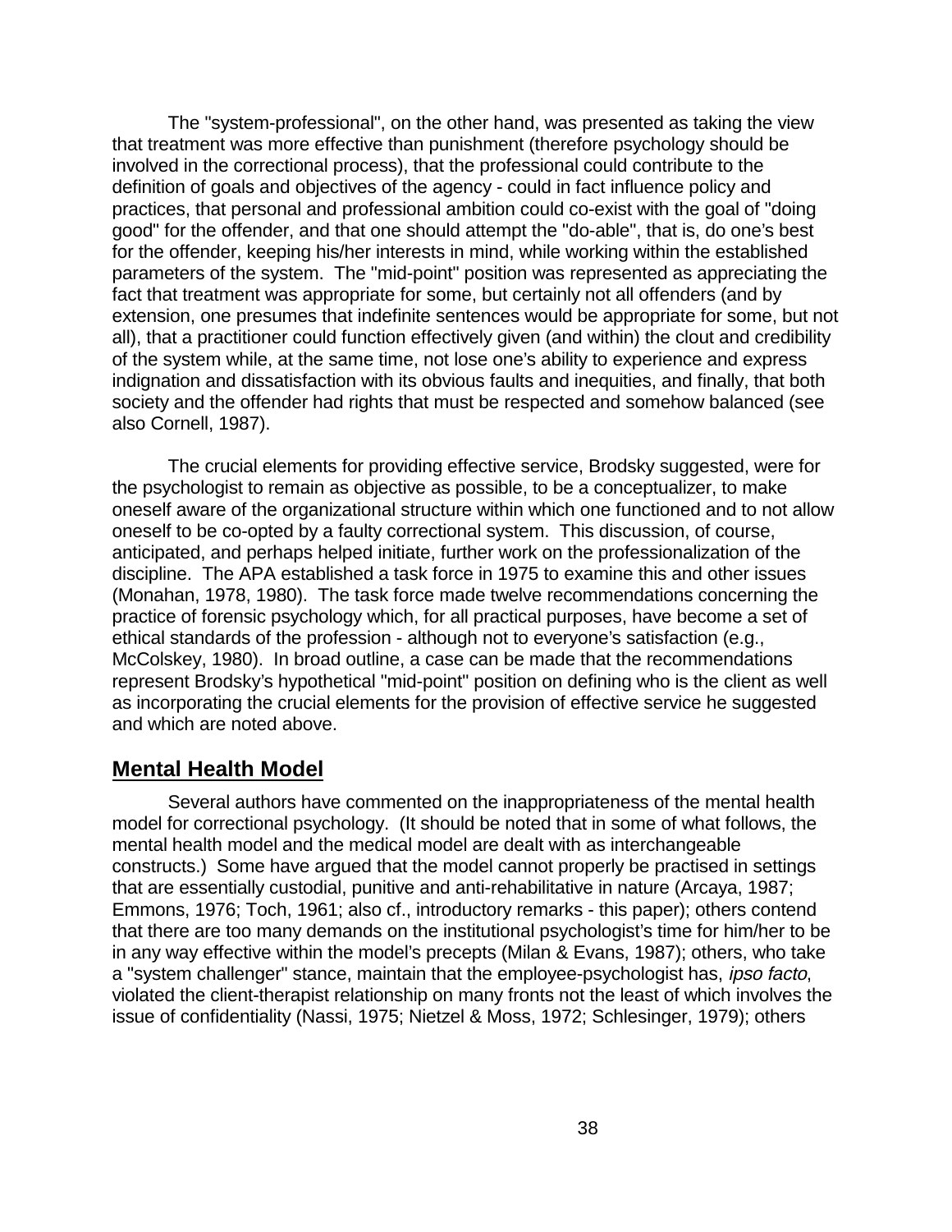The "system-professional", on the other hand, was presented as taking the view that treatment was more effective than punishment (therefore psychology should be involved in the correctional process), that the professional could contribute to the definition of goals and objectives of the agency - could in fact influence policy and practices, that personal and professional ambition could co-exist with the goal of "doing good" for the offender, and that one should attempt the "do-able", that is, do one's best for the offender, keeping his/her interests in mind, while working within the established parameters of the system. The "mid-point" position was represented as appreciating the fact that treatment was appropriate for some, but certainly not all offenders (and by extension, one presumes that indefinite sentences would be appropriate for some, but not all), that a practitioner could function effectively given (and within) the clout and credibility of the system while, at the same time, not lose one's ability to experience and express indignation and dissatisfaction with its obvious faults and inequities, and finally, that both society and the offender had rights that must be respected and somehow balanced (see also Cornell, 1987).

The crucial elements for providing effective service, Brodsky suggested, were for the psychologist to remain as objective as possible, to be a conceptualizer, to make oneself aware of the organizational structure within which one functioned and to not allow oneself to be co-opted by a faulty correctional system. This discussion, of course, anticipated, and perhaps helped initiate, further work on the professionalization of the discipline. The APA established a task force in 1975 to examine this and other issues (Monahan, 1978, 1980). The task force made twelve recommendations concerning the practice of forensic psychology which, for all practical purposes, have become a set of ethical standards of the profession - although not to everyone's satisfaction (e.g., McColskey, 1980). In broad outline, a case can be made that the recommendations represent Brodsky's hypothetical "mid-point" position on defining who is the client as well as incorporating the crucial elements for the provision of effective service he suggested and which are noted above.

## Mental Health Model

Several authors have commented on the inappropriateness of the mental health model for correctional psychology. (It should be noted that in some of what follows, the mental health model and the medical model are dealt with as interchangeable constructs.) Some have argued that the model cannot properly be practised in settings that are essentially custodial, punitive and anti-rehabilitative in nature (Arcaya, 1987; Emmons, 1976; Toch, 1961; also cf., introductory remarks - this paper); others contend that there are too many demands on the institutional psychologist's time for him/her to be in any way effective within the model's precepts (Milan & Evans, 1987); others, who take a "system challenger" stance, maintain that the employee-psychologist has, *ipso facto*, violated the client-therapist relationship on many fronts not the least of which involves the issue of confidentiality (Nassi, 1975; Nietzel & Moss, 1972; Schlesinger, 1979); others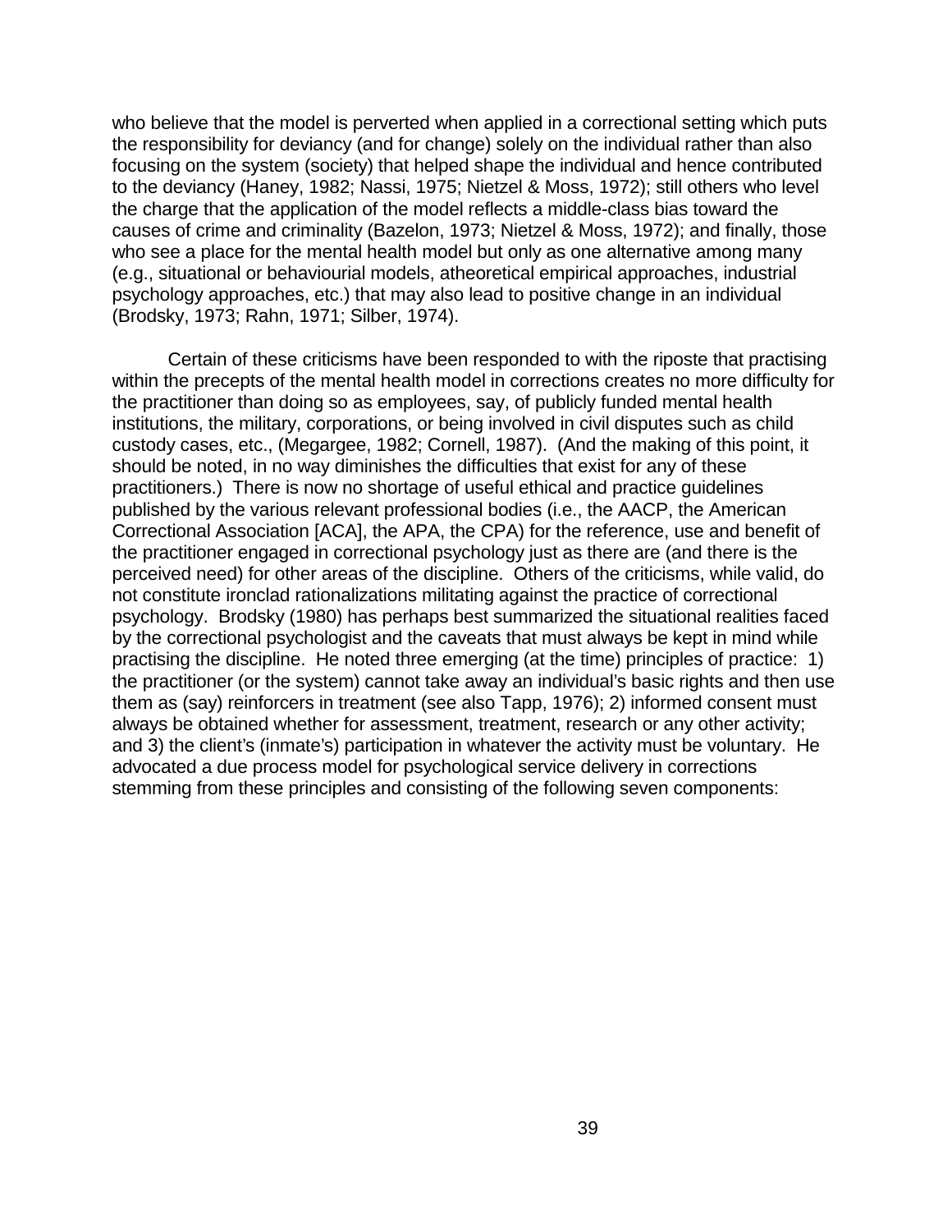who believe that the model is perverted when applied in a correctional setting which puts the responsibility for deviancy (and for change) solely on the individual rather than also focusing on the system (society) that helped shape the individual and hence contributed to the deviancy (Haney, 1982; Nassi, 1975; Nietzel & Moss, 1972); still others who level the charge that the application of the model reflects a middle-class bias toward the causes of crime and criminality (Bazelon, 1973; Nietzel & Moss, 1972); and finally, those who see a place for the mental health model but only as one alternative among many (e.g., situational or behaviourial models, atheoretical empirical approaches, industrial psychology approaches, etc.) that may also lead to positive change in an individual (Brodsky, 1973; Rahn, 1971; Silber, 1974).

Certain of these criticisms have been responded to with the riposte that practising within the precepts of the mental health model in corrections creates no more difficulty for the practitioner than doing so as employees, say, of publicly funded mental health institutions, the military, corporations, or being involved in civil disputes such as child custody cases, etc., (Megargee, 1982; Cornell, 1987). (And the making of this point, it should be noted, in no way diminishes the difficulties that exist for any of these practitioners.) There is now no shortage of useful ethical and practice guidelines published by the various relevant professional bodies (i.e., the AACP, the American Correctional Association [ACA], the APA, the CPA) for the reference, use and benefit of the practitioner engaged in correctional psychology just as there are (and there is the perceived need) for other areas of the discipline. Others of the criticisms, while valid, do not constitute ironclad rationalizations militating against the practice of correctional psychology. Brodsky (1980) has perhaps best summarized the situational realities faced by the correctional psychologist and the caveats that must always be kept in mind while practising the discipline. He noted three emerging (at the time) principles of practice: 1) the practitioner (or the system) cannot take away an individual's basic rights and then use them as (say) reinforcers in treatment (see also Tapp, 1976); 2) informed consent must always be obtained whether for assessment, treatment, research or any other activity; and 3) the client's (inmate's) participation in whatever the activity must be voluntary. He advocated a due process model for psychological service delivery in corrections stemming from these principles and consisting of the following seven components: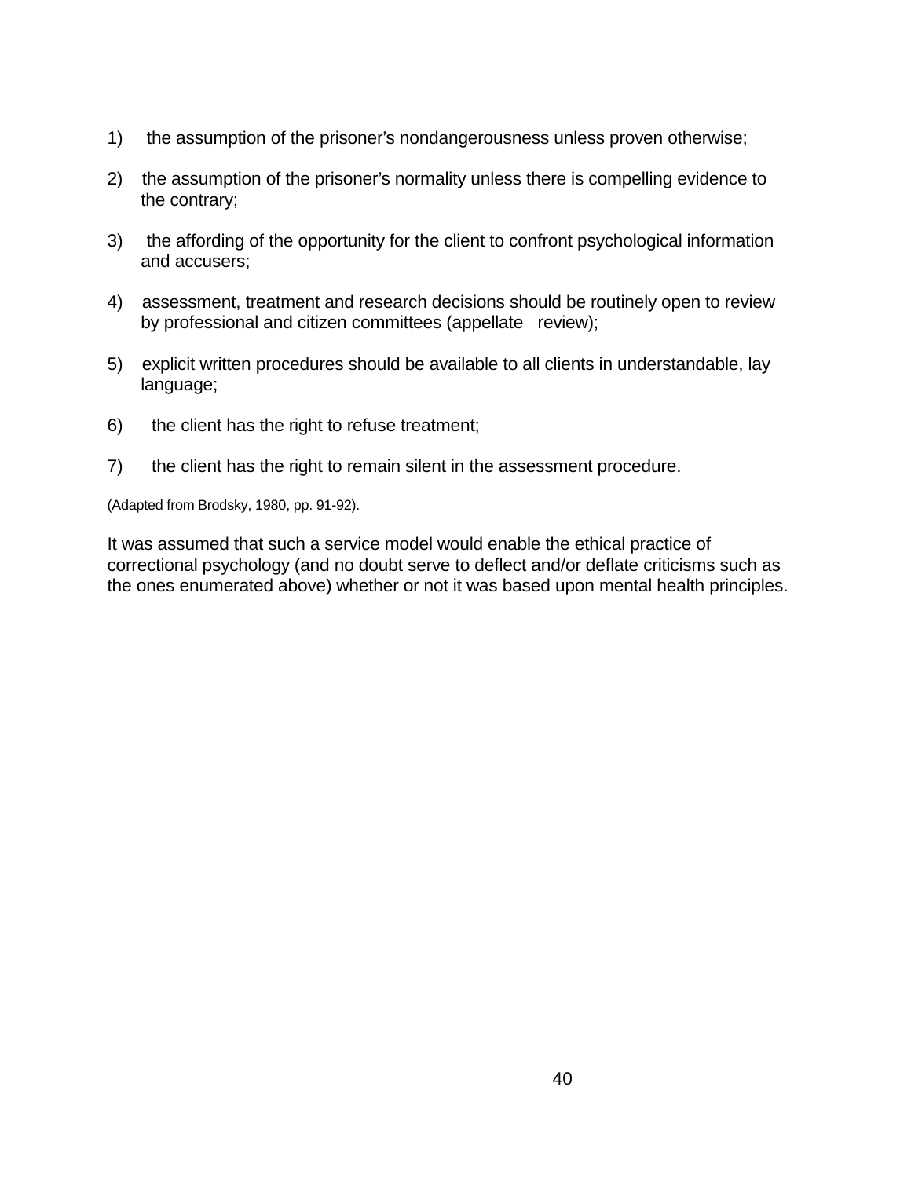1) the assumption of the prisoner's nondangerousness unless proven otherwise;

2) the assumption of the prisoner's normality unless there is compelling evidence to the contrary;

3) the affording of the opportunity for the client to confront psychological information and accusers;

4) assessment, treatment and research decisions should be routinely open to review by professional and citizen committees (appellate review);

5) explicit written procedures should be available to all clients in understandable, lay language;

6) the client has the right to refuse treatment;

7) the client has the right to remain silent in the assessment procedure.

(Adapted from Brodsky, 1980, pp. 91-92).

It was assumed that such a service model would enable the ethical practice of correctional psychology (and no doubt serve to deflect and/or deflate criticisms such as the ones enumerated above) whether or not it was based upon mental health principles.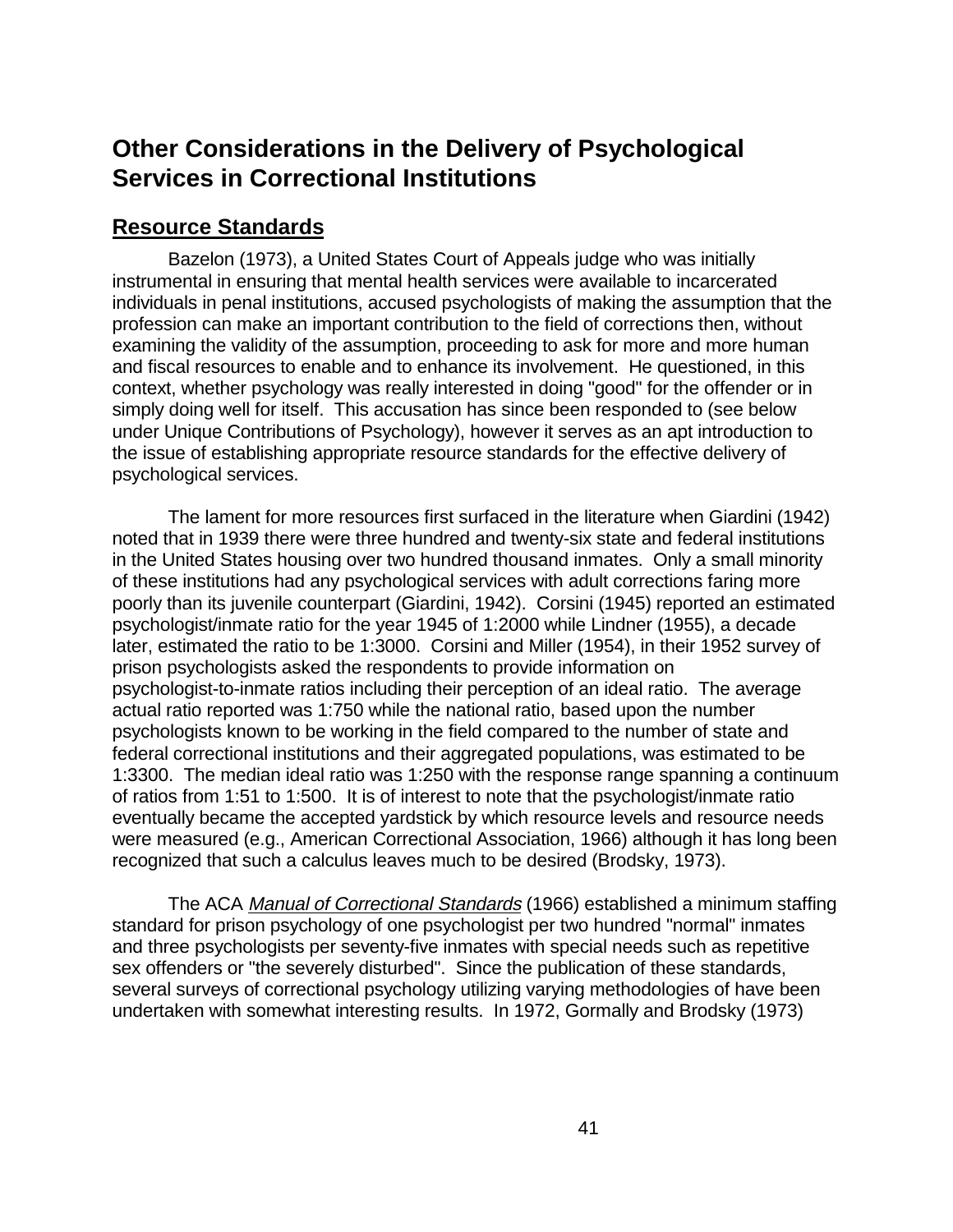# Other Considerations in the Delivery of Psychological Services in Correctional Institutions

## Resource Standards

Bazelon (1973), a United States Court of Appeals judge who was initially instrumental in ensuring that mental health services were available to incarcerated individuals in penal institutions, accused psychologists of making the assumption that the profession can make an important contribution to the field of corrections then, without examining the validity of the assumption, proceeding to ask for more and more human and fiscal resources to enable and to enhance its involvement. He questioned, in this context, whether psychology was really interested in doing "good" for the offender or in simply doing well for itself. This accusation has since been responded to (see below under Unique Contributions of Psychology), however it serves as an apt introduction to the issue of establishing appropriate resource standards for the effective delivery of psychological services.

The lament for more resources first surfaced in the literature when Giardini (1942) noted that in 1939 there were three hundred and twenty-six state and federal institutions in the United States housing over two hundred thousand inmates. Only a small minority of these institutions had any psychological services with adult corrections faring more poorly than its juvenile counterpart (Giardini, 1942). Corsini (1945) reported an estimated psychologist/inmate ratio for the year 1945 of 1:2000 while Lindner (1955), a decade later, estimated the ratio to be 1:3000. Corsini and Miller (1954), in their 1952 survey of prison psychologists asked the respondents to provide information on psychologist-to-inmate ratios including their perception of an ideal ratio. The average actual ratio reported was 1:750 while the national ratio, based upon the number psychologists known to be working in the field compared to the number of state and federal correctional institutions and their aggregated populations, was estimated to be 1:3300. The median ideal ratio was 1:250 with the response range spanning a continuum of ratios from 1:51 to 1:500. It is of interest to note that the psychologist/inmate ratio eventually became the accepted yardstick by which resource levels and resource needs were measured (e.g., American Correctional Association, 1966) although it has long been recognized that such a calculus leaves much to be desired (Brodsky, 1973).

The ACA *Manual of Correctional Standards* (1966) established a minimum staffing standard for prison psychology of one psychologist per two hundred "normal" inmates and three psychologists per seventy-five inmates with special needs such as repetitive sex offenders or "the severely disturbed". Since the publication of these standards, several surveys of correctional psychology utilizing varying methodologies of have been undertaken with somewhat interesting results. In 1972, Gormally and Brodsky (1973)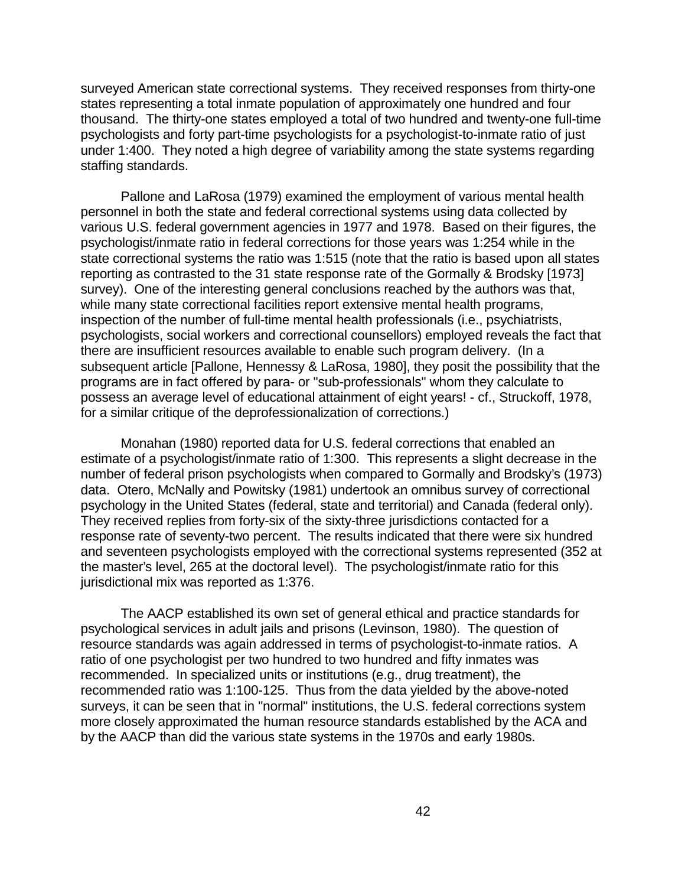surveyed American state correctional systems. They received responses from thirty-one states representing a total inmate population of approximately one hundred and four thousand. The thirty-one states employed a total of two hundred and twenty-one full-time psychologists and forty part-time psychologists for a psychologist-to-inmate ratio of just under 1:400. They noted a high degree of variability among the state systems regarding staffing standards.

Pallone and LaRosa (1979) examined the employment of various mental health personnel in both the state and federal correctional systems using data collected by various U.S. federal government agencies in 1977 and 1978. Based on their figures, the psychologist/inmate ratio in federal corrections for those years was 1:254 while in the state correctional systems the ratio was 1:515 (note that the ratio is based upon all states reporting as contrasted to the 31 state response rate of the Gormally & Brodsky [1973] survey). One of the interesting general conclusions reached by the authors was that, while many state correctional facilities report extensive mental health programs, inspection of the number of full-time mental health professionals (i.e., psychiatrists, psychologists, social workers and correctional counsellors) employed reveals the fact that there are insufficient resources available to enable such program delivery. (In a subsequent article [Pallone, Hennessy & LaRosa, 1980], they posit the possibility that the programs are in fact offered by para- or "sub-professionals" whom they calculate to possess an average level of educational attainment of eight years! - cf., Struckoff, 1978, for a similar critique of the deprofessionalization of corrections.)

Monahan (1980) reported data for U.S. federal corrections that enabled an estimate of a psychologist/inmate ratio of 1:300. This represents a slight decrease in the number of federal prison psychologists when compared to Gormally and Brodsky's (1973) data. Otero, McNally and Powitsky (1981) undertook an omnibus survey of correctional psychology in the United States (federal, state and territorial) and Canada (federal only). They received replies from forty-six of the sixty-three jurisdictions contacted for a response rate of seventy-two percent. The results indicated that there were six hundred and seventeen psychologists employed with the correctional systems represented (352 at the master's level, 265 at the doctoral level). The psychologist/inmate ratio for this jurisdictional mix was reported as 1:376.

The AACP established its own set of general ethical and practice standards for psychological services in adult jails and prisons (Levinson, 1980). The question of resource standards was again addressed in terms of psychologist-to-inmate ratios. A ratio of one psychologist per two hundred to two hundred and fifty inmates was recommended. In specialized units or institutions (e.g., drug treatment), the recommended ratio was 1:100-125. Thus from the data yielded by the above-noted surveys, it can be seen that in "normal" institutions, the U.S. federal corrections system more closely approximated the human resource standards established by the ACA and by the AACP than did the various state systems in the 1970s and early 1980s.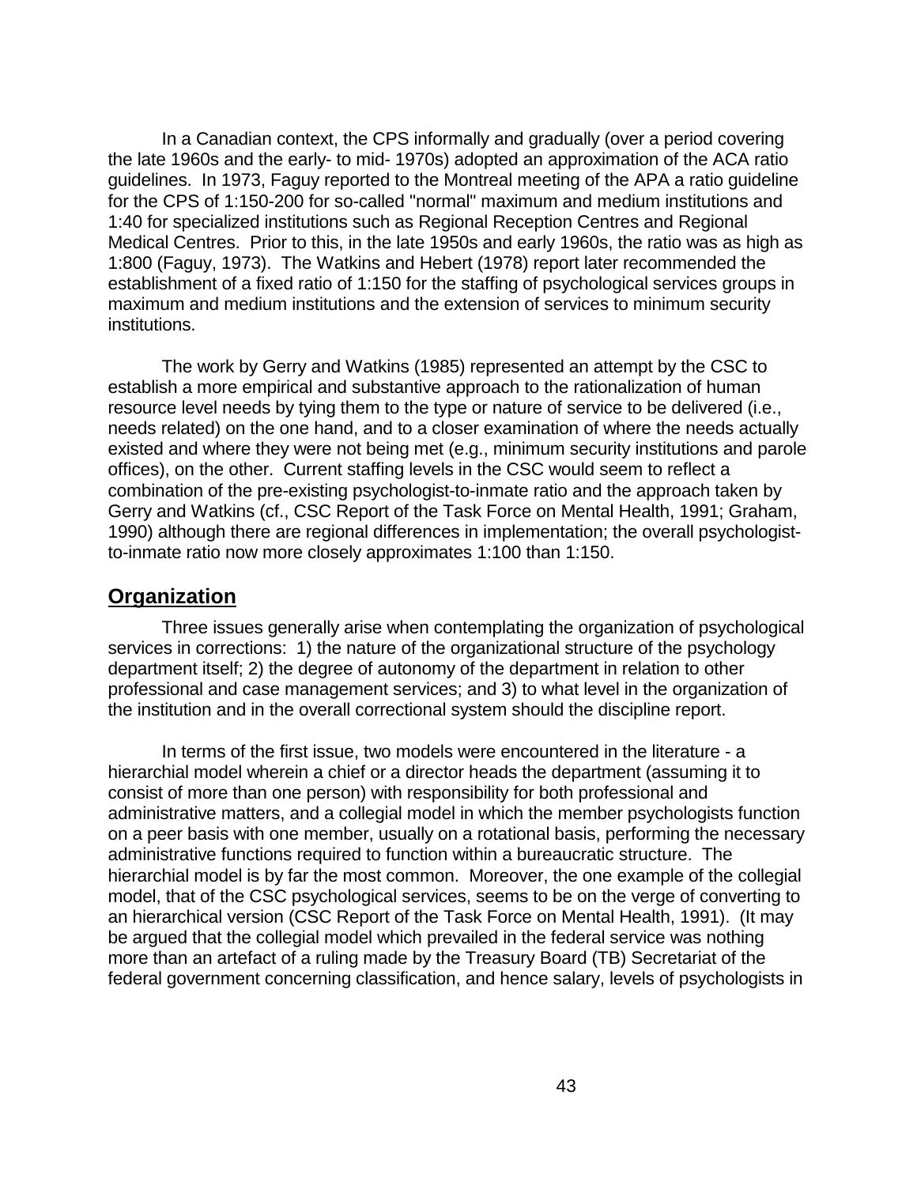In a Canadian context, the CPS informally and gradually (over a period covering the late 1960s and the early- to mid- 1970s) adopted an approximation of the ACA ratio guidelines. In 1973, Faguy reported to the Montreal meeting of the APA a ratio guideline for the CPS of 1:150-200 for so-called "normal" maximum and medium institutions and 1:40 for specialized institutions such as Regional Reception Centres and Regional Medical Centres. Prior to this, in the late 1950s and early 1960s, the ratio was as high as 1:800 (Faguy, 1973). The Watkins and Hebert (1978) report later recommended the establishment of a fixed ratio of 1:150 for the staffing of psychological services groups in maximum and medium institutions and the extension of services to minimum security institutions.

The work by Gerry and Watkins (1985) represented an attempt by the CSC to establish a more empirical and substantive approach to the rationalization of human resource level needs by tying them to the type or nature of service to be delivered (i.e., needs related) on the one hand, and to a closer examination of where the needs actually existed and where they were not being met (e.g., minimum security institutions and parole offices), on the other. Current staffing levels in the CSC would seem to reflect a combination of the pre-existing psychologist-to-inmate ratio and the approach taken by Gerry and Watkins (cf., CSC Report of the Task Force on Mental Health, 1991; Graham, 1990) although there are regional differences in implementation; the overall psychologist-to-inmate ratio now more closely approximates 1:100 than 1:150.

## Organization

Three issues generally arise when contemplating the organization of psychological services in corrections: 1) the nature of the organizational structure of the psychology department itself; 2) the degree of autonomy of the department in relation to other professional and case management services; and 3) to what level in the organization of the institution and in the overall correctional system should the discipline report.

In terms of the first issue, two models were encountered in the literature - a hierarchial model wherein a chief or a director heads the department (assuming it to consist of more than one person) with responsibility for both professional and administrative matters, and a collegial model in which the member psychologists function on a peer basis with one member, usually on a rotational basis, performing the necessary administrative functions required to function within a bureaucratic structure. The hierarchial model is by far the most common. Moreover, the one example of the collegial model, that of the CSC psychological services, seems to be on the verge of converting to an hierarchical version (CSC Report of the Task Force on Mental Health, 1991). (It may be argued that the collegial model which prevailed in the federal service was nothing more than an artefact of a ruling made by the Treasury Board (TB) Secretariat of the federal government concerning classification, and hence salary, levels of psychologists in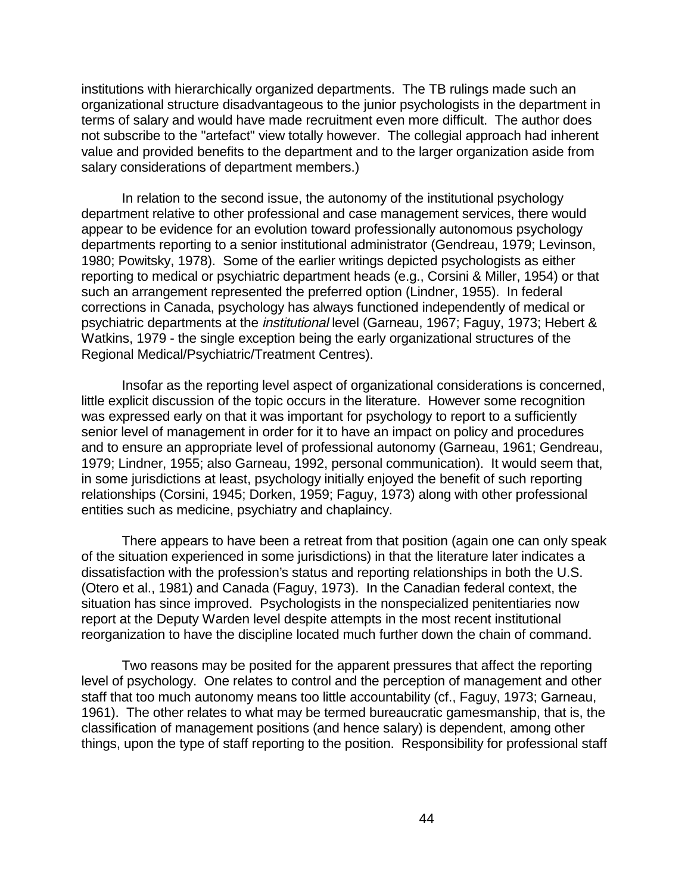institutions with hierarchically organized departments. The TB rulings made such an organizational structure disadvantageous to the junior psychologists in the department in terms of salary and would have made recruitment even more difficult. The author does not subscribe to the "artefact" view totally however. The collegial approach had inherent value and provided benefits to the department and to the larger organization aside from salary considerations of department members.)

In relation to the second issue, the autonomy of the institutional psychology department relative to other professional and case management services, there would appear to be evidence for an evolution toward professionally autonomous psychology departments reporting to a senior institutional administrator (Gendreau, 1979; Levinson, 1980; Powitsky, 1978). Some of the earlier writings depicted psychologists as either reporting to medical or psychiatric department heads (e.g., Corsini & Miller, 1954) or that such an arrangement represented the preferred option (Lindner, 1955). In federal corrections in Canada, psychology has always functioned independently of medical or psychiatric departments at the *institutional* level (Garneau, 1967; Faguy, 1973; Hebert & Watkins, 1979 - the single exception being the early organizational structures of the Regional Medical/Psychiatric/Treatment Centres).

Insofar as the reporting level aspect of organizational considerations is concerned, little explicit discussion of the topic occurs in the literature. However some recognition was expressed early on that it was important for psychology to report to a sufficiently senior level of management in order for it to have an impact on policy and procedures and to ensure an appropriate level of professional autonomy (Garneau, 1961; Gendreau, 1979; Lindner, 1955; also Garneau, 1992, personal communication). It would seem that, in some jurisdictions at least, psychology initially enjoyed the benefit of such reporting relationships (Corsini, 1945; Dorken, 1959; Faguy, 1973) along with other professional entities such as medicine, psychiatry and chaplaincy.

There appears to have been a retreat from that position (again one can only speak of the situation experienced in some jurisdictions) in that the literature later indicates a dissatisfaction with the profession's status and reporting relationships in both the U.S. (Otero et al., 1981) and Canada (Faguy, 1973). In the Canadian federal context, the situation has since improved. Psychologists in the nonspecialized penitentiaries now report at the Deputy Warden level despite attempts in the most recent institutional reorganization to have the discipline located much further down the chain of command.

Two reasons may be posited for the apparent pressures that affect the reporting level of psychology. One relates to control and the perception of management and other staff that too much autonomy means too little accountability (cf., Faguy, 1973; Garneau, 1961). The other relates to what may be termed bureaucratic gamesmanship, that is, the classification of management positions (and hence salary) is dependent, among other things, upon the type of staff reporting to the position. Responsibility for professional staff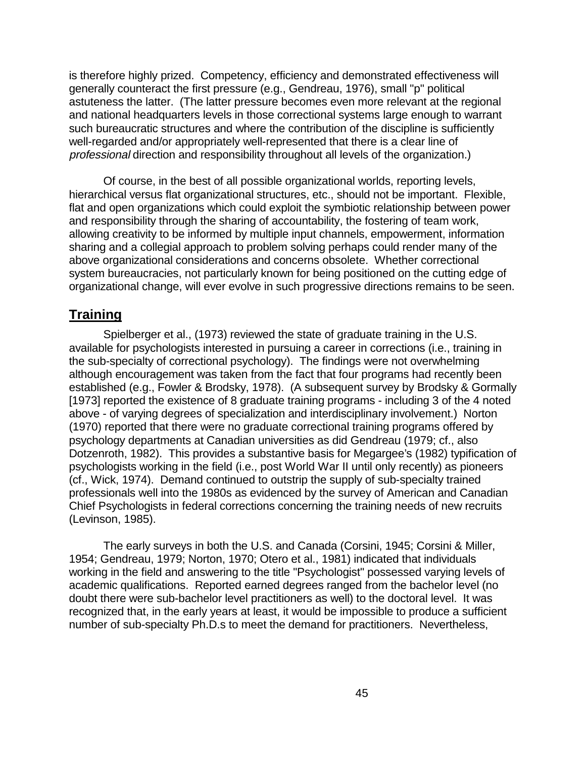is therefore highly prized. Competency, efficiency and demonstrated effectiveness will generally counteract the first pressure (e.g., Gendreau, 1976), small "p" political astuteness the latter. (The latter pressure becomes even more relevant at the regional and national headquarters levels in those correctional systems large enough to warrant such bureaucratic structures and where the contribution of the discipline is sufficiently well-regarded and/or appropriately well-represented that there is a clear line of *professional* direction and responsibility throughout all levels of the organization.)

Of course, in the best of all possible organizational worlds, reporting levels, hierarchical versus flat organizational structures, etc., should not be important. Flexible, flat and open organizations which could exploit the symbiotic relationship between power and responsibility through the sharing of accountability, the fostering of team work, allowing creativity to be informed by multiple input channels, empowerment, information sharing and a collegial approach to problem solving perhaps could render many of the above organizational considerations and concerns obsolete. Whether correctional system bureaucracies, not particularly known for being positioned on the cutting edge of organizational change, will ever evolve in such progressive directions remains to be seen.

## Training

Spielberger et al., (1973) reviewed the state of graduate training in the U.S. available for psychologists interested in pursuing a career in corrections (i.e., training in the sub-specialty of correctional psychology). The findings were not overwhelming although encouragement was taken from the fact that four programs had recently been established (e.g., Fowler & Brodsky, 1978). (A subsequent survey by Brodsky & Gormally [1973] reported the existence of 8 graduate training programs - including 3 of the 4 noted above - of varying degrees of specialization and interdisciplinary involvement.) Norton (1970) reported that there were no graduate correctional training programs offered by psychology departments at Canadian universities as did Gendreau (1979; cf., also Dotzenroth, 1982). This provides a substantive basis for Megargee's (1982) typification of psychologists working in the field (i.e., post World War II until only recently) as pioneers (cf., Wick, 1974). Demand continued to outstrip the supply of sub-specialty trained professionals well into the 1980s as evidenced by the survey of American and Canadian Chief Psychologists in federal corrections concerning the training needs of new recruits (Levinson, 1985).

The early surveys in both the U.S. and Canada (Corsini, 1945; Corsini & Miller, 1954; Gendreau, 1979; Norton, 1970; Otero et al., 1981) indicated that individuals working in the field and answering to the title "Psychologist" possessed varying levels of academic qualifications. Reported earned degrees ranged from the bachelor level (no doubt there were sub-bachelor level practitioners as well) to the doctoral level. It was recognized that, in the early years at least, it would be impossible to produce a sufficient number of sub-specialty Ph.D.s to meet the demand for practitioners. Nevertheless,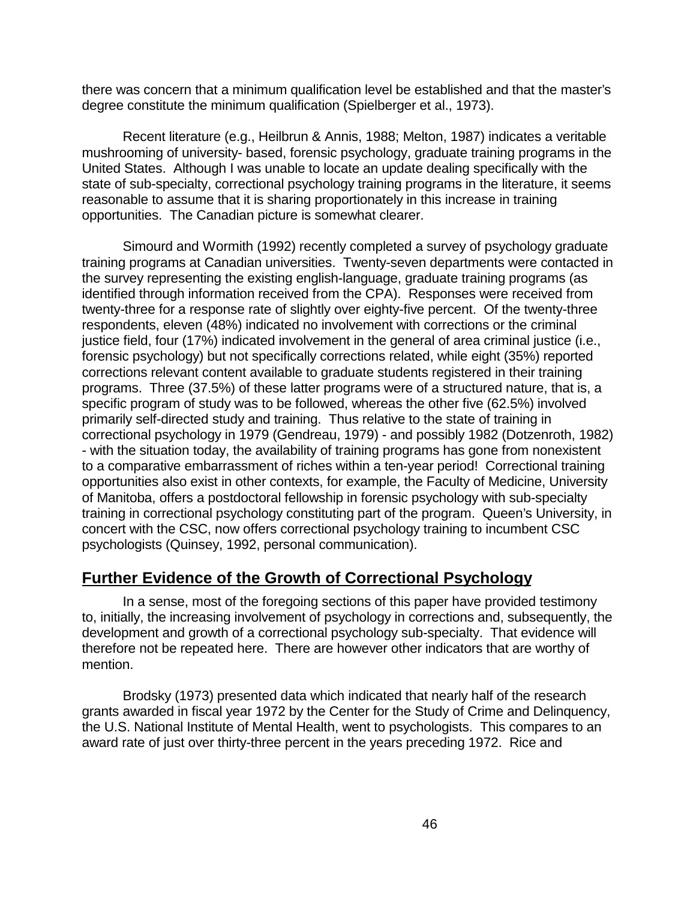there was concern that a minimum qualification level be established and that the master's degree constitute the minimum qualification (Spielberger et al., 1973).

Recent literature (e.g., Heilbrun & Annis, 1988; Melton, 1987) indicates a veritable mushrooming of university- based, forensic psychology, graduate training programs in the United States. Although I was unable to locate an update dealing specifically with the state of sub-specialty, correctional psychology training programs in the literature, it seems reasonable to assume that it is sharing proportionately in this increase in training opportunities. The Canadian picture is somewhat clearer.

Simourd and Wormith (1992) recently completed a survey of psychology graduate training programs at Canadian universities. Twenty-seven departments were contacted in the survey representing the existing english-language, graduate training programs (as identified through information received from the CPA). Responses were received from twenty-three for a response rate of slightly over eighty-five percent. Of the twenty-three respondents, eleven (48%) indicated no involvement with corrections or the criminal justice field, four (17%) indicated involvement in the general of area criminal justice (i.e., forensic psychology) but not specifically corrections related, while eight (35%) reported corrections relevant content available to graduate students registered in their training programs. Three (37.5%) of these latter programs were of a structured nature, that is, a specific program of study was to be followed, whereas the other five (62.5%) involved primarily self-directed study and training. Thus relative to the state of training in correctional psychology in 1979 (Gendreau, 1979) - and possibly 1982 (Dotzenroth, 1982) - with the situation today, the availability of training programs has gone from nonexistent to a comparative embarrassment of riches within a ten-year period! Correctional training opportunities also exist in other contexts, for example, the Faculty of Medicine, University of Manitoba, offers a postdoctoral fellowship in forensic psychology with sub-specialty training in correctional psychology constituting part of the program. Queen's University, in concert with the CSC, now offers correctional psychology training to incumbent CSC psychologists (Quinsey, 1992, personal communication).

## Further Evidence of the Growth of Correctional Psychology

In a sense, most of the foregoing sections of this paper have provided testimony to, initially, the increasing involvement of psychology in corrections and, subsequently, the development and growth of a correctional psychology sub-specialty. That evidence will therefore not be repeated here. There are however other indicators that are worthy of mention.

Brodsky (1973) presented data which indicated that nearly half of the research grants awarded in fiscal year 1972 by the Center for the Study of Crime and Delinquency, the U.S. National Institute of Mental Health, went to psychologists. This compares to an award rate of just over thirty-three percent in the years preceding 1972. Rice and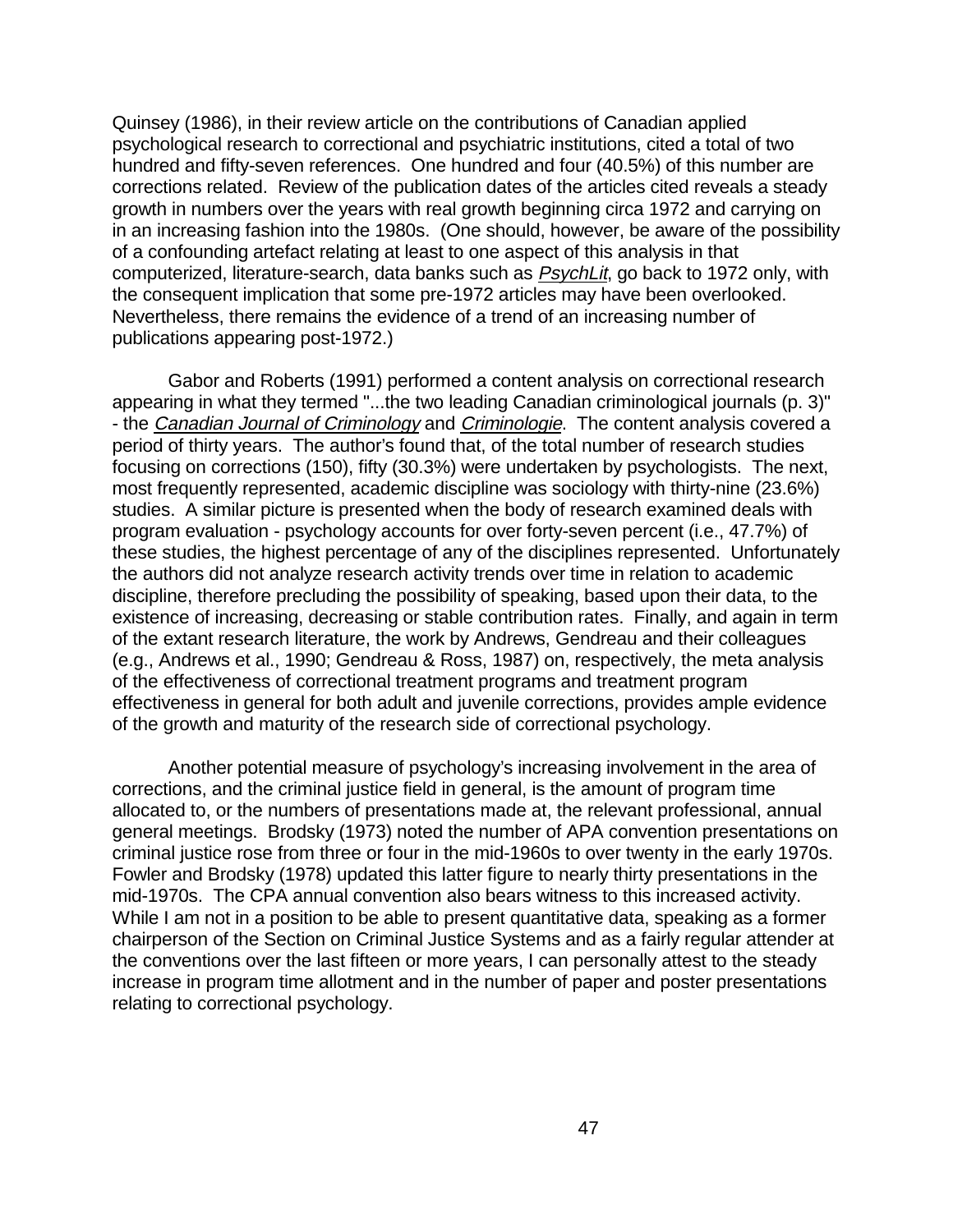Quinsey (1986), in their review article on the contributions of Canadian applied psychological research to correctional and psychiatric institutions, cited a total of two hundred and fifty-seven references. One hundred and four (40.5%) of this number are corrections related. Review of the publication dates of the articles cited reveals a steady growth in numbers over the years with real growth beginning circa 1972 and carrying on in an increasing fashion into the 1980s. (One should, however, be aware of the possibility of a confounding artefact relating at least to one aspect of this analysis in that computerized, literature-search, data banks such as *PsychLit*, go back to 1972 only, with the consequent implication that some pre-1972 articles may have been overlooked. Nevertheless, there remains the evidence of a trend of an increasing number of publications appearing post-1972.)

Gabor and Roberts (1991) performed a content analysis on correctional research appearing in what they termed "...the two leading Canadian criminological journals (p. 3)" - the *Canadian Journal of Criminology* and *Criminologie*. The content analysis covered a period of thirty years. The author's found that, of the total number of research studies focusing on corrections (150), fifty (30.3%) were undertaken by psychologists. The next, most frequently represented, academic discipline was sociology with thirty-nine (23.6%) studies. A similar picture is presented when the body of research examined deals with program evaluation - psychology accounts for over forty-seven percent (i.e., 47.7%) of these studies, the highest percentage of any of the disciplines represented. Unfortunately the authors did not analyze research activity trends over time in relation to academic discipline, therefore precluding the possibility of speaking, based upon their data, to the existence of increasing, decreasing or stable contribution rates. Finally, and again in term of the extant research literature, the work by Andrews, Gendreau and their colleagues (e.g., Andrews et al., 1990; Gendreau & Ross, 1987) on, respectively, the meta analysis of the effectiveness of correctional treatment programs and treatment program effectiveness in general for both adult and juvenile corrections, provides ample evidence of the growth and maturity of the research side of correctional psychology.

Another potential measure of psychology's increasing involvement in the area of corrections, and the criminal justice field in general, is the amount of program time allocated to, or the numbers of presentations made at, the relevant professional, annual general meetings. Brodsky (1973) noted the number of APA convention presentations on criminal justice rose from three or four in the mid-1960s to over twenty in the early 1970s. Fowler and Brodsky (1978) updated this latter figure to nearly thirty presentations in the mid-1970s. The CPA annual convention also bears witness to this increased activity. While I am not in a position to be able to present quantitative data, speaking as a former chairperson of the Section on Criminal Justice Systems and as a fairly regular attender at the conventions over the last fifteen or more years, I can personally attest to the steady increase in program time allotment and in the number of paper and poster presentations relating to correctional psychology.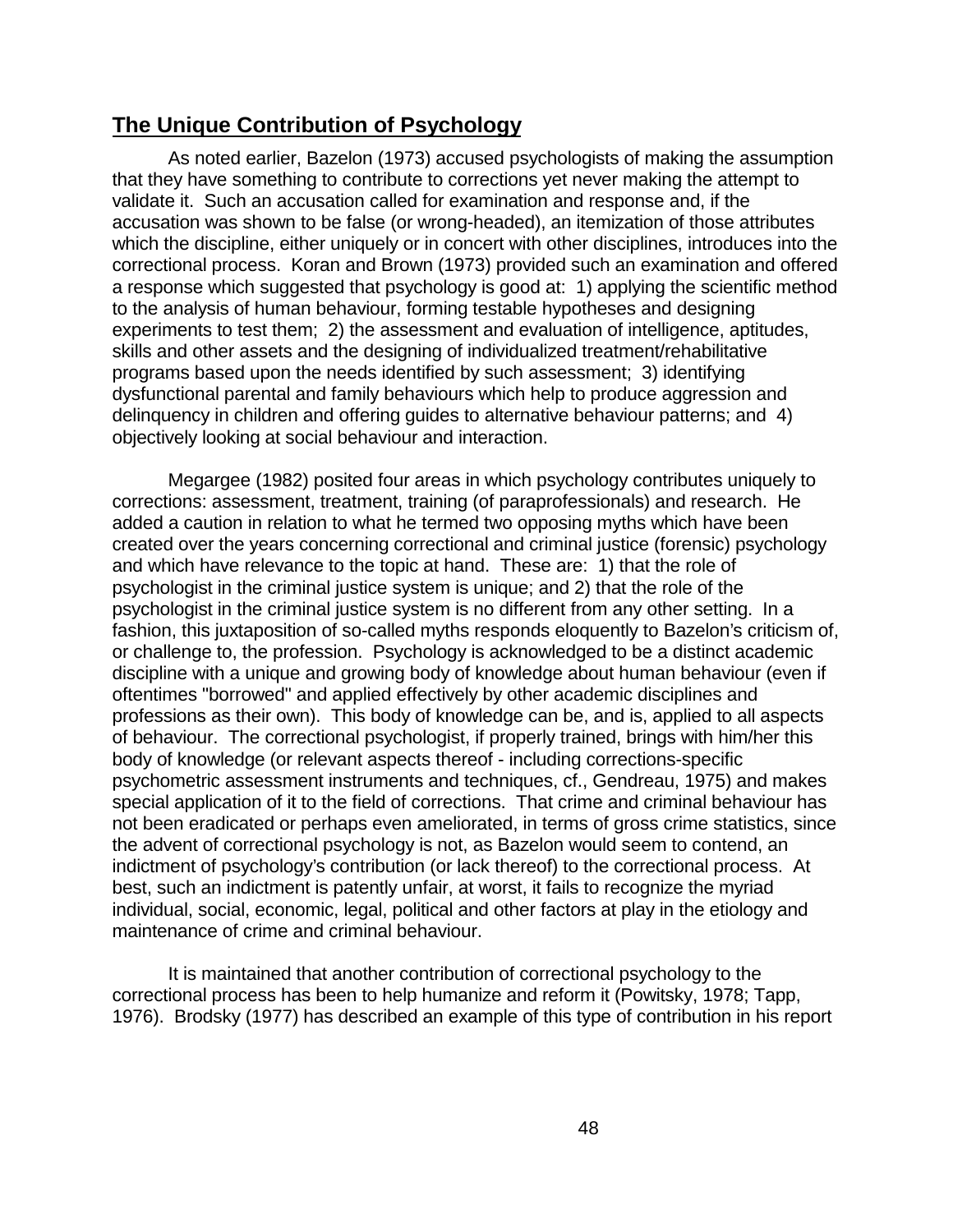## The Unique Contribution of Psychology

As noted earlier, Bazelon (1973) accused psychologists of making the assumption that they have something to contribute to corrections yet never making the attempt to validate it. Such an accusation called for examination and response and, if the accusation was shown to be false (or wrong-headed), an itemization of those attributes which the discipline, either uniquely or in concert with other disciplines, introduces into the correctional process. Koran and Brown (1973) provided such an examination and offered a response which suggested that psychology is good at: 1) applying the scientific method to the analysis of human behaviour, forming testable hypotheses and designing experiments to test them; 2) the assessment and evaluation of intelligence, aptitudes, skills and other assets and the designing of individualized treatment/rehabilitative programs based upon the needs identified by such assessment; 3) identifying dysfunctional parental and family behaviours which help to produce aggression and delinquency in children and offering guides to alternative behaviour patterns; and 4) objectively looking at social behaviour and interaction.

Megargee (1982) posited four areas in which psychology contributes uniquely to corrections: assessment, treatment, training (of paraprofessionals) and research. He added a caution in relation to what he termed two opposing myths which have been created over the years concerning correctional and criminal justice (forensic) psychology and which have relevance to the topic at hand. These are: 1) that the role of psychologist in the criminal justice system is unique; and 2) that the role of the psychologist in the criminal justice system is no different from any other setting. In a fashion, this juxtaposition of so-called myths responds eloquently to Bazelon's criticism of, or challenge to, the profession. Psychology is acknowledged to be a distinct academic discipline with a unique and growing body of knowledge about human behaviour (even if oftentimes "borrowed" and applied effectively by other academic disciplines and professions as their own). This body of knowledge can be, and is, applied to all aspects of behaviour. The correctional psychologist, if properly trained, brings with him/her this body of knowledge (or relevant aspects thereof - including corrections-specific psychometric assessment instruments and techniques, cf., Gendreau, 1975) and makes special application of it to the field of corrections. That crime and criminal behaviour has not been eradicated or perhaps even ameliorated, in terms of gross crime statistics, since the advent of correctional psychology is not, as Bazelon would seem to contend, an indictment of psychology's contribution (or lack thereof) to the correctional process. At best, such an indictment is patently unfair, at worst, it fails to recognize the myriad individual, social, economic, legal, political and other factors at play in the etiology and maintenance of crime and criminal behaviour.

It is maintained that another contribution of correctional psychology to the correctional process has been to help humanize and reform it (Powitsky, 1978; Tapp, 1976). Brodsky (1977) has described an example of this type of contribution in his report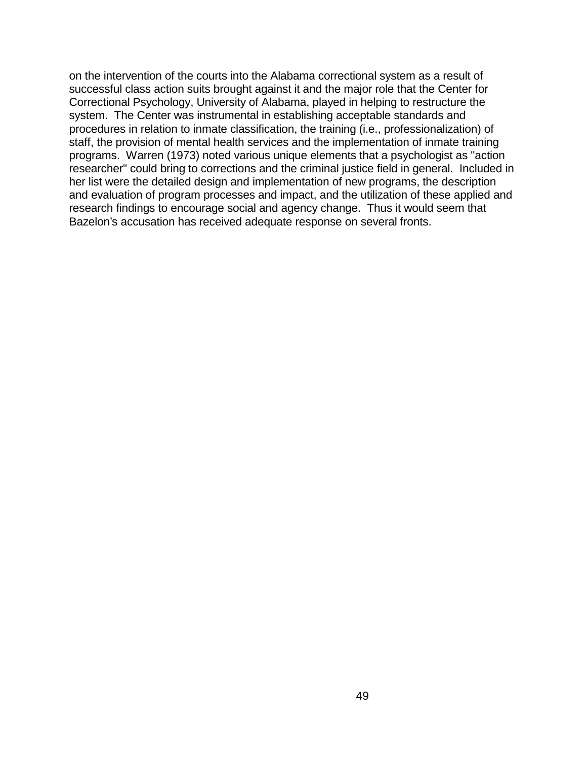on the intervention of the courts into the Alabama correctional system as a result of successful class action suits brought against it and the major role that the Center for Correctional Psychology, University of Alabama, played in helping to restructure the system. The Center was instrumental in establishing acceptable standards and procedures in relation to inmate classification, the training (i.e., professionalization) of staff, the provision of mental health services and the implementation of inmate training programs. Warren (1973) noted various unique elements that a psychologist as "action researcher" could bring to corrections and the criminal justice field in general. Included in her list were the detailed design and implementation of new programs, the description and evaluation of program processes and impact, and the utilization of these applied and research findings to encourage social and agency change. Thus it would seem that Bazelon's accusation has received adequate response on several fronts.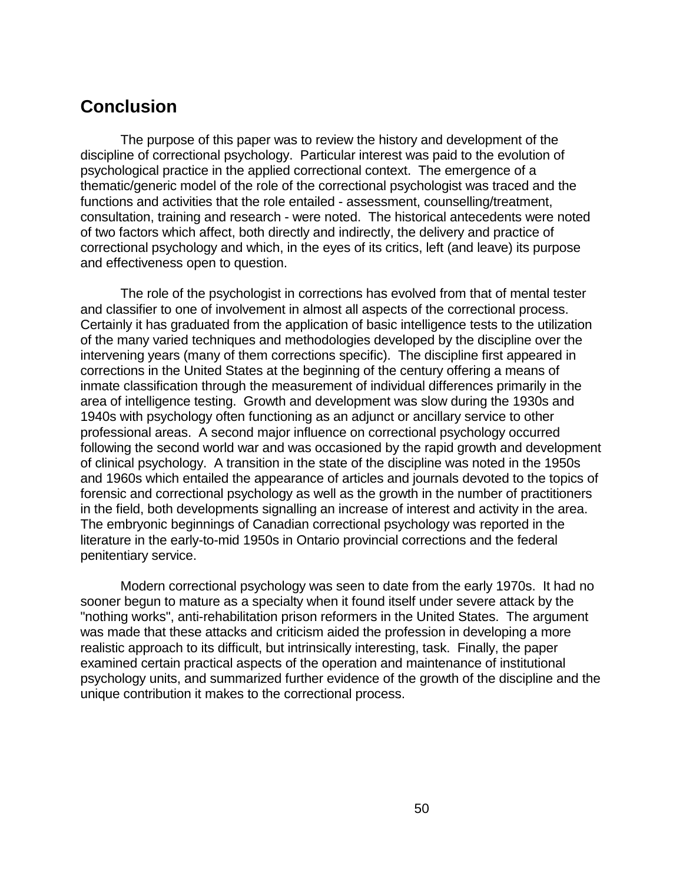## Conclusion

The purpose of this paper was to review the history and development of the discipline of correctional psychology. Particular interest was paid to the evolution of psychological practice in the applied correctional context. The emergence of a thematic/generic model of the role of the correctional psychologist was traced and the functions and activities that the role entailed - assessment, counselling/treatment, consultation, training and research - were noted. The historical antecedents were noted of two factors which affect, both directly and indirectly, the delivery and practice of correctional psychology and which, in the eyes of its critics, left (and leave) its purpose and effectiveness open to question.

The role of the psychologist in corrections has evolved from that of mental tester and classifier to one of involvement in almost all aspects of the correctional process. Certainly it has graduated from the application of basic intelligence tests to the utilization of the many varied techniques and methodologies developed by the discipline over the intervening years (many of them corrections specific). The discipline first appeared in corrections in the United States at the beginning of the century offering a means of inmate classification through the measurement of individual differences primarily in the area of intelligence testing. Growth and development was slow during the 1930s and 1940s with psychology often functioning as an adjunct or ancillary service to other professional areas. A second major influence on correctional psychology occurred following the second world war and was occasioned by the rapid growth and development of clinical psychology. A transition in the state of the discipline was noted in the 1950s and 1960s which entailed the appearance of articles and journals devoted to the topics of forensic and correctional psychology as well as the growth in the number of practitioners in the field, both developments signalling an increase of interest and activity in the area. The embryonic beginnings of Canadian correctional psychology was reported in the literature in the early-to-mid 1950s in Ontario provincial corrections and the federal penitentiary service.

Modern correctional psychology was seen to date from the early 1970s. It had no sooner begun to mature as a specialty when it found itself under severe attack by the "nothing works", anti-rehabilitation prison reformers in the United States. The argument was made that these attacks and criticism aided the profession in developing a more realistic approach to its difficult, but intrinsically interesting, task. Finally, the paper examined certain practical aspects of the operation and maintenance of institutional psychology units, and summarized further evidence of the growth of the discipline and the unique contribution it makes to the correctional process.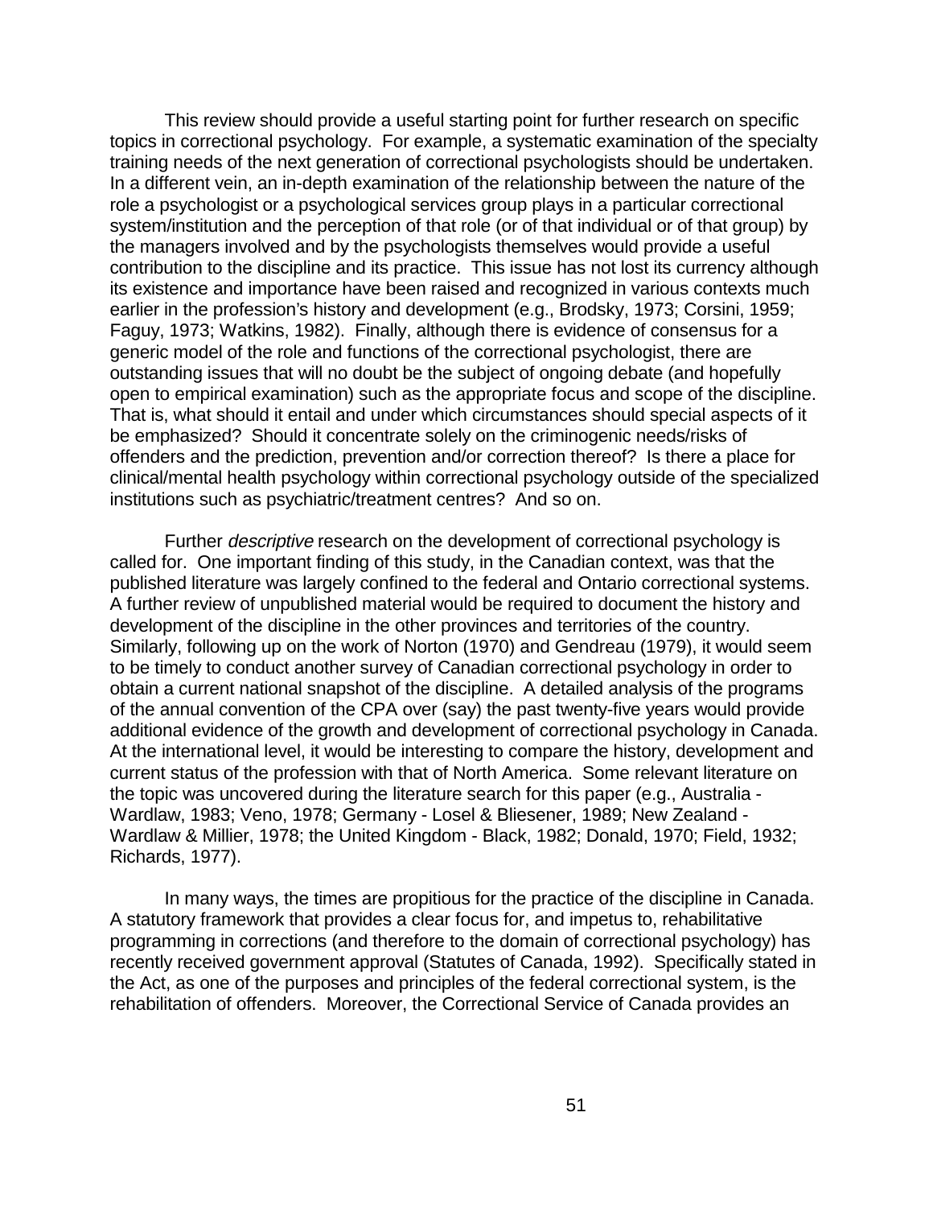This review should provide a useful starting point for further research on specific topics in correctional psychology. For example, a systematic examination of the specialty training needs of the next generation of correctional psychologists should be undertaken. In a different vein, an in-depth examination of the relationship between the nature of the role a psychologist or a psychological services group plays in a particular correctional system/institution and the perception of that role (or of that individual or of that group) by the managers involved and by the psychologists themselves would provide a useful contribution to the discipline and its practice. This issue has not lost its currency although its existence and importance have been raised and recognized in various contexts much earlier in the profession's history and development (e.g., Brodsky, 1973; Corsini, 1959; Faguy, 1973; Watkins, 1982). Finally, although there is evidence of consensus for a generic model of the role and functions of the correctional psychologist, there are outstanding issues that will no doubt be the subject of ongoing debate (and hopefully open to empirical examination) such as the appropriate focus and scope of the discipline. That is, what should it entail and under which circumstances should special aspects of it be emphasized? Should it concentrate solely on the criminogenic needs/risks of offenders and the prediction, prevention and/or correction thereof? Is there a place for clinical/mental health psychology within correctional psychology outside of the specialized institutions such as psychiatric/treatment centres? And so on.

Further *descriptive* research on the development of correctional psychology is called for. One important finding of this study, in the Canadian context, was that the published literature was largely confined to the federal and Ontario correctional systems. A further review of unpublished material would be required to document the history and development of the discipline in the other provinces and territories of the country. Similarly, following up on the work of Norton (1970) and Gendreau (1979), it would seem to be timely to conduct another survey of Canadian correctional psychology in order to obtain a current national snapshot of the discipline. A detailed analysis of the programs of the annual convention of the CPA over (say) the past twenty-five years would provide additional evidence of the growth and development of correctional psychology in Canada. At the international level, it would be interesting to compare the history, development and current status of the profession with that of North America. Some relevant literature on the topic was uncovered during the literature search for this paper (e.g., Australia - Wardlaw, 1983; Veno, 1978; Germany - Losel & Bliesener, 1989; New Zealand - Wardlaw & Millier, 1978; the United Kingdom - Black, 1982; Donald, 1970; Field, 1932; Richards, 1977).

In many ways, the times are propitious for the practice of the discipline in Canada. A statutory framework that provides a clear focus for, and impetus to, rehabilitative programming in corrections (and therefore to the domain of correctional psychology) has recently received government approval (Statutes of Canada, 1992). Specifically stated in the Act, as one of the purposes and principles of the federal correctional system, is the rehabilitation of offenders. Moreover, the Correctional Service of Canada provides an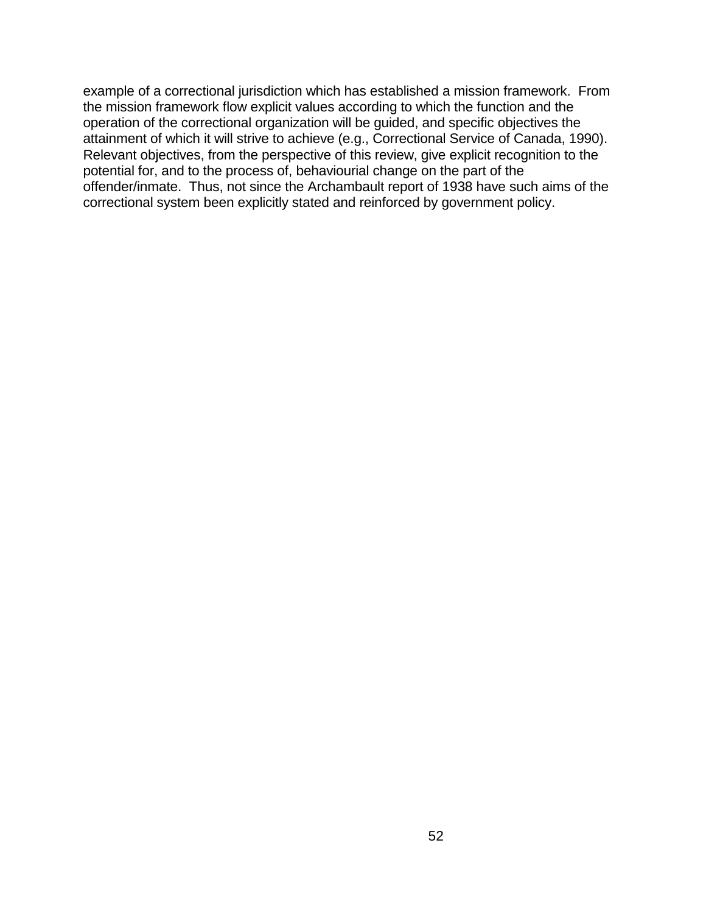example of a correctional jurisdiction which has established a mission framework. From the mission framework flow explicit values according to which the function and the operation of the correctional organization will be guided, and specific objectives the attainment of which it will strive to achieve (e.g., Correctional Service of Canada, 1990). Relevant objectives, from the perspective of this review, give explicit recognition to the potential for, and to the process of, behaviourial change on the part of the offender/inmate. Thus, not since the Archambault report of 1938 have such aims of the correctional system been explicitly stated and reinforced by government policy.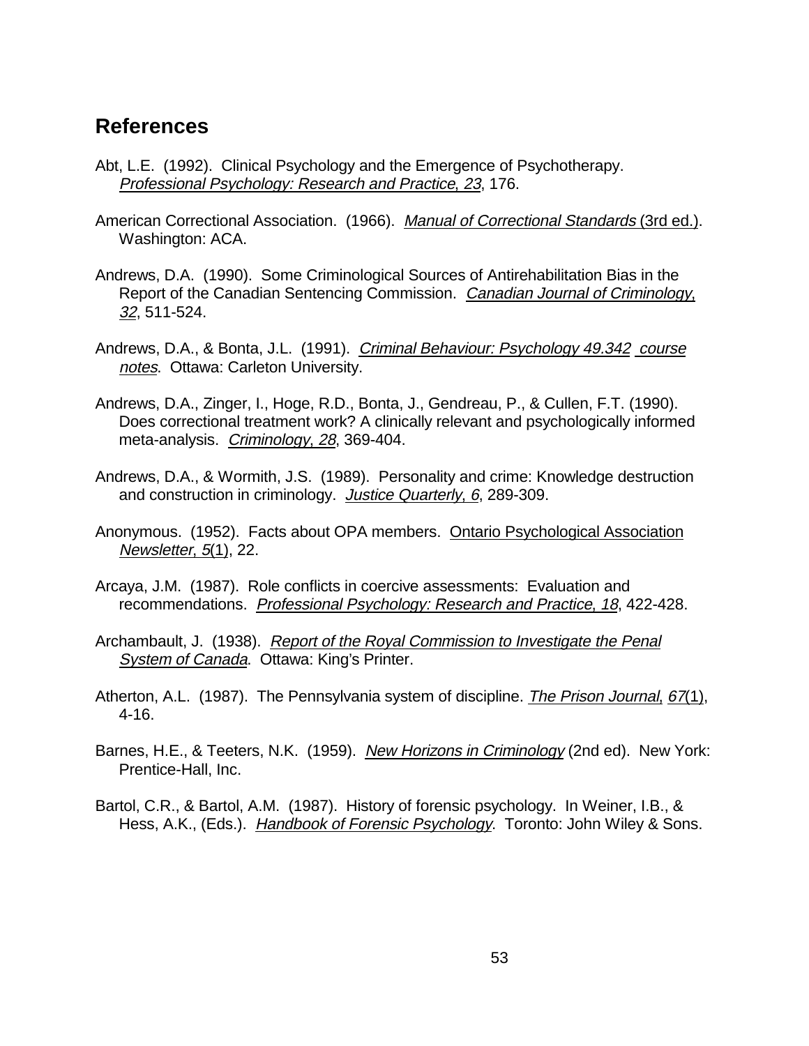## References

Abt, L.E. (1992). Clinical Psychology and the Emergence of Psychotherapy. *Professional Psychology: Research and Practice, 23*, 176.

American Correctional Association. (1966). *Manual of Correctional Standards* (3rd ed.). Washington: ACA.

Andrews, D.A. (1990). Some Criminological Sources of Antirehabilitation Bias in the Report of the Canadian Sentencing Commission. *Canadian Journal of Criminology, 32*, 511-524.

Andrews, D.A., & Bonta, J.L. (1991). *Criminal Behaviour: Psychology 49.342 course notes*. Ottawa: Carleton University.

Andrews, D.A., Zinger, I., Hoge, R.D., Bonta, J., Gendreau, P., & Cullen, F.T. (1990). Does correctional treatment work? A clinically relevant and psychologically informed meta-analysis. *Criminology, 28*, 369-404.

Andrews, D.A., & Wormith, J.S. (1989). Personality and crime: Knowledge destruction and construction in criminology. *Justice Quarterly, 6*, 289-309.

Anonymous. (1952). Facts about OPA members. Ontario Psychological Association *Newsletter, 5*(1), 22.

Arcaya, J.M. (1987). Role conflicts in coercive assessments: Evaluation and recommendations. *Professional Psychology: Research and Practice, 18*, 422-428.

Archambault, J. (1938). *Report of the Royal Commission to Investigate the Penal System of Canada*. Ottawa: King's Printer.

Atherton, A.L. (1987). The Pennsylvania system of discipline. *The Prison Journal, 67*(1), 4-16.

Barnes, H.E., & Teeters, N.K. (1959). *New Horizons in Criminology* (2nd ed). New York: Prentice-Hall, Inc.

Bartol, C.R., & Bartol, A.M. (1987). History of forensic psychology. In Weiner, I.B., & Hess, A.K., (Eds.). *Handbook of Forensic Psychology*. Toronto: John Wiley & Sons.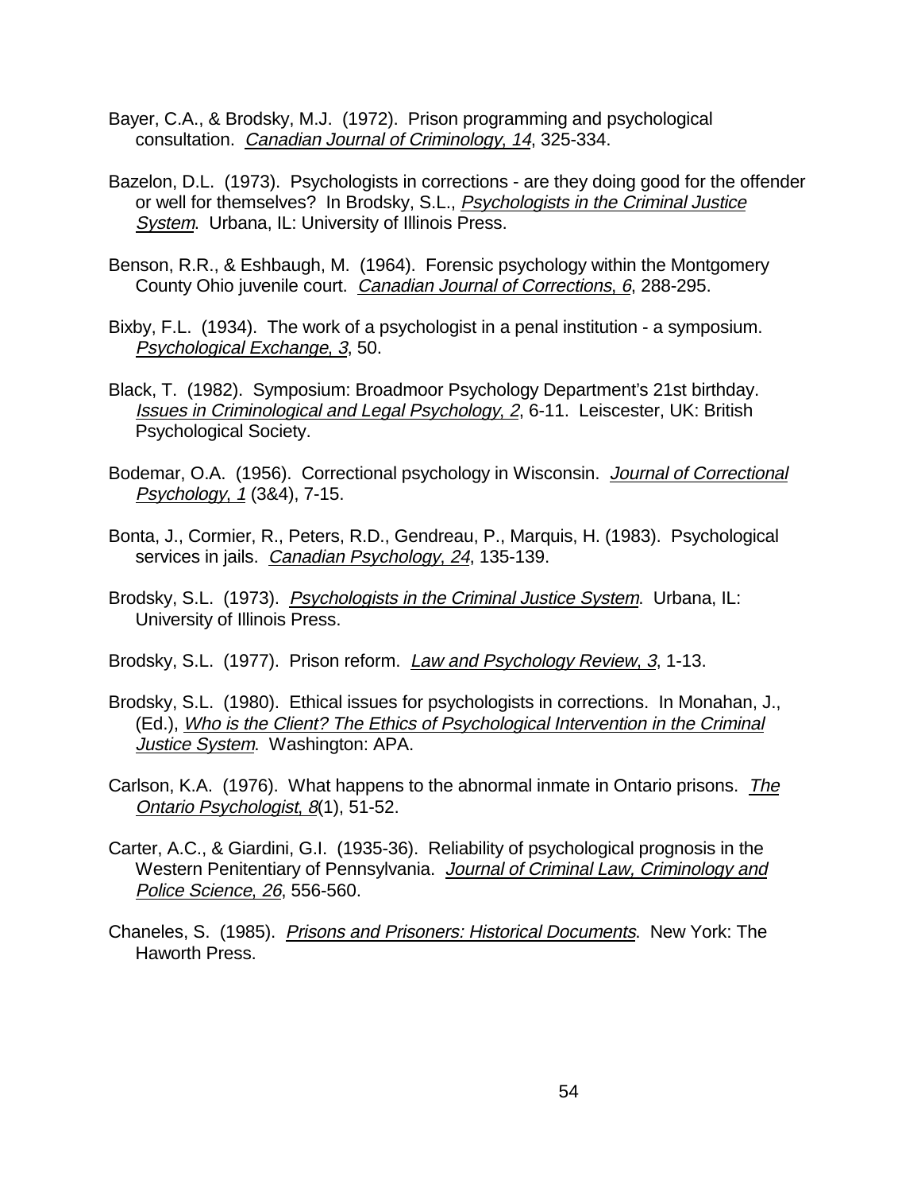Bayer, C.A., & Brodsky, M.J. (1972). Prison programming and psychological consultation. _Canadian Journal of Criminology, 14_, 325-334.

Bazelon, D.L. (1973). Psychologists in corrections - are they doing good for the offender or well for themselves? In Brodsky, S.L., _Psychologists in the Criminal Justice System_. Urbana, IL: University of Illinois Press.

Benson, R.R., & Eshbaugh, M. (1964). Forensic psychology within the Montgomery County Ohio juvenile court. _Canadian Journal of Corrections, 6_, 288-295.

Bixby, F.L. (1934). The work of a psychologist in a penal institution - a symposium. _Psychological Exchange, 3_, 50.

Black, T. (1982). Symposium: Broadmoor Psychology Department's 21st birthday. _Issues in Criminological and Legal Psychology, 2_, 6-11. Leiscester, UK: British Psychological Society.

Bodemar, O.A. (1956). Correctional psychology in Wisconsin. _Journal of Correctional Psychology, 1_ (3&4), 7-15.

Bonta, J., Cormier, R., Peters, R.D., Gendreau, P., Marquis, H. (1983). Psychological services in jails. _Canadian Psychology, 24_, 135-139.

Brodsky, S.L. (1973). _Psychologists in the Criminal Justice System_. Urbana, IL: University of Illinois Press.

Brodsky, S.L. (1977). Prison reform. _Law and Psychology Review, 3_, 1-13.

Brodsky, S.L. (1980). Ethical issues for psychologists in corrections. In Monahan, J., (Ed.), _Who is the Client? The Ethics of Psychological Intervention in the Criminal Justice System_. Washington: APA.

Carlson, K.A. (1976). What happens to the abnormal inmate in Ontario prisons. _The Ontario Psychologist, 8_(1), 51-52.

Carter, A.C., & Giardini, G.I. (1935-36). Reliability of psychological prognosis in the Western Penitentiary of Pennsylvania. _Journal of Criminal Law, Criminology and Police Science, 26_, 556-560.

Chaneles, S. (1985). _Prisons and Prisoners: Historical Documents_. New York: The Haworth Press.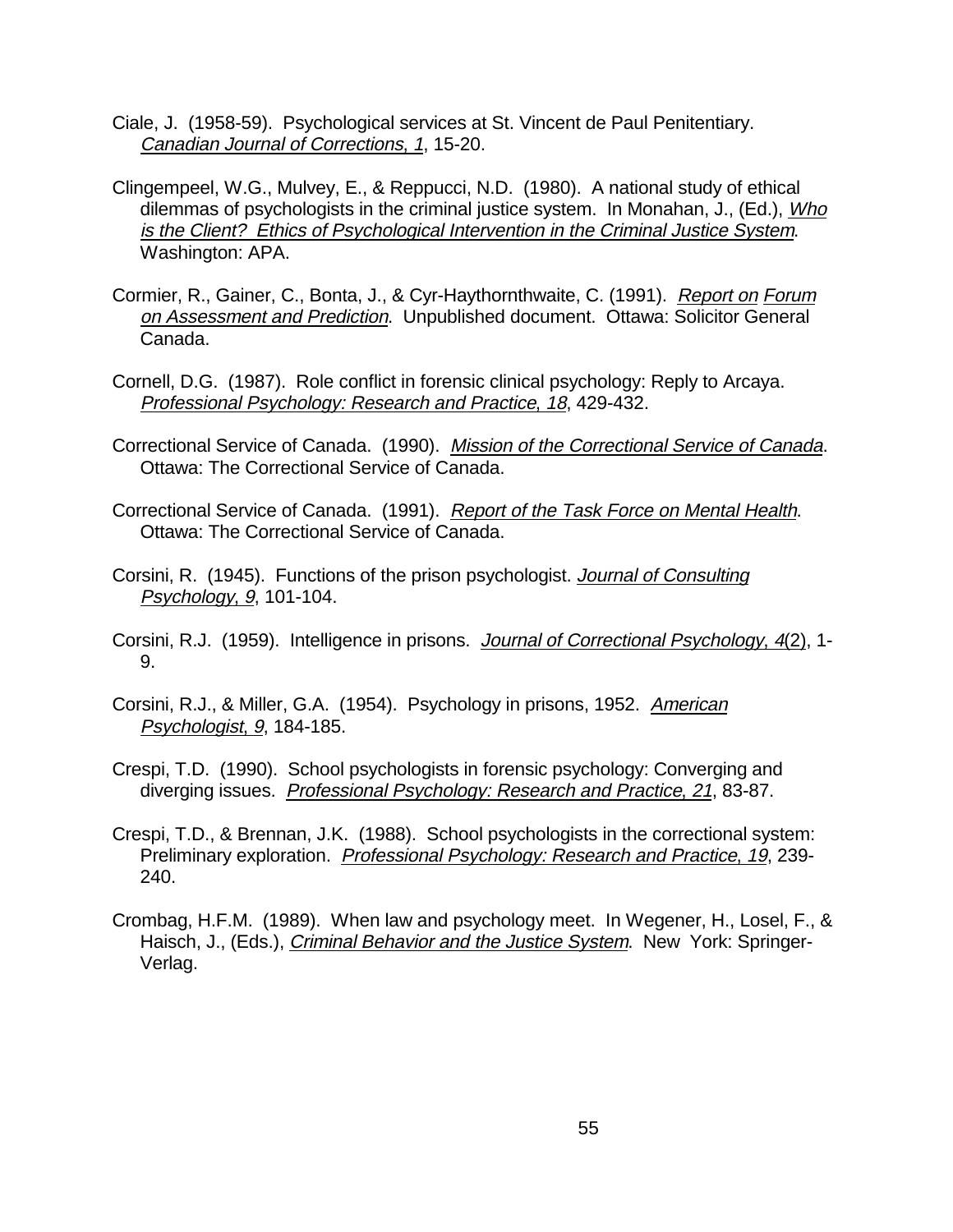Ciale, J. (1958-59). Psychological services at St. Vincent de Paul Penitentiary. *Canadian Journal of Corrections, 1*, 15-20.

Clingempeel, W.G., Mulvey, E., & Reppucci, N.D. (1980). A national study of ethical dilemmas of psychologists in the criminal justice system. In Monahan, J., (Ed.), *Who is the Client? Ethics of Psychological Intervention in the Criminal Justice System*. Washington: APA.

Cormier, R., Gainer, C., Bonta, J., & Cyr-Haythornthwaite, C. (1991). *Report on Forum on Assessment and Prediction*. Unpublished document. Ottawa: Solicitor General Canada.

Cornell, D.G. (1987). Role conflict in forensic clinical psychology: Reply to Arcaya. *Professional Psychology: Research and Practice, 18*, 429-432.

Correctional Service of Canada. (1990). *Mission of the Correctional Service of Canada*. Ottawa: The Correctional Service of Canada.

Correctional Service of Canada. (1991). *Report of the Task Force on Mental Health*. Ottawa: The Correctional Service of Canada.

Corsini, R. (1945). Functions of the prison psychologist. *Journal of Consulting Psychology, 9*, 101-104.

Corsini, R.J. (1959). Intelligence in prisons. *Journal of Correctional Psychology, 4*(2), 1-9.

Corsini, R.J., & Miller, G.A. (1954). Psychology in prisons, 1952. *American Psychologist, 9*, 184-185.

Crespi, T.D. (1990). School psychologists in forensic psychology: Converging and diverging issues. *Professional Psychology: Research and Practice, 21*, 83-87.

Crespi, T.D., & Brennan, J.K. (1988). School psychologists in the correctional system: Preliminary exploration. *Professional Psychology: Research and Practice, 19*, 239-240.

Crombag, H.F.M. (1989). When law and psychology meet. In Wegener, H., Losel, F., & Haisch, J., (Eds.), *Criminal Behavior and the Justice System*. New York: Springer-Verlag.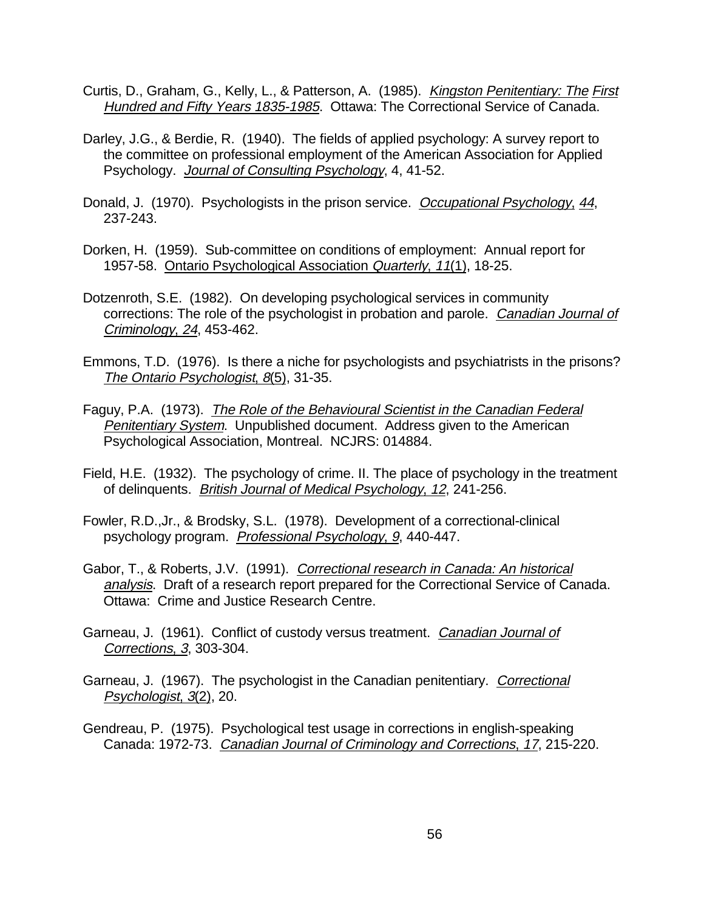Curtis, D., Graham, G., Kelly, L., & Patterson, A. (1985). *Kingston Penitentiary: The First Hundred and Fifty Years 1835-1985*. Ottawa: The Correctional Service of Canada.

Darley, J.G., & Berdie, R. (1940). The fields of applied psychology: A survey report to the committee on professional employment of the American Association for Applied Psychology. *Journal of Consulting Psychology*, 4, 41-52.

Donald, J. (1970). Psychologists in the prison service. *Occupational Psychology*, *44*, 237-243.

Dorken, H. (1959). Sub-committee on conditions of employment: Annual report for 1957-58. Ontario Psychological Association *Quarterly, 11*(1), 18-25.

Dotzenroth, S.E. (1982). On developing psychological services in community corrections: The role of the psychologist in probation and parole. *Canadian Journal of Criminology*, *24*, 453-462.

Emmons, T.D. (1976). Is there a niche for psychologists and psychiatrists in the prisons? *The Ontario Psychologist*, *8*(5), 31-35.

Faguy, P.A. (1973). *The Role of the Behavioural Scientist in the Canadian Federal Penitentiary System*. Unpublished document. Address given to the American Psychological Association, Montreal. NCJRS: 014884.

Field, H.E. (1932). The psychology of crime. II. The place of psychology in the treatment of delinquents. *British Journal of Medical Psychology, 12*, 241-256.

Fowler, R.D.,Jr., & Brodsky, S.L. (1978). Development of a correctional-clinical psychology program. *Professional Psychology*, *9*, 440-447.

Gabor, T., & Roberts, J.V. (1991). *Correctional research in Canada: An historical analysis*. Draft of a research report prepared for the Correctional Service of Canada. Ottawa: Crime and Justice Research Centre.

Garneau, J. (1961). Conflict of custody versus treatment. *Canadian Journal of Corrections*, *3*, 303-304.

Garneau, J. (1967). The psychologist in the Canadian penitentiary. *Correctional Psychologist*, *3*(2), 20.

Gendreau, P. (1975). Psychological test usage in corrections in english-speaking Canada: 1972-73. *Canadian Journal of Criminology and Corrections, 17*, 215-220.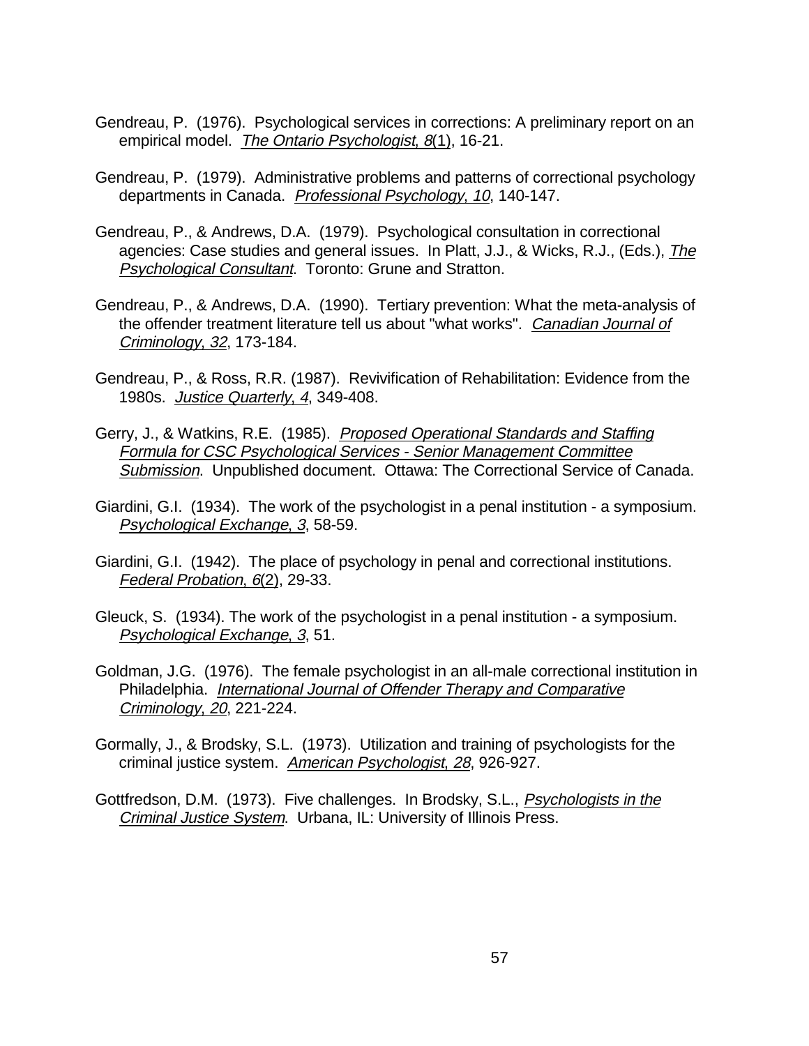Gendreau, P. (1976). Psychological services in corrections: A preliminary report on an empirical model. *The Ontario Psychologist, 8*(1), 16-21.

Gendreau, P. (1979). Administrative problems and patterns of correctional psychology departments in Canada. *Professional Psychology, 10*, 140-147.

Gendreau, P., & Andrews, D.A. (1979). Psychological consultation in correctional agencies: Case studies and general issues. In Platt, J.J., & Wicks, R.J., (Eds.), *The Psychological Consultant*. Toronto: Grune and Stratton.

Gendreau, P., & Andrews, D.A. (1990). Tertiary prevention: What the meta-analysis of the offender treatment literature tell us about "what works". *Canadian Journal of Criminology, 32*, 173-184.

Gendreau, P., & Ross, R.R. (1987). Revivification of Rehabilitation: Evidence from the 1980s. *Justice Quarterly, 4*, 349-408.

Gerry, J., & Watkins, R.E. (1985). *Proposed Operational Standards and Staffing Formula for CSC Psychological Services - Senior Management Committee Submission*. Unpublished document. Ottawa: The Correctional Service of Canada.

Giardini, G.I. (1934). The work of the psychologist in a penal institution - a symposium. *Psychological Exchange, 3*, 58-59.

Giardini, G.I. (1942). The place of psychology in penal and correctional institutions. *Federal Probation, 6*(2), 29-33.

Gleuck, S. (1934). The work of the psychologist in a penal institution - a symposium. *Psychological Exchange, 3*, 51.

Goldman, J.G. (1976). The female psychologist in an all-male correctional institution in Philadelphia. *International Journal of Offender Therapy and Comparative Criminology, 20*, 221-224.

Gormally, J., & Brodsky, S.L. (1973). Utilization and training of psychologists for the criminal justice system. *American Psychologist, 28*, 926-927.

Gottfredson, D.M. (1973). Five challenges. In Brodsky, S.L., *Psychologists in the Criminal Justice System*. Urbana, IL: University of Illinois Press.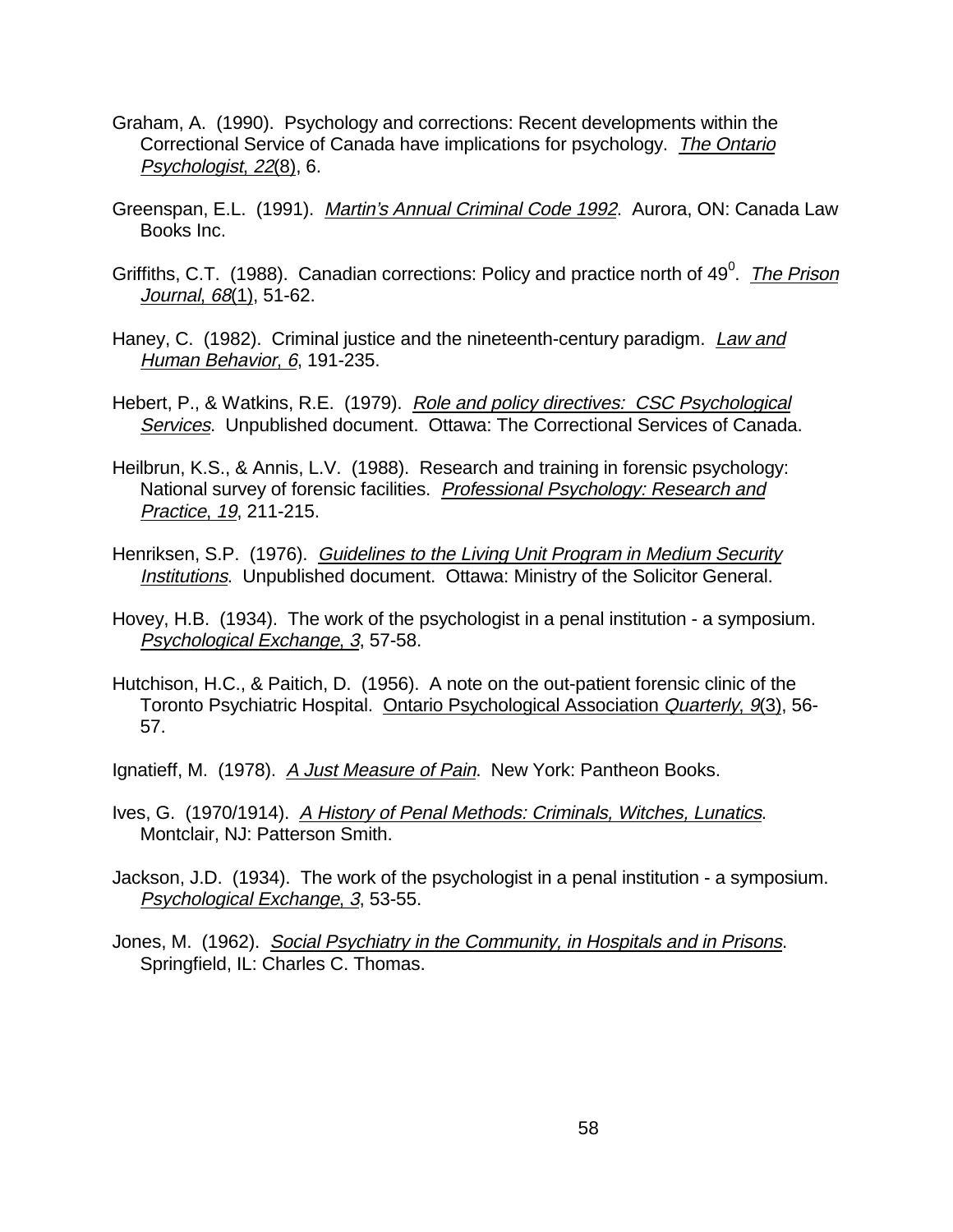Graham, A. (1990). Psychology and corrections: Recent developments within the Correctional Service of Canada have implications for psychology. *The Ontario Psychologist, 22*(8), 6.

Greenspan, E.L. (1991). *Martin's Annual Criminal Code 1992*. Aurora, ON: Canada Law Books Inc.

Griffiths, C.T. (1988). Canadian corrections: Policy and practice north of 49$^0$. *The Prison Journal, 68*(1), 51-62.

Haney, C. (1982). Criminal justice and the nineteenth-century paradigm. *Law and Human Behavior, 6*, 191-235.

Hebert, P., & Watkins, R.E. (1979). *Role and policy directives: CSC Psychological Services*. Unpublished document. Ottawa: The Correctional Services of Canada.

Heilbrun, K.S., & Annis, L.V. (1988). Research and training in forensic psychology: National survey of forensic facilities. *Professional Psychology: Research and Practice, 19*, 211-215.

Henriksen, S.P. (1976). *Guidelines to the Living Unit Program in Medium Security Institutions*. Unpublished document. Ottawa: Ministry of the Solicitor General.

Hovey, H.B. (1934). The work of the psychologist in a penal institution - a symposium. *Psychological Exchange, 3*, 57-58.

Hutchison, H.C., & Paitich, D. (1956). A note on the out-patient forensic clinic of the Toronto Psychiatric Hospital. Ontario Psychological Association *Quarterly, 9*(3), 56-57.

Ignatieff, M. (1978). *A Just Measure of Pain*. New York: Pantheon Books.

Ives, G. (1970/1914). *A History of Penal Methods: Criminals, Witches, Lunatics*. Montclair, NJ: Patterson Smith.

Jackson, J.D. (1934). The work of the psychologist in a penal institution - a symposium. *Psychological Exchange, 3*, 53-55.

Jones, M. (1962). *Social Psychiatry in the Community, in Hospitals and in Prisons*. Springfield, IL: Charles C. Thomas.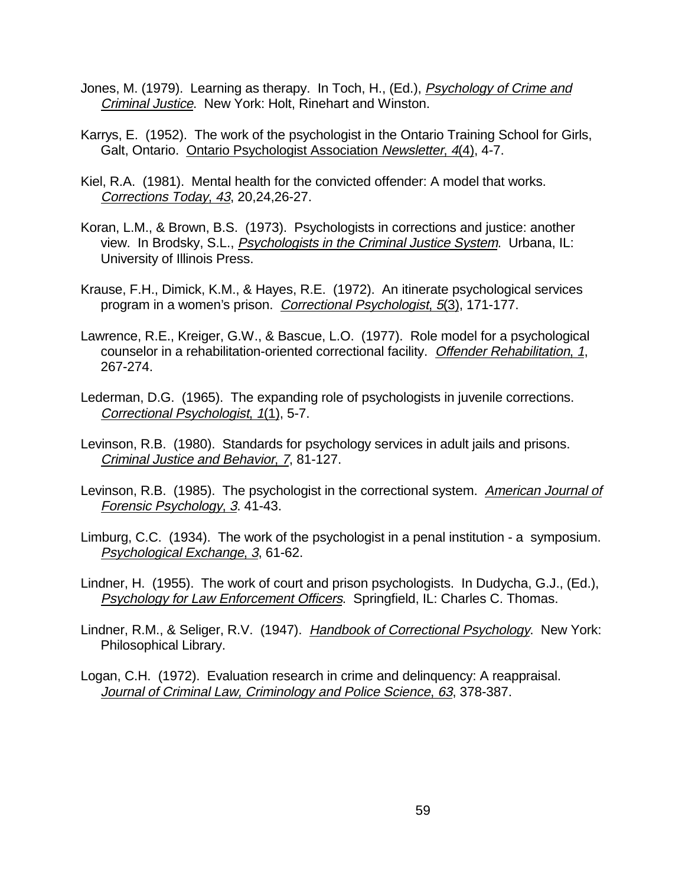Jones, M. (1979). Learning as therapy. In Toch, H., (Ed.), *Psychology of Crime and Criminal Justice*. New York: Holt, Rinehart and Winston.

Karrys, E. (1952). The work of the psychologist in the Ontario Training School for Girls, Galt, Ontario. Ontario Psychologist Association *Newsletter*, *4*(4), 4-7.

Kiel, R.A. (1981). Mental health for the convicted offender: A model that works. *Corrections Today*, *43*, 20,24,26-27.

Koran, L.M., & Brown, B.S. (1973). Psychologists in corrections and justice: another view. In Brodsky, S.L., *Psychologists in the Criminal Justice System*. Urbana, IL: University of Illinois Press.

Krause, F.H., Dimick, K.M., & Hayes, R.E. (1972). An itinerate psychological services program in a women's prison. *Correctional Psychologist*, *5*(3), 171-177.

Lawrence, R.E., Kreiger, G.W., & Bascue, L.O. (1977). Role model for a psychological counselor in a rehabilitation-oriented correctional facility. *Offender Rehabilitation*, *1*, 267-274.

Lederman, D.G. (1965). The expanding role of psychologists in juvenile corrections. *Correctional Psychologist*, *1*(1), 5-7.

Levinson, R.B. (1980). Standards for psychology services in adult jails and prisons. *Criminal Justice and Behavior*, *7*, 81-127.

Levinson, R.B. (1985). The psychologist in the correctional system. *American Journal of Forensic Psychology*, *3*. 41-43.

Limburg, C.C. (1934). The work of the psychologist in a penal institution - a symposium. *Psychological Exchange*, *3*, 61-62.

Lindner, H. (1955). The work of court and prison psychologists. In Dudycha, G.J., (Ed.), *Psychology for Law Enforcement Officers*. Springfield, IL: Charles C. Thomas.

Lindner, R.M., & Seliger, R.V. (1947). *Handbook of Correctional Psychology*. New York: Philosophical Library.

Logan, C.H. (1972). Evaluation research in crime and delinquency: A reappraisal. *Journal of Criminal Law, Criminology and Police Science*, *63*, 378-387.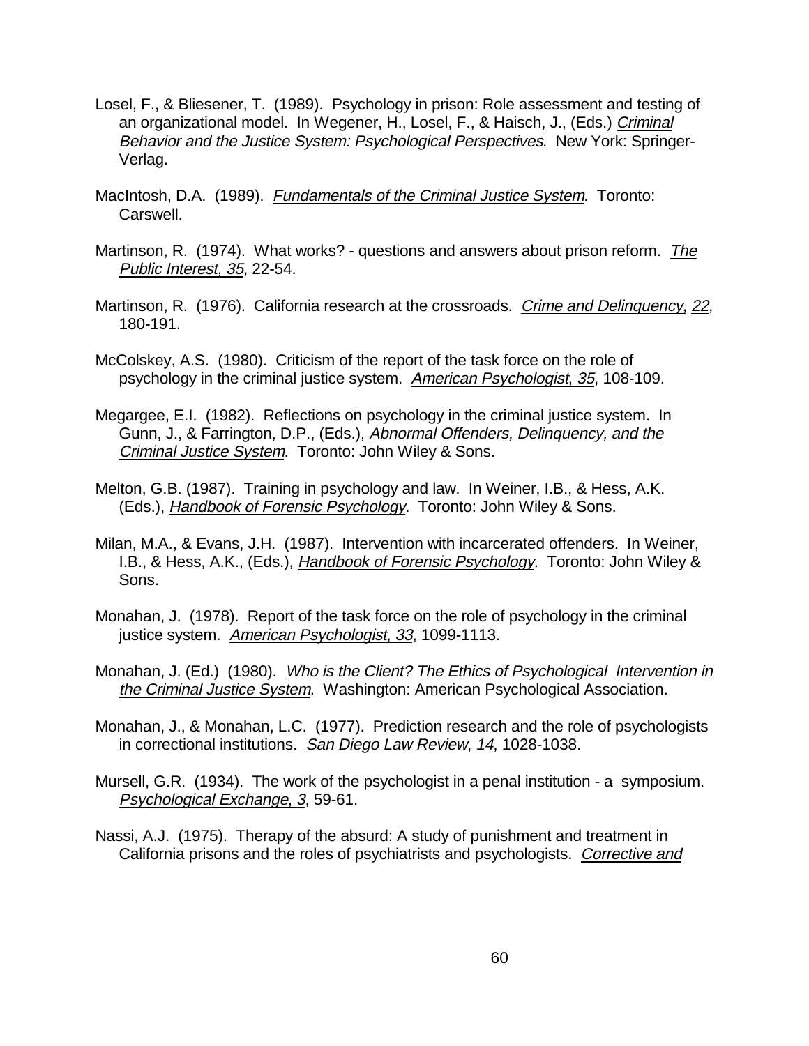Losel, F., & Bliesener, T. (1989). Psychology in prison: Role assessment and testing of an organizational model. In Wegener, H., Losel, F., & Haisch, J., (Eds.) *Criminal Behavior and the Justice System: Psychological Perspectives*. New York: Springer-Verlag.

MacIntosh, D.A. (1989). *Fundamentals of the Criminal Justice System*. Toronto: Carswell.

Martinson, R. (1974). What works? - questions and answers about prison reform. *The Public Interest, 35*, 22-54.

Martinson, R. (1976). California research at the crossroads. *Crime and Delinquency, 22*, 180-191.

McColskey, A.S. (1980). Criticism of the report of the task force on the role of psychology in the criminal justice system. *American Psychologist, 35*, 108-109.

Megargee, E.I. (1982). Reflections on psychology in the criminal justice system. In Gunn, J., & Farrington, D.P., (Eds.), *Abnormal Offenders, Delinquency, and the Criminal Justice System*. Toronto: John Wiley & Sons.

Melton, G.B. (1987). Training in psychology and law. In Weiner, I.B., & Hess, A.K. (Eds.), *Handbook of Forensic Psychology*. Toronto: John Wiley & Sons.

Milan, M.A., & Evans, J.H. (1987). Intervention with incarcerated offenders. In Weiner, I.B., & Hess, A.K., (Eds.), *Handbook of Forensic Psychology*. Toronto: John Wiley & Sons.

Monahan, J. (1978). Report of the task force on the role of psychology in the criminal justice system. *American Psychologist, 33*, 1099-1113.

Monahan, J. (Ed.) (1980). *Who is the Client? The Ethics of Psychological Intervention in the Criminal Justice System*. Washington: American Psychological Association.

Monahan, J., & Monahan, L.C. (1977). Prediction research and the role of psychologists in correctional institutions. *San Diego Law Review, 14*, 1028-1038.

Mursell, G.R. (1934). The work of the psychologist in a penal institution - a symposium. *Psychological Exchange, 3*, 59-61.

Nassi, A.J. (1975). Therapy of the absurd: A study of punishment and treatment in California prisons and the roles of psychiatrists and psychologists. *Corrective and*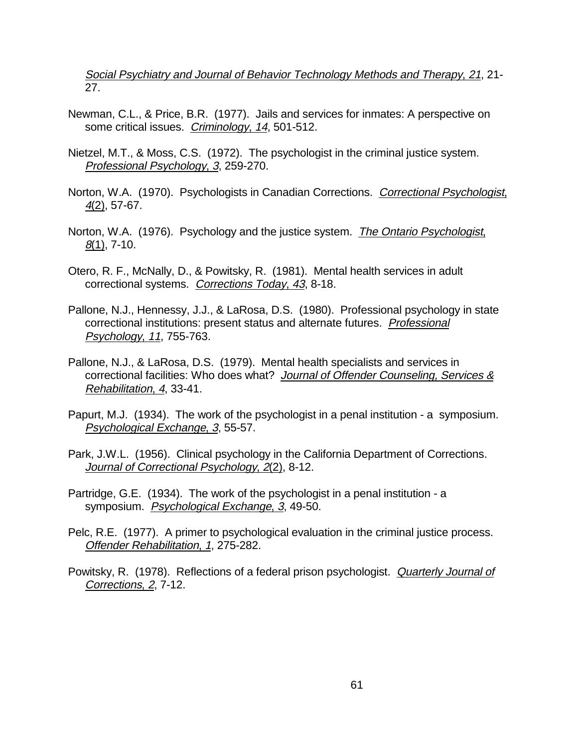*Social Psychiatry and Journal of Behavior Technology Methods and Therapy, 21*, 21-27.

Newman, C.L., & Price, B.R. (1977). Jails and services for inmates: A perspective on some critical issues. *Criminology, 14*, 501-512.

Nietzel, M.T., & Moss, C.S. (1972). The psychologist in the criminal justice system. *Professional Psychology, 3*, 259-270.

Norton, W.A. (1970). Psychologists in Canadian Corrections. *Correctional Psychologist, 4*(2), 57-67.

Norton, W.A. (1976). Psychology and the justice system. *The Ontario Psychologist, 8*(1), 7-10.

Otero, R. F., McNally, D., & Powitsky, R. (1981). Mental health services in adult correctional systems. *Corrections Today, 43*, 8-18.

Pallone, N.J., Hennessy, J.J., & LaRosa, D.S. (1980). Professional psychology in state correctional institutions: present status and alternate futures. *Professional Psychology, 11*, 755-763.

Pallone, N.J., & LaRosa, D.S. (1979). Mental health specialists and services in correctional facilities: Who does what? *Journal of Offender Counseling, Services & Rehabilitation, 4*, 33-41.

Papurt, M.J. (1934). The work of the psychologist in a penal institution - a symposium. *Psychological Exchange, 3*, 55-57.

Park, J.W.L. (1956). Clinical psychology in the California Department of Corrections. *Journal of Correctional Psychology, 2*(2), 8-12.

Partridge, G.E. (1934). The work of the psychologist in a penal institution - a symposium. *Psychological Exchange, 3*, 49-50.

Pelc, R.E. (1977). A primer to psychological evaluation in the criminal justice process. *Offender Rehabilitation, 1*, 275-282.

Powitsky, R. (1978). Reflections of a federal prison psychologist. *Quarterly Journal of Corrections, 2*, 7-12.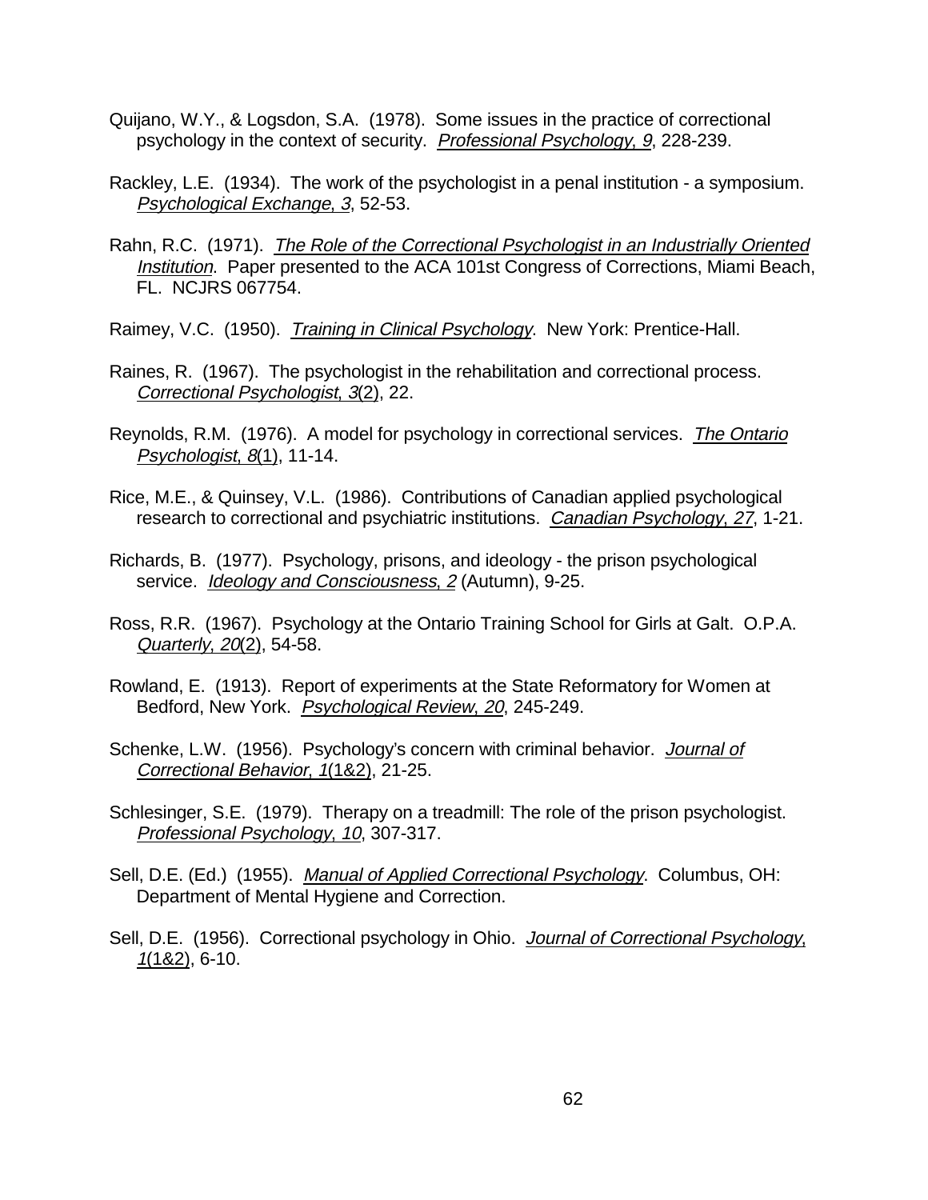Quijano, W.Y., & Logsdon, S.A. (1978). Some issues in the practice of correctional psychology in the context of security. *Professional Psychology, 9*, 228-239.

Rackley, L.E. (1934). The work of the psychologist in a penal institution - a symposium. *Psychological Exchange, 3*, 52-53.

Rahn, R.C. (1971). *The Role of the Correctional Psychologist in an Industrially Oriented Institution*. Paper presented to the ACA 101st Congress of Corrections, Miami Beach, FL. NCJRS 067754.

Raimey, V.C. (1950). *Training in Clinical Psychology*. New York: Prentice-Hall.

Raines, R. (1967). The psychologist in the rehabilitation and correctional process. *Correctional Psychologist, 3*(2), 22.

Reynolds, R.M. (1976). A model for psychology in correctional services. *The Ontario Psychologist, 8*(1), 11-14.

Rice, M.E., & Quinsey, V.L. (1986). Contributions of Canadian applied psychological research to correctional and psychiatric institutions. *Canadian Psychology, 27*, 1-21.

Richards, B. (1977). Psychology, prisons, and ideology - the prison psychological service. *Ideology and Consciousness, 2* (Autumn), 9-25.

Ross, R.R. (1967). Psychology at the Ontario Training School for Girls at Galt. O.P.A. *Quarterly, 20*(2), 54-58.

Rowland, E. (1913). Report of experiments at the State Reformatory for Women at Bedford, New York. *Psychological Review, 20*, 245-249.

Schenke, L.W. (1956). Psychology's concern with criminal behavior. *Journal of Correctional Behavior, 1*(1&2), 21-25.

Schlesinger, S.E. (1979). Therapy on a treadmill: The role of the prison psychologist. *Professional Psychology, 10*, 307-317.

Sell, D.E. (Ed.) (1955). *Manual of Applied Correctional Psychology*. Columbus, OH: Department of Mental Hygiene and Correction.

Sell, D.E. (1956). Correctional psychology in Ohio. *Journal of Correctional Psychology, 1*(1&2), 6-10.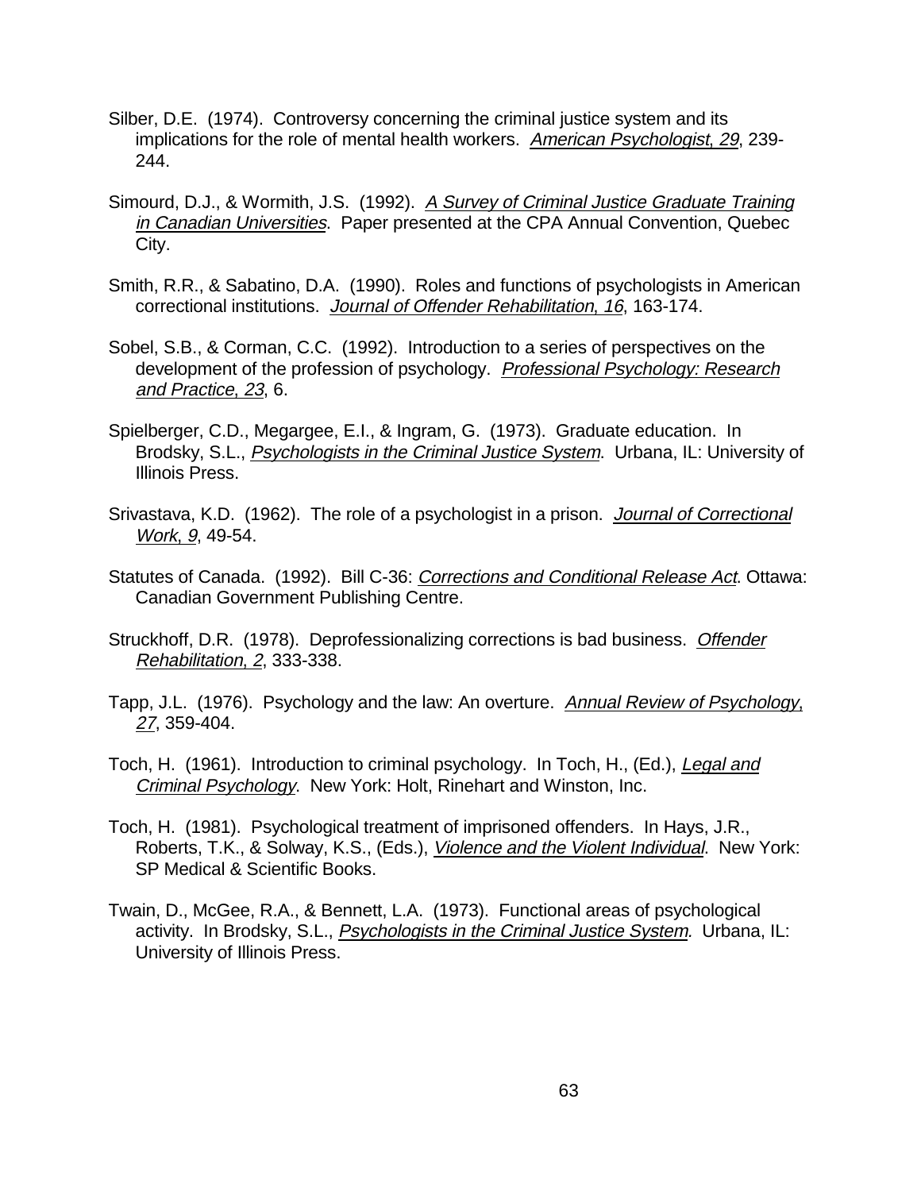Silber, D.E. (1974). Controversy concerning the criminal justice system and its implications for the role of mental health workers. *American Psychologist, 29*, 239-244.

Simourd, D.J., & Wormith, J.S. (1992). *A Survey of Criminal Justice Graduate Training in Canadian Universities*. Paper presented at the CPA Annual Convention, Quebec City.

Smith, R.R., & Sabatino, D.A. (1990). Roles and functions of psychologists in American correctional institutions. *Journal of Offender Rehabilitation, 16*, 163-174.

Sobel, S.B., & Corman, C.C. (1992). Introduction to a series of perspectives on the development of the profession of psychology. *Professional Psychology: Research and Practice, 23*, 6.

Spielberger, C.D., Megargee, E.I., & Ingram, G. (1973). Graduate education. In Brodsky, S.L., *Psychologists in the Criminal Justice System*. Urbana, IL: University of Illinois Press.

Srivastava, K.D. (1962). The role of a psychologist in a prison. *Journal of Correctional Work, 9*, 49-54.

Statutes of Canada. (1992). Bill C-36: *Corrections and Conditional Release Act*. Ottawa: Canadian Government Publishing Centre.

Struckhoff, D.R. (1978). Deprofessionalizing corrections is bad business. *Offender Rehabilitation, 2*, 333-338.

Tapp, J.L. (1976). Psychology and the law: An overture. *Annual Review of Psychology, 27*, 359-404.

Toch, H. (1961). Introduction to criminal psychology. In Toch, H., (Ed.), *Legal and Criminal Psychology*. New York: Holt, Rinehart and Winston, Inc.

Toch, H. (1981). Psychological treatment of imprisoned offenders. In Hays, J.R., Roberts, T.K., & Solway, K.S., (Eds.), *Violence and the Violent Individual*. New York: SP Medical & Scientific Books.

Twain, D., McGee, R.A., & Bennett, L.A. (1973). Functional areas of psychological activity. In Brodsky, S.L., *Psychologists in the Criminal Justice System.* Urbana, IL: University of Illinois Press.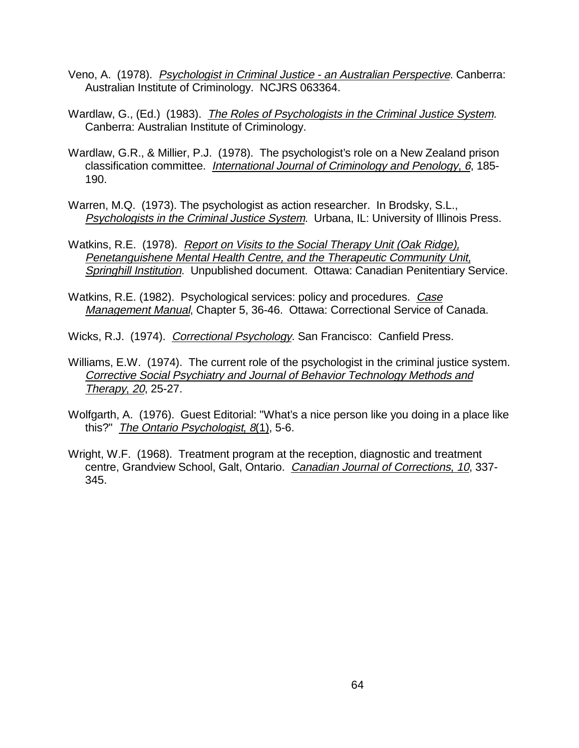Veno, A. (1978). *Psychologist in Criminal Justice - an Australian Perspective*. Canberra: Australian Institute of Criminology. NCJRS 063364.

Wardlaw, G., (Ed.) (1983). *The Roles of Psychologists in the Criminal Justice System*. Canberra: Australian Institute of Criminology.

Wardlaw, G.R., & Millier, P.J. (1978). The psychologist's role on a New Zealand prison classification committee. *International Journal of Criminology and Penology, 6*, 185-190.

Warren, M.Q. (1973). The psychologist as action researcher. In Brodsky, S.L., *Psychologists in the Criminal Justice System*. Urbana, IL: University of Illinois Press.

Watkins, R.E. (1978). *Report on Visits to the Social Therapy Unit (Oak Ridge), Penetanguishene Mental Health Centre, and the Therapeutic Community Unit, Springhill Institution*. Unpublished document. Ottawa: Canadian Penitentiary Service.

Watkins, R.E. (1982). Psychological services: policy and procedures. *Case Management Manual*, Chapter 5, 36-46. Ottawa: Correctional Service of Canada.

Wicks, R.J. (1974). *Correctional Psychology*. San Francisco: Canfield Press.

Williams, E.W. (1974). The current role of the psychologist in the criminal justice system. *Corrective Social Psychiatry and Journal of Behavior Technology Methods and Therapy, 20*, 25-27.

Wolfgarth, A. (1976). Guest Editorial: "What's a nice person like you doing in a place like this?" *The Ontario Psychologist, 8*(1), 5-6.

Wright, W.F. (1968). Treatment program at the reception, diagnostic and treatment centre, Grandview School, Galt, Ontario. *Canadian Journal of Corrections, 10*, 337-345.